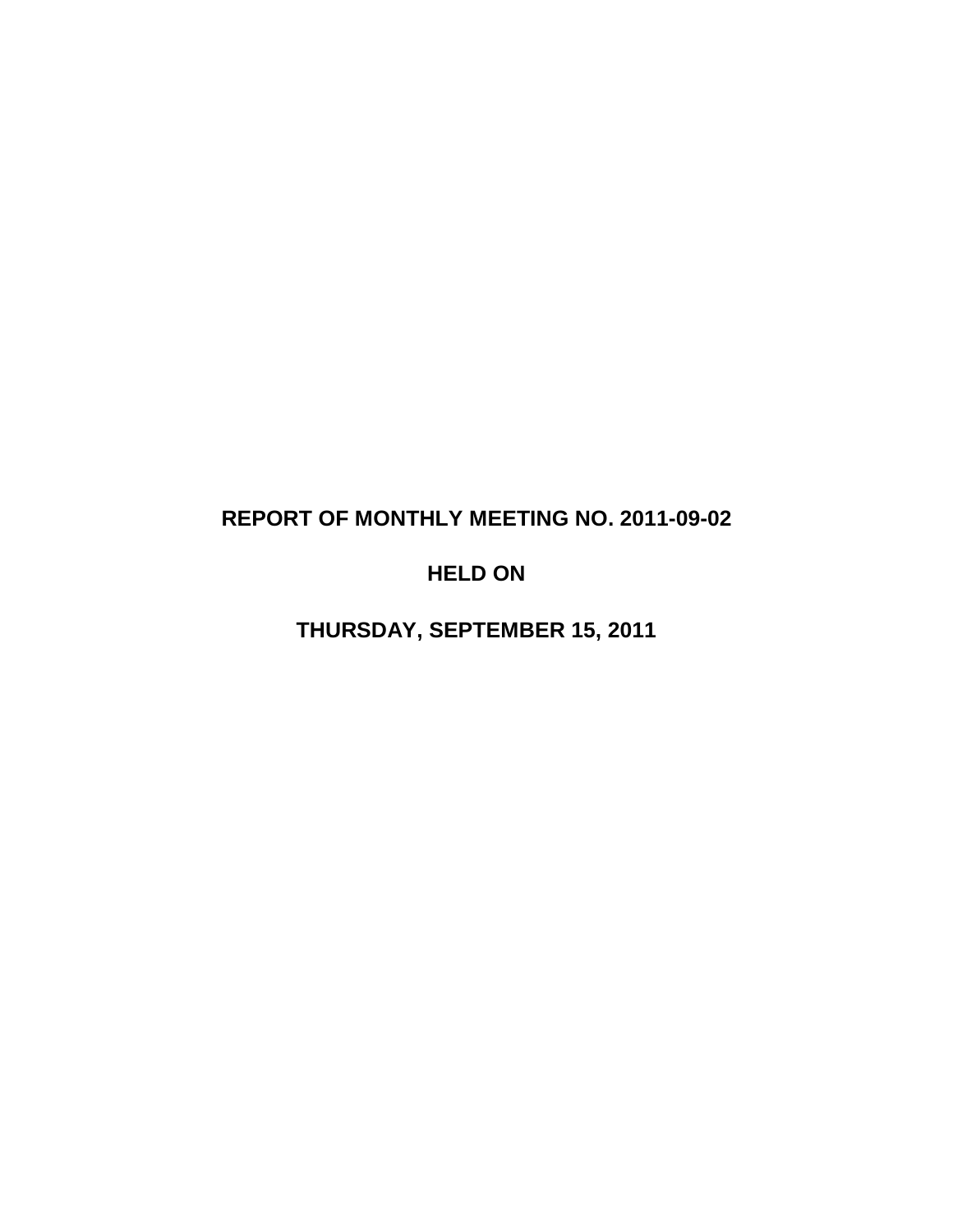# REPORT OF MONTHLY MEETING NO. 2011-09-02

# HELD ON

# THURSDAY, SEPTEMBER 15, 2011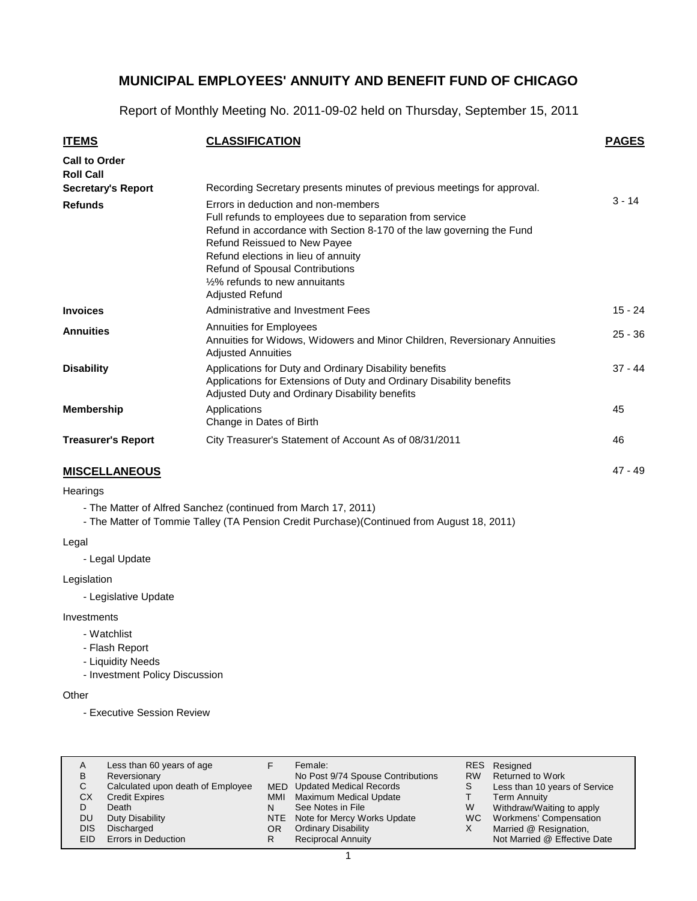# MUNICIPAL EMPLOYEES' ANNUITY AND BENEFIT FUND OF CHICAGO

Report of Monthly Meeting No. 2011-09-02 held on Thursday, September 15, 2011

| ITEMS | CLASSIFICATION | PAGES |
|---|---|---|
| **Call to Order** | | |
| **Roll Call** | | |
| **Secretary's Report** | Recording Secretary presents minutes of previous meetings for approval. | |
| **Refunds** | Errors in deduction and non-members<br>Full refunds to employees due to separation from service<br>Refund in accordance with Section 8-170 of the law governing the Fund<br>Refund Reissued to New Payee<br>Refund elections in lieu of annuity<br>Refund of Spousal Contributions<br>½% refunds to new annuitants<br>Adjusted Refund | 3 - 14 |
| **Invoices** | Administrative and Investment Fees | 15 - 24 |
| **Annuities** | Annuities for Employees<br>Annuities for Widows, Widowers and Minor Children, Reversionary Annuities<br>Adjusted Annuities | 25 - 36 |
| **Disability** | Applications for Duty and Ordinary Disability benefits<br>Applications for Extensions of Duty and Ordinary Disability benefits<br>Adjusted Duty and Ordinary Disability benefits | 37 - 44 |
| **Membership** | Applications<br>Change in Dates of Birth | 45 |
| **Treasurer's Report** | City Treasurer's Statement of Account As of 08/31/2011 | 46 |

## MISCELLANEOUS

47 - 49

Hearings

- The Matter of Alfred Sanchez (continued from March 17, 2011)
- The Matter of Tommie Talley (TA Pension Credit Purchase)(Continued from August 18, 2011)

Legal

- Legal Update

Legislation

- Legislative Update

Investments

- Watchlist
- Flash Report
- Liquidity Needs
- Investment Policy Discussion

Other

- Executive Session Review

| | | | | | |
|---|---|---|---|---|---|
| A | Less than 60 years of age | F | Female:<br>No Post 9/74 Spouse Contributions | RES | Resigned |
| B | Reversionary | | | RW | Returned to Work |
| C | Calculated upon death of Employee | MED | Updated Medical Records | S | Less than 10 years of Service |
| CX | Credit Expires | MMI | Maximum Medical Update | T | Term Annuity |
| D | Death | N | See Notes in File | W | Withdraw/Waiting to apply |
| DU | Duty Disability | NTE | Note for Mercy Works Update | WC | Workmens' Compensation |
| DIS | Discharged | OR | Ordinary Disability | X | Married @ Resignation,<br>Not Married @ Effective Date |
| EID | Errors in Deduction | R | Reciprocal Annuity | | |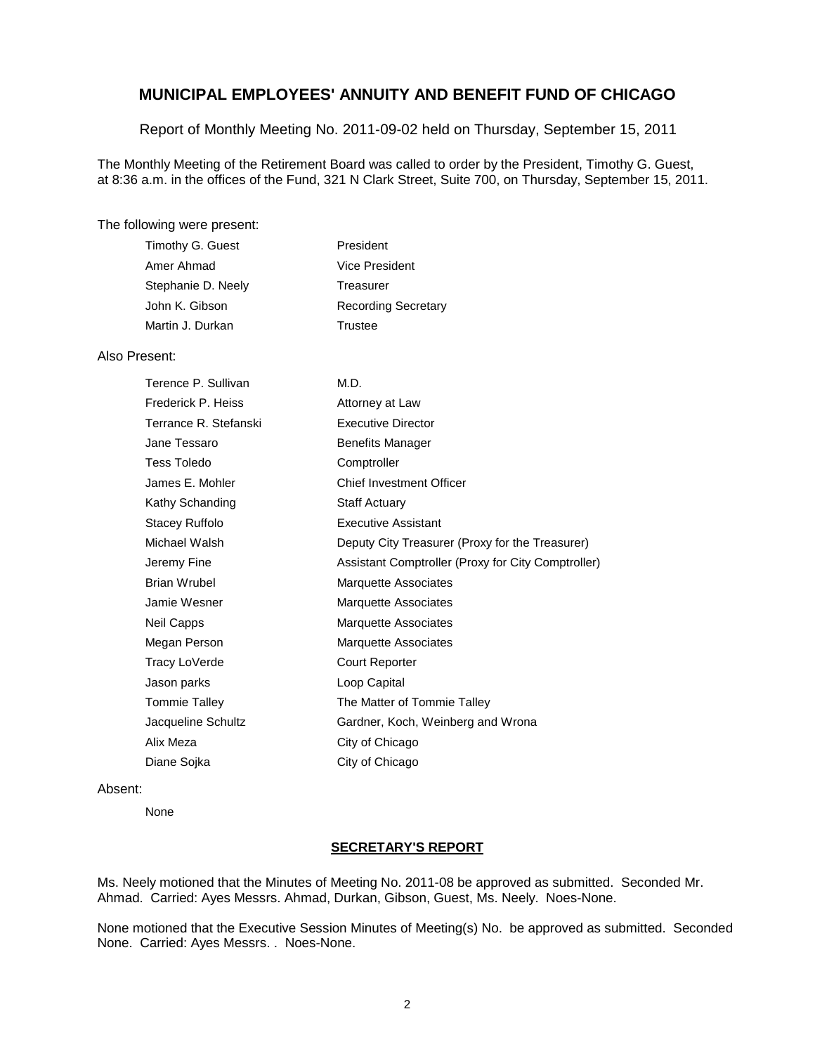# MUNICIPAL EMPLOYEES' ANNUITY AND BENEFIT FUND OF CHICAGO

Report of Monthly Meeting No. 2011-09-02 held on Thursday, September 15, 2011

The Monthly Meeting of the Retirement Board was called to order by the President, Timothy G. Guest, at 8:36 a.m. in the offices of the Fund, 321 N Clark Street, Suite 700, on Thursday, September 15, 2011.

The following were present:

| | |
|---|---|
| Timothy G. Guest | President |
| Amer Ahmad | Vice President |
| Stephanie D. Neely | Treasurer |
| John K. Gibson | Recording Secretary |
| Martin J. Durkan | Trustee |

Also Present:

| | |
|---|---|
| Terence P. Sullivan | M.D. |
| Frederick P. Heiss | Attorney at Law |
| Terrance R. Stefanski | Executive Director |
| Jane Tessaro | Benefits Manager |
| Tess Toledo | Comptroller |
| James E. Mohler | Chief Investment Officer |
| Kathy Schanding | Staff Actuary |
| Stacey Ruffolo | Executive Assistant |
| Michael Walsh | Deputy City Treasurer (Proxy for the Treasurer) |
| Jeremy Fine | Assistant Comptroller (Proxy for City Comptroller) |
| Brian Wrubel | Marquette Associates |
| Jamie Wesner | Marquette Associates |
| Neil Capps | Marquette Associates |
| Megan Person | Marquette Associates |
| Tracy LoVerde | Court Reporter |
| Jason parks | Loop Capital |
| Tommie Talley | The Matter of Tommie Talley |
| Jacqueline Schultz | Gardner, Koch, Weinberg and Wrona |
| Alix Meza | City of Chicago |
| Diane Sojka | City of Chicago |

Absent:

None

## SECRETARY'S REPORT

Ms. Neely motioned that the Minutes of Meeting No. 2011-08 be approved as submitted. Seconded Mr. Ahmad. Carried: Ayes Messrs. Ahmad, Durkan, Gibson, Guest, Ms. Neely. Noes-None.

None motioned that the Executive Session Minutes of Meeting(s) No. be approved as submitted. Seconded None. Carried: Ayes Messrs. . Noes-None.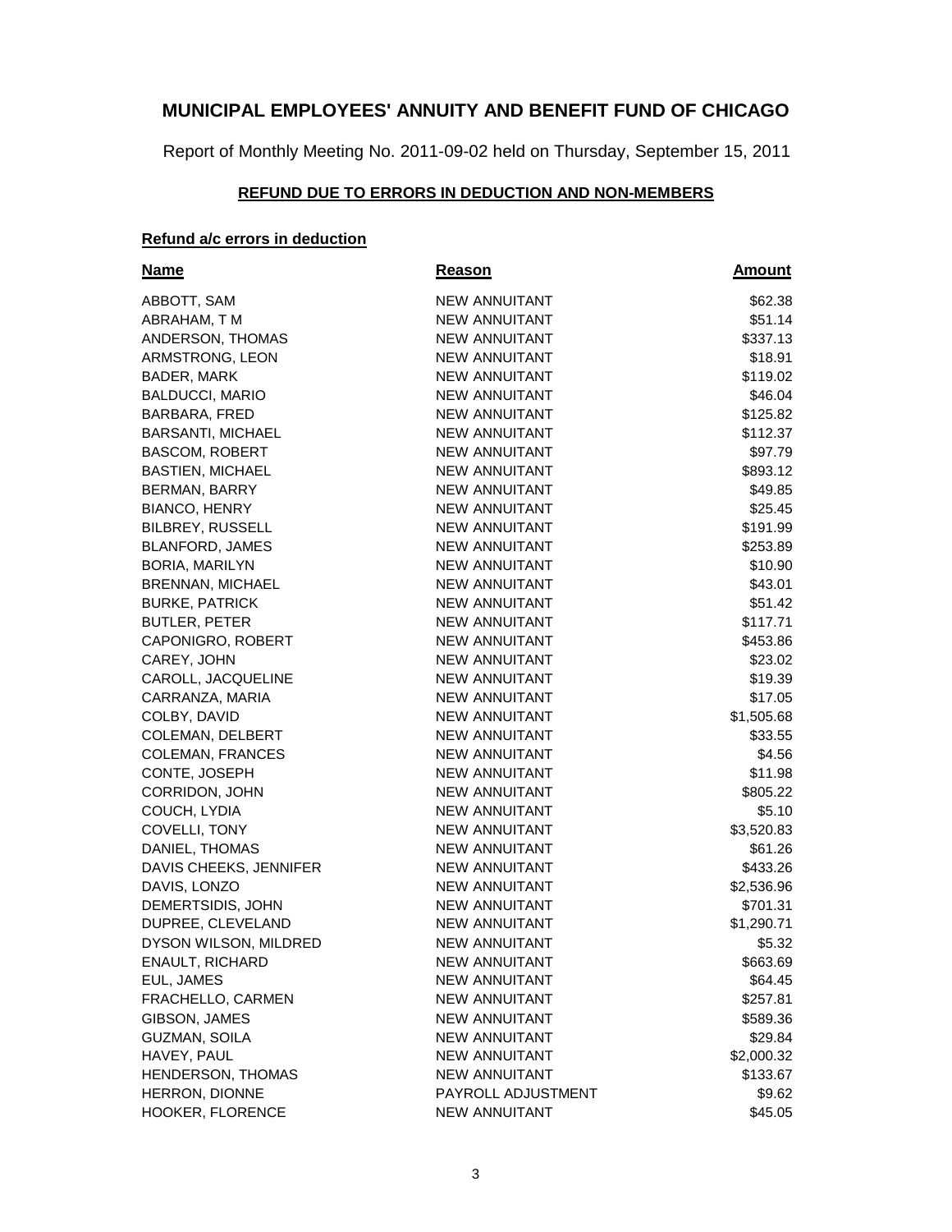## MUNICIPAL EMPLOYEES' ANNUITY AND BENEFIT FUND OF CHICAGO

Report of Monthly Meeting No. 2011-09-02 held on Thursday, September 15, 2011

### REFUND DUE TO ERRORS IN DEDUCTION AND NON-MEMBERS

**Refund a/c errors in deduction**

| Name | Reason | Amount |
|---|---|---|
| ABBOTT, SAM | NEW ANNUITANT | $62.38 |
| ABRAHAM, T M | NEW ANNUITANT | $51.14 |
| ANDERSON, THOMAS | NEW ANNUITANT | $337.13 |
| ARMSTRONG, LEON | NEW ANNUITANT | $18.91 |
| BADER, MARK | NEW ANNUITANT | $119.02 |
| BALDUCCI, MARIO | NEW ANNUITANT | $46.04 |
| BARBARA, FRED | NEW ANNUITANT | $125.82 |
| BARSANTI, MICHAEL | NEW ANNUITANT | $112.37 |
| BASCOM, ROBERT | NEW ANNUITANT | $97.79 |
| BASTIEN, MICHAEL | NEW ANNUITANT | $893.12 |
| BERMAN, BARRY | NEW ANNUITANT | $49.85 |
| BIANCO, HENRY | NEW ANNUITANT | $25.45 |
| BILBREY, RUSSELL | NEW ANNUITANT | $191.99 |
| BLANFORD, JAMES | NEW ANNUITANT | $253.89 |
| BORIA, MARILYN | NEW ANNUITANT | $10.90 |
| BRENNAN, MICHAEL | NEW ANNUITANT | $43.01 |
| BURKE, PATRICK | NEW ANNUITANT | $51.42 |
| BUTLER, PETER | NEW ANNUITANT | $117.71 |
| CAPONIGRO, ROBERT | NEW ANNUITANT | $453.86 |
| CAREY, JOHN | NEW ANNUITANT | $23.02 |
| CAROLL, JACQUELINE | NEW ANNUITANT | $19.39 |
| CARRANZA, MARIA | NEW ANNUITANT | $17.05 |
| COLBY, DAVID | NEW ANNUITANT | $1,505.68 |
| COLEMAN, DELBERT | NEW ANNUITANT | $33.55 |
| COLEMAN, FRANCES | NEW ANNUITANT | $4.56 |
| CONTE, JOSEPH | NEW ANNUITANT | $11.98 |
| CORRIDON, JOHN | NEW ANNUITANT | $805.22 |
| COUCH, LYDIA | NEW ANNUITANT | $5.10 |
| COVELLI, TONY | NEW ANNUITANT | $3,520.83 |
| DANIEL, THOMAS | NEW ANNUITANT | $61.26 |
| DAVIS CHEEKS, JENNIFER | NEW ANNUITANT | $433.26 |
| DAVIS, LONZO | NEW ANNUITANT | $2,536.96 |
| DEMERTSIDIS, JOHN | NEW ANNUITANT | $701.31 |
| DUPREE, CLEVELAND | NEW ANNUITANT | $1,290.71 |
| DYSON WILSON, MILDRED | NEW ANNUITANT | $5.32 |
| ENAULT, RICHARD | NEW ANNUITANT | $663.69 |
| EUL, JAMES | NEW ANNUITANT | $64.45 |
| FRACHELLO, CARMEN | NEW ANNUITANT | $257.81 |
| GIBSON, JAMES | NEW ANNUITANT | $589.36 |
| GUZMAN, SOILA | NEW ANNUITANT | $29.84 |
| HAVEY, PAUL | NEW ANNUITANT | $2,000.32 |
| HENDERSON, THOMAS | NEW ANNUITANT | $133.67 |
| HERRON, DIONNE | PAYROLL ADJUSTMENT | $9.62 |
| HOOKER, FLORENCE | NEW ANNUITANT | $45.05 |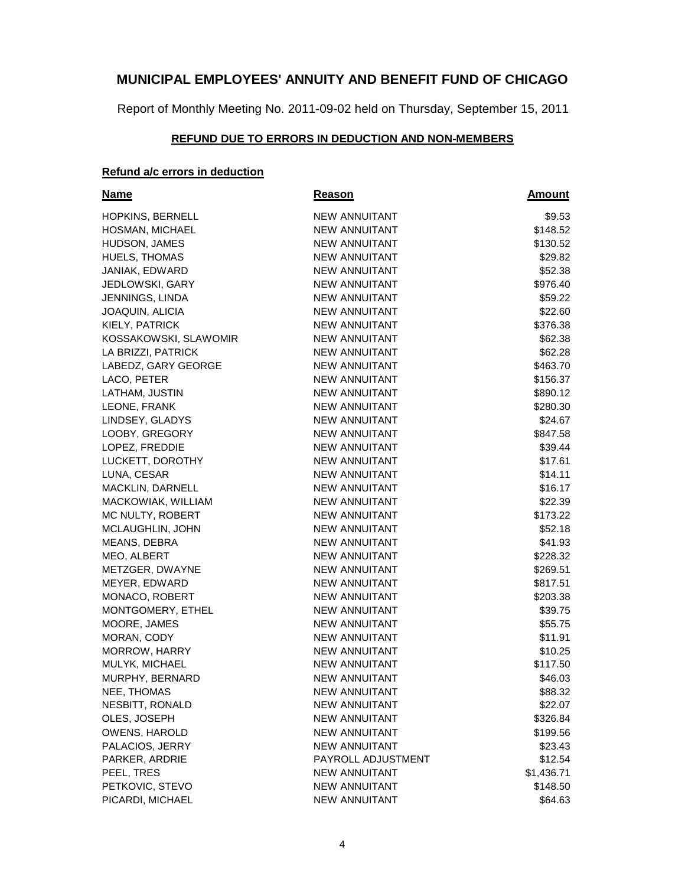# MUNICIPAL EMPLOYEES' ANNUITY AND BENEFIT FUND OF CHICAGO

Report of Monthly Meeting No. 2011-09-02 held on Thursday, September 15, 2011

## REFUND DUE TO ERRORS IN DEDUCTION AND NON-MEMBERS

### Refund a/c errors in deduction

| Name | Reason | Amount |
|---|---|---|
| HOPKINS, BERNELL | NEW ANNUITANT | $9.53 |
| HOSMAN, MICHAEL | NEW ANNUITANT | $148.52 |
| HUDSON, JAMES | NEW ANNUITANT | $130.52 |
| HUELS, THOMAS | NEW ANNUITANT | $29.82 |
| JANIAK, EDWARD | NEW ANNUITANT | $52.38 |
| JEDLOWSKI, GARY | NEW ANNUITANT | $976.40 |
| JENNINGS, LINDA | NEW ANNUITANT | $59.22 |
| JOAQUIN, ALICIA | NEW ANNUITANT | $22.60 |
| KIELY, PATRICK | NEW ANNUITANT | $376.38 |
| KOSSAKOWSKI, SLAWOMIR | NEW ANNUITANT | $62.38 |
| LA BRIZZI, PATRICK | NEW ANNUITANT | $62.28 |
| LABEDZ, GARY GEORGE | NEW ANNUITANT | $463.70 |
| LACO, PETER | NEW ANNUITANT | $156.37 |
| LATHAM, JUSTIN | NEW ANNUITANT | $890.12 |
| LEONE, FRANK | NEW ANNUITANT | $280.30 |
| LINDSEY, GLADYS | NEW ANNUITANT | $24.67 |
| LOOBY, GREGORY | NEW ANNUITANT | $847.58 |
| LOPEZ, FREDDIE | NEW ANNUITANT | $39.44 |
| LUCKETT, DOROTHY | NEW ANNUITANT | $17.61 |
| LUNA, CESAR | NEW ANNUITANT | $14.11 |
| MACKLIN, DARNELL | NEW ANNUITANT | $16.17 |
| MACKOWIAK, WILLIAM | NEW ANNUITANT | $22.39 |
| MC NULTY, ROBERT | NEW ANNUITANT | $173.22 |
| MCLAUGHLIN, JOHN | NEW ANNUITANT | $52.18 |
| MEANS, DEBRA | NEW ANNUITANT | $41.93 |
| MEO, ALBERT | NEW ANNUITANT | $228.32 |
| METZGER, DWAYNE | NEW ANNUITANT | $269.51 |
| MEYER, EDWARD | NEW ANNUITANT | $817.51 |
| MONACO, ROBERT | NEW ANNUITANT | $203.38 |
| MONTGOMERY, ETHEL | NEW ANNUITANT | $39.75 |
| MOORE, JAMES | NEW ANNUITANT | $55.75 |
| MORAN, CODY | NEW ANNUITANT | $11.91 |
| MORROW, HARRY | NEW ANNUITANT | $10.25 |
| MULYK, MICHAEL | NEW ANNUITANT | $117.50 |
| MURPHY, BERNARD | NEW ANNUITANT | $46.03 |
| NEE, THOMAS | NEW ANNUITANT | $88.32 |
| NESBITT, RONALD | NEW ANNUITANT | $22.07 |
| OLES, JOSEPH | NEW ANNUITANT | $326.84 |
| OWENS, HAROLD | NEW ANNUITANT | $199.56 |
| PALACIOS, JERRY | NEW ANNUITANT | $23.43 |
| PARKER, ARDRIE | PAYROLL ADJUSTMENT | $12.54 |
| PEEL, TRES | NEW ANNUITANT | $1,436.71 |
| PETKOVIC, STEVO | NEW ANNUITANT | $148.50 |
| PICARDI, MICHAEL | NEW ANNUITANT | $64.63 |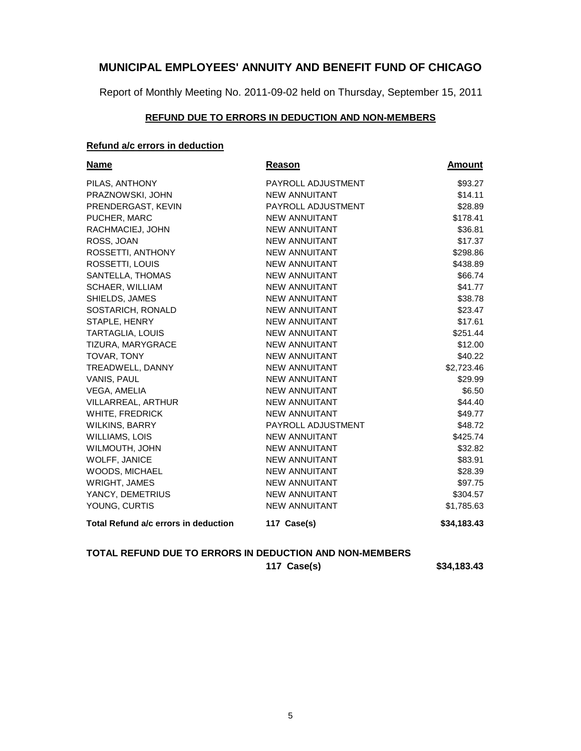# MUNICIPAL EMPLOYEES' ANNUITY AND BENEFIT FUND OF CHICAGO

Report of Monthly Meeting No. 2011-09-02 held on Thursday, September 15, 2011

## REFUND DUE TO ERRORS IN DEDUCTION AND NON-MEMBERS

### Refund a/c errors in deduction

| Name | Reason | Amount |
|---|---|---|
| PILAS, ANTHONY | PAYROLL ADJUSTMENT | $93.27 |
| PRAZNOWSKI, JOHN | NEW ANNUITANT | $14.11 |
| PRENDERGAST, KEVIN | PAYROLL ADJUSTMENT | $28.89 |
| PUCHER, MARC | NEW ANNUITANT | $178.41 |
| RACHMACIEJ, JOHN | NEW ANNUITANT | $36.81 |
| ROSS, JOAN | NEW ANNUITANT | $17.37 |
| ROSSETTI, ANTHONY | NEW ANNUITANT | $298.86 |
| ROSSETTI, LOUIS | NEW ANNUITANT | $438.89 |
| SANTELLA, THOMAS | NEW ANNUITANT | $66.74 |
| SCHAER, WILLIAM | NEW ANNUITANT | $41.77 |
| SHIELDS, JAMES | NEW ANNUITANT | $38.78 |
| SOSTARICH, RONALD | NEW ANNUITANT | $23.47 |
| STAPLE, HENRY | NEW ANNUITANT | $17.61 |
| TARTAGLIA, LOUIS | NEW ANNUITANT | $251.44 |
| TIZURA, MARYGRACE | NEW ANNUITANT | $12.00 |
| TOVAR, TONY | NEW ANNUITANT | $40.22 |
| TREADWELL, DANNY | NEW ANNUITANT | $2,723.46 |
| VANIS, PAUL | NEW ANNUITANT | $29.99 |
| VEGA, AMELIA | NEW ANNUITANT | $6.50 |
| VILLARREAL, ARTHUR | NEW ANNUITANT | $44.40 |
| WHITE, FREDRICK | NEW ANNUITANT | $49.77 |
| WILKINS, BARRY | PAYROLL ADJUSTMENT | $48.72 |
| WILLIAMS, LOIS | NEW ANNUITANT | $425.74 |
| WILMOUTH, JOHN | NEW ANNUITANT | $32.82 |
| WOLFF, JANICE | NEW ANNUITANT | $83.91 |
| WOODS, MICHAEL | NEW ANNUITANT | $28.39 |
| WRIGHT, JAMES | NEW ANNUITANT | $97.75 |
| YANCY, DEMETRIUS | NEW ANNUITANT | $304.57 |
| YOUNG, CURTIS | NEW ANNUITANT | $1,785.63 |
| **Total Refund a/c errors in deduction** | **117 Case(s)** | **$34,183.43** |

**TOTAL REFUND DUE TO ERRORS IN DEDUCTION AND NON-MEMBERS**

**117 Case(s) $34,183.43**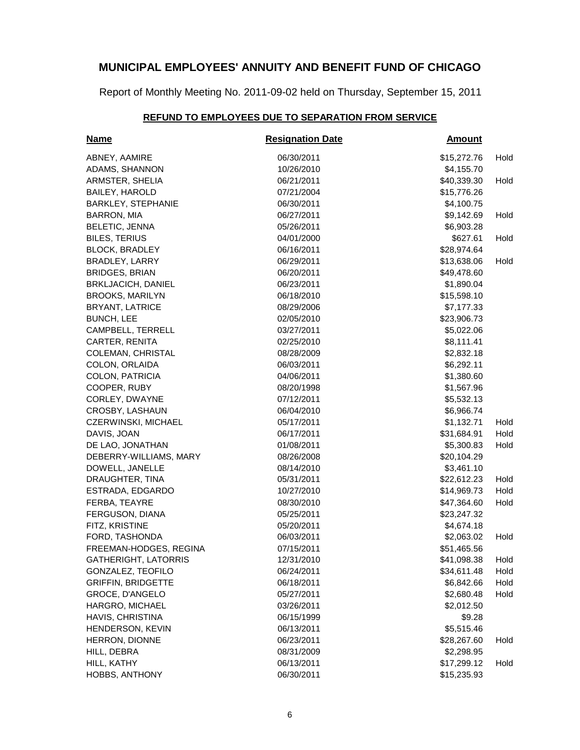# MUNICIPAL EMPLOYEES' ANNUITY AND BENEFIT FUND OF CHICAGO

Report of Monthly Meeting No. 2011-09-02 held on Thursday, September 15, 2011

## REFUND TO EMPLOYEES DUE TO SEPARATION FROM SERVICE

| Name | Resignation Date | Amount | |
|---|---|---|---|
| ABNEY, AAMIRE | 06/30/2011 | $15,272.76 | Hold |
| ADAMS, SHANNON | 10/26/2010 | $4,155.70 | |
| ARMSTER, SHELIA | 06/21/2011 | $40,339.30 | Hold |
| BAILEY, HAROLD | 07/21/2004 | $15,776.26 | |
| BARKLEY, STEPHANIE | 06/30/2011 | $4,100.75 | |
| BARRON, MIA | 06/27/2011 | $9,142.69 | Hold |
| BELETIC, JENNA | 05/26/2011 | $6,903.28 | |
| BILES, TERIUS | 04/01/2000 | $627.61 | Hold |
| BLOCK, BRADLEY | 06/16/2011 | $28,974.64 | |
| BRADLEY, LARRY | 06/29/2011 | $13,638.06 | Hold |
| BRIDGES, BRIAN | 06/20/2011 | $49,478.60 | |
| BRKLJACICH, DANIEL | 06/23/2011 | $1,890.04 | |
| BROOKS, MARILYN | 06/18/2010 | $15,598.10 | |
| BRYANT, LATRICE | 08/29/2006 | $7,177.33 | |
| BUNCH, LEE | 02/05/2010 | $23,906.73 | |
| CAMPBELL, TERRELL | 03/27/2011 | $5,022.06 | |
| CARTER, RENITA | 02/25/2010 | $8,111.41 | |
| COLEMAN, CHRISTAL | 08/28/2009 | $2,832.18 | |
| COLON, ORLAIDA | 06/03/2011 | $6,292.11 | |
| COLON, PATRICIA | 04/06/2011 | $1,380.60 | |
| COOPER, RUBY | 08/20/1998 | $1,567.96 | |
| CORLEY, DWAYNE | 07/12/2011 | $5,532.13 | |
| CROSBY, LASHAUN | 06/04/2010 | $6,966.74 | |
| CZERWINSKI, MICHAEL | 05/17/2011 | $1,132.71 | Hold |
| DAVIS, JOAN | 06/17/2011 | $31,684.91 | Hold |
| DE LAO, JONATHAN | 01/08/2011 | $5,300.83 | Hold |
| DEBERRY-WILLIAMS, MARY | 08/26/2008 | $20,104.29 | |
| DOWELL, JANELLE | 08/14/2010 | $3,461.10 | |
| DRAUGHTER, TINA | 05/31/2011 | $22,612.23 | Hold |
| ESTRADA, EDGARDO | 10/27/2010 | $14,969.73 | Hold |
| FERBA, TEAYRE | 08/30/2010 | $47,364.60 | Hold |
| FERGUSON, DIANA | 05/25/2011 | $23,247.32 | |
| FITZ, KRISTINE | 05/20/2011 | $4,674.18 | |
| FORD, TASHONDA | 06/03/2011 | $2,063.02 | Hold |
| FREEMAN-HODGES, REGINA | 07/15/2011 | $51,465.56 | |
| GATHERIGHT, LATORRIS | 12/31/2010 | $41,098.38 | Hold |
| GONZALEZ, TEOFILO | 06/24/2011 | $34,611.48 | Hold |
| GRIFFIN, BRIDGETTE | 06/18/2011 | $6,842.66 | Hold |
| GROCE, D'ANGELO | 05/27/2011 | $2,680.48 | Hold |
| HARGRO, MICHAEL | 03/26/2011 | $2,012.50 | |
| HAVIS, CHRISTINA | 06/15/1999 | $9.28 | |
| HENDERSON, KEVIN | 06/13/2011 | $5,515.46 | |
| HERRON, DIONNE | 06/23/2011 | $28,267.60 | Hold |
| HILL, DEBRA | 08/31/2009 | $2,298.95 | |
| HILL, KATHY | 06/13/2011 | $17,299.12 | Hold |
| HOBBS, ANTHONY | 06/30/2011 | $15,235.93 | |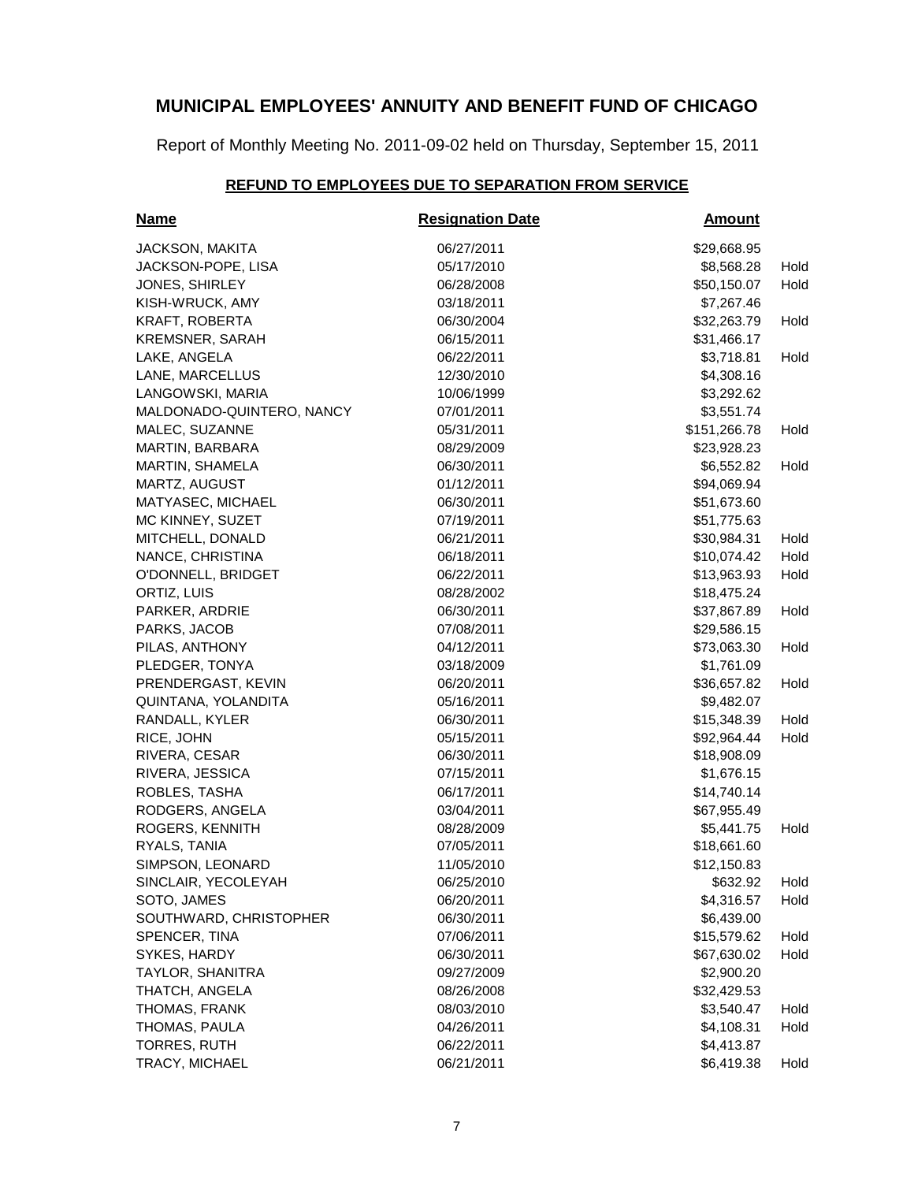# MUNICIPAL EMPLOYEES' ANNUITY AND BENEFIT FUND OF CHICAGO

Report of Monthly Meeting No. 2011-09-02 held on Thursday, September 15, 2011

## REFUND TO EMPLOYEES DUE TO SEPARATION FROM SERVICE

| Name | Resignation Date | Amount | |
|---|---|---|---|
| JACKSON, MAKITA | 06/27/2011 | $29,668.95 | |
| JACKSON-POPE, LISA | 05/17/2010 | $8,568.28 | Hold |
| JONES, SHIRLEY | 06/28/2008 | $50,150.07 | Hold |
| KISH-WRUCK, AMY | 03/18/2011 | $7,267.46 | |
| KRAFT, ROBERTA | 06/30/2004 | $32,263.79 | Hold |
| KREMSNER, SARAH | 06/15/2011 | $31,466.17 | |
| LAKE, ANGELA | 06/22/2011 | $3,718.81 | Hold |
| LANE, MARCELLUS | 12/30/2010 | $4,308.16 | |
| LANGOWSKI, MARIA | 10/06/1999 | $3,292.62 | |
| MALDONADO-QUINTERO, NANCY | 07/01/2011 | $3,551.74 | |
| MALEC, SUZANNE | 05/31/2011 | $151,266.78 | Hold |
| MARTIN, BARBARA | 08/29/2009 | $23,928.23 | |
| MARTIN, SHAMELA | 06/30/2011 | $6,552.82 | Hold |
| MARTZ, AUGUST | 01/12/2011 | $94,069.94 | |
| MATYASEC, MICHAEL | 06/30/2011 | $51,673.60 | |
| MC KINNEY, SUZET | 07/19/2011 | $51,775.63 | |
| MITCHELL, DONALD | 06/21/2011 | $30,984.31 | Hold |
| NANCE, CHRISTINA | 06/18/2011 | $10,074.42 | Hold |
| O'DONNELL, BRIDGET | 06/22/2011 | $13,963.93 | Hold |
| ORTIZ, LUIS | 08/28/2002 | $18,475.24 | |
| PARKER, ARDRIE | 06/30/2011 | $37,867.89 | Hold |
| PARKS, JACOB | 07/08/2011 | $29,586.15 | |
| PILAS, ANTHONY | 04/12/2011 | $73,063.30 | Hold |
| PLEDGER, TONYA | 03/18/2009 | $1,761.09 | |
| PRENDERGAST, KEVIN | 06/20/2011 | $36,657.82 | Hold |
| QUINTANA, YOLANDITA | 05/16/2011 | $9,482.07 | |
| RANDALL, KYLER | 06/30/2011 | $15,348.39 | Hold |
| RICE, JOHN | 05/15/2011 | $92,964.44 | Hold |
| RIVERA, CESAR | 06/30/2011 | $18,908.09 | |
| RIVERA, JESSICA | 07/15/2011 | $1,676.15 | |
| ROBLES, TASHA | 06/17/2011 | $14,740.14 | |
| RODGERS, ANGELA | 03/04/2011 | $67,955.49 | |
| ROGERS, KENNITH | 08/28/2009 | $5,441.75 | Hold |
| RYALS, TANIA | 07/05/2011 | $18,661.60 | |
| SIMPSON, LEONARD | 11/05/2010 | $12,150.83 | |
| SINCLAIR, YECOLEYAH | 06/25/2010 | $632.92 | Hold |
| SOTO, JAMES | 06/20/2011 | $4,316.57 | Hold |
| SOUTHWARD, CHRISTOPHER | 06/30/2011 | $6,439.00 | |
| SPENCER, TINA | 07/06/2011 | $15,579.62 | Hold |
| SYKES, HARDY | 06/30/2011 | $67,630.02 | Hold |
| TAYLOR, SHANITRA | 09/27/2009 | $2,900.20 | |
| THATCH, ANGELA | 08/26/2008 | $32,429.53 | |
| THOMAS, FRANK | 08/03/2010 | $3,540.47 | Hold |
| THOMAS, PAULA | 04/26/2011 | $4,108.31 | Hold |
| TORRES, RUTH | 06/22/2011 | $4,413.87 | |
| TRACY, MICHAEL | 06/21/2011 | $6,419.38 | Hold |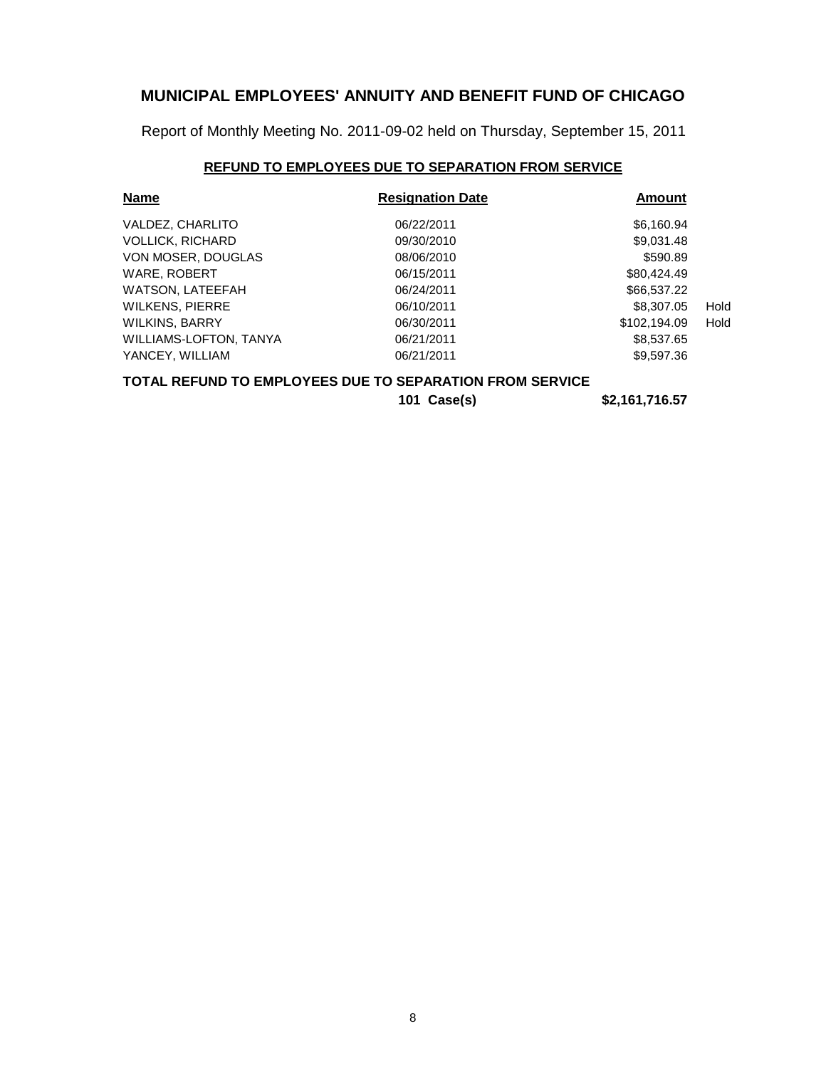# MUNICIPAL EMPLOYEES' ANNUITY AND BENEFIT FUND OF CHICAGO

Report of Monthly Meeting No. 2011-09-02 held on Thursday, September 15, 2011

## REFUND TO EMPLOYEES DUE TO SEPARATION FROM SERVICE

| Name | Resignation Date | Amount | |
|---|---|---|---|
| VALDEZ, CHARLITO | 06/22/2011 | $6,160.94 | |
| VOLLICK, RICHARD | 09/30/2010 | $9,031.48 | |
| VON MOSER, DOUGLAS | 08/06/2010 | $590.89 | |
| WARE, ROBERT | 06/15/2011 | $80,424.49 | |
| WATSON, LATEEFAH | 06/24/2011 | $66,537.22 | |
| WILKENS, PIERRE | 06/10/2011 | $8,307.05 | Hold |
| WILKINS, BARRY | 06/30/2011 | $102,194.09 | Hold |
| WILLIAMS-LOFTON, TANYA | 06/21/2011 | $8,537.65 | |
| YANCEY, WILLIAM | 06/21/2011 | $9,597.36 | |

**TOTAL REFUND TO EMPLOYEES DUE TO SEPARATION FROM SERVICE**

**101 Case(s) $2,161,716.57**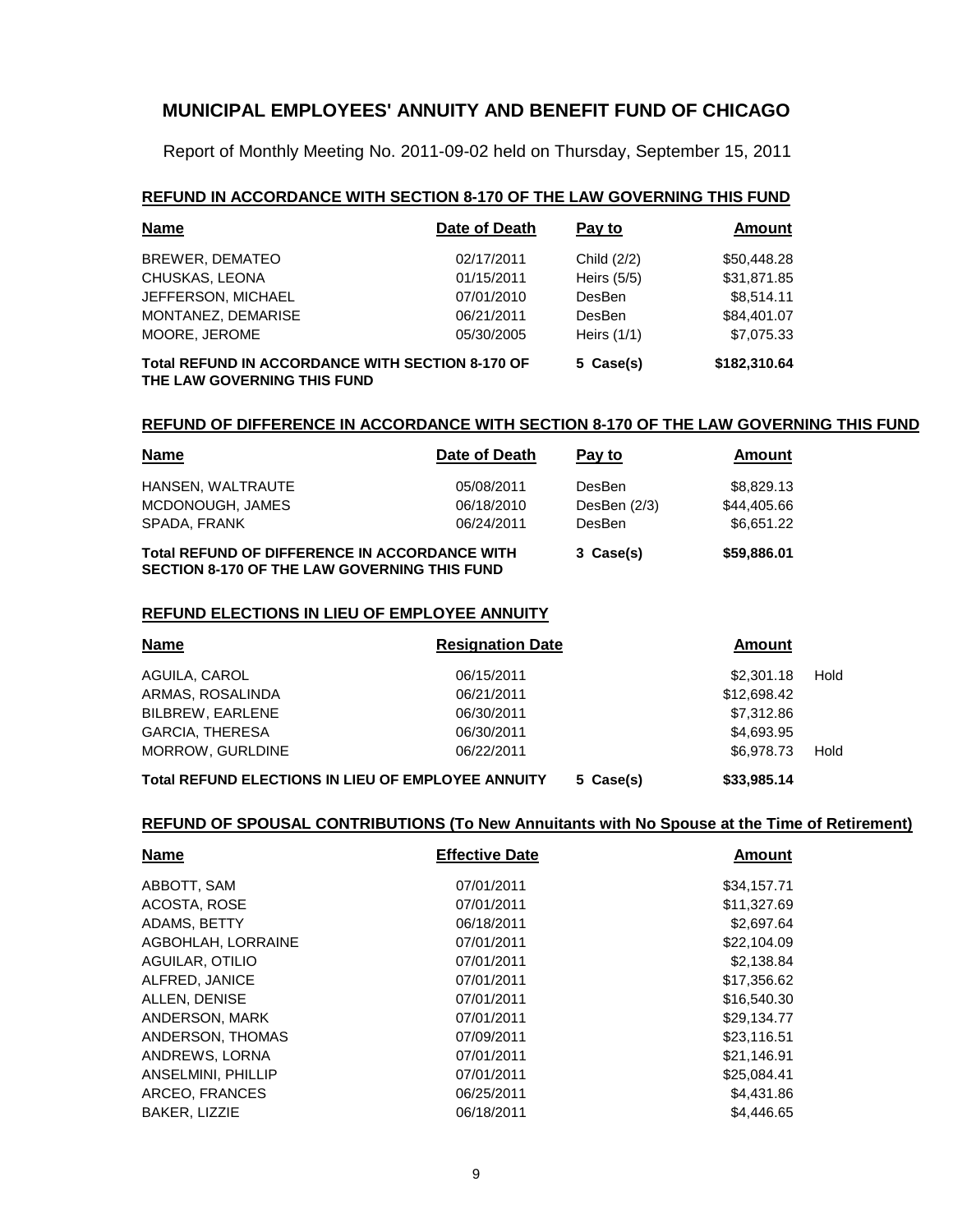## MUNICIPAL EMPLOYEES' ANNUITY AND BENEFIT FUND OF CHICAGO

Report of Monthly Meeting No. 2011-09-02 held on Thursday, September 15, 2011

### REFUND IN ACCORDANCE WITH SECTION 8-170 OF THE LAW GOVERNING THIS FUND

| Name | Date of Death | Pay to | Amount |
|---|---|---|---|
| BREWER, DEMATEO | 02/17/2011 | Child (2/2) | $50,448.28 |
| CHUSKAS, LEONA | 01/15/2011 | Heirs (5/5) | $31,871.85 |
| JEFFERSON, MICHAEL | 07/01/2010 | DesBen | $8,514.11 |
| MONTANEZ, DEMARISE | 06/21/2011 | DesBen | $84,401.07 |
| MOORE, JEROME | 05/30/2005 | Heirs (1/1) | $7,075.33 |
| **Total REFUND IN ACCORDANCE WITH SECTION 8-170 OF THE LAW GOVERNING THIS FUND** | | **5 Case(s)** | **$182,310.64** |

### REFUND OF DIFFERENCE IN ACCORDANCE WITH SECTION 8-170 OF THE LAW GOVERNING THIS FUND

| Name | Date of Death | Pay to | Amount |
|---|---|---|---|
| HANSEN, WALTRAUTE | 05/08/2011 | DesBen | $8,829.13 |
| MCDONOUGH, JAMES | 06/18/2010 | DesBen (2/3) | $44,405.66 |
| SPADA, FRANK | 06/24/2011 | DesBen | $6,651.22 |
| **Total REFUND OF DIFFERENCE IN ACCORDANCE WITH SECTION 8-170 OF THE LAW GOVERNING THIS FUND** | | **3 Case(s)** | **$59,886.01** |

### REFUND ELECTIONS IN LIEU OF EMPLOYEE ANNUITY

| Name | Resignation Date | | Amount | |
|---|---|---|---|---|
| AGUILA, CAROL | 06/15/2011 | | $2,301.18 | Hold |
| ARMAS, ROSALINDA | 06/21/2011 | | $12,698.42 | |
| BILBREW, EARLENE | 06/30/2011 | | $7,312.86 | |
| GARCIA, THERESA | 06/30/2011 | | $4,693.95 | |
| MORROW, GURLDINE | 06/22/2011 | | $6,978.73 | Hold |
| **Total REFUND ELECTIONS IN LIEU OF EMPLOYEE ANNUITY** | | **5 Case(s)** | **$33,985.14** | |

### REFUND OF SPOUSAL CONTRIBUTIONS (To New Annuitants with No Spouse at the Time of Retirement)

| Name | Effective Date | Amount |
|---|---|---|
| ABBOTT, SAM | 07/01/2011 | $34,157.71 |
| ACOSTA, ROSE | 07/01/2011 | $11,327.69 |
| ADAMS, BETTY | 06/18/2011 | $2,697.64 |
| AGBOHLAH, LORRAINE | 07/01/2011 | $22,104.09 |
| AGUILAR, OTILIO | 07/01/2011 | $2,138.84 |
| ALFRED, JANICE | 07/01/2011 | $17,356.62 |
| ALLEN, DENISE | 07/01/2011 | $16,540.30 |
| ANDERSON, MARK | 07/01/2011 | $29,134.77 |
| ANDERSON, THOMAS | 07/09/2011 | $23,116.51 |
| ANDREWS, LORNA | 07/01/2011 | $21,146.91 |
| ANSELMINI, PHILLIP | 07/01/2011 | $25,084.41 |
| ARCEO, FRANCES | 06/25/2011 | $4,431.86 |
| BAKER, LIZZIE | 06/18/2011 | $4,446.65 |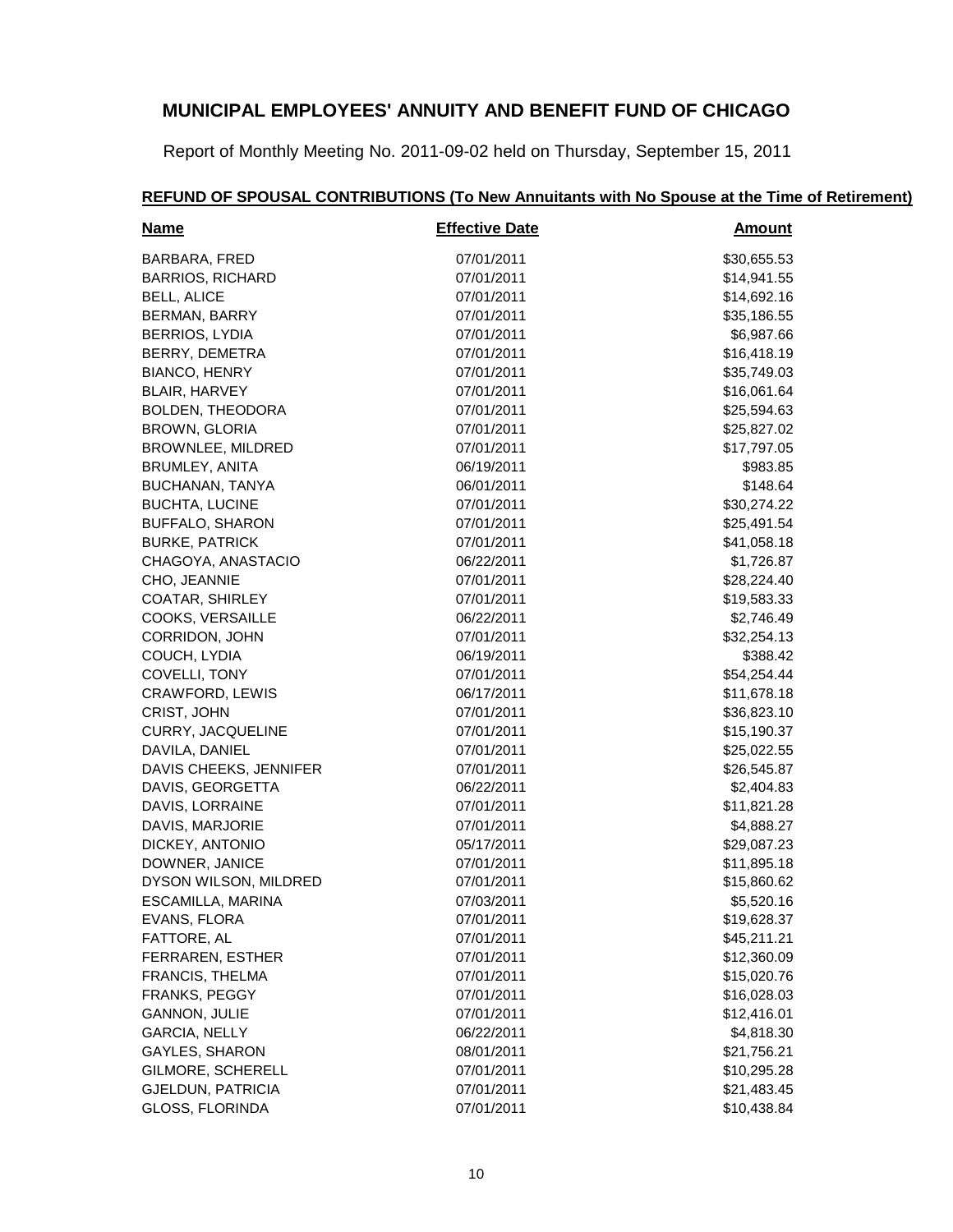# MUNICIPAL EMPLOYEES' ANNUITY AND BENEFIT FUND OF CHICAGO

Report of Monthly Meeting No. 2011-09-02 held on Thursday, September 15, 2011

## REFUND OF SPOUSAL CONTRIBUTIONS (To New Annuitants with No Spouse at the Time of Retirement)

| Name | Effective Date | Amount |
|---|---|---|
| BARBARA, FRED | 07/01/2011 | $30,655.53 |
| BARRIOS, RICHARD | 07/01/2011 | $14,941.55 |
| BELL, ALICE | 07/01/2011 | $14,692.16 |
| BERMAN, BARRY | 07/01/2011 | $35,186.55 |
| BERRIOS, LYDIA | 07/01/2011 | $6,987.66 |
| BERRY, DEMETRA | 07/01/2011 | $16,418.19 |
| BIANCO, HENRY | 07/01/2011 | $35,749.03 |
| BLAIR, HARVEY | 07/01/2011 | $16,061.64 |
| BOLDEN, THEODORA | 07/01/2011 | $25,594.63 |
| BROWN, GLORIA | 07/01/2011 | $25,827.02 |
| BROWNLEE, MILDRED | 07/01/2011 | $17,797.05 |
| BRUMLEY, ANITA | 06/19/2011 | $983.85 |
| BUCHANAN, TANYA | 06/01/2011 | $148.64 |
| BUCHTA, LUCINE | 07/01/2011 | $30,274.22 |
| BUFFALO, SHARON | 07/01/2011 | $25,491.54 |
| BURKE, PATRICK | 07/01/2011 | $41,058.18 |
| CHAGOYA, ANASTACIO | 06/22/2011 | $1,726.87 |
| CHO, JEANNIE | 07/01/2011 | $28,224.40 |
| COATAR, SHIRLEY | 07/01/2011 | $19,583.33 |
| COOKS, VERSAILLE | 06/22/2011 | $2,746.49 |
| CORRIDON, JOHN | 07/01/2011 | $32,254.13 |
| COUCH, LYDIA | 06/19/2011 | $388.42 |
| COVELLI, TONY | 07/01/2011 | $54,254.44 |
| CRAWFORD, LEWIS | 06/17/2011 | $11,678.18 |
| CRIST, JOHN | 07/01/2011 | $36,823.10 |
| CURRY, JACQUELINE | 07/01/2011 | $15,190.37 |
| DAVILA, DANIEL | 07/01/2011 | $25,022.55 |
| DAVIS CHEEKS, JENNIFER | 07/01/2011 | $26,545.87 |
| DAVIS, GEORGETTA | 06/22/2011 | $2,404.83 |
| DAVIS, LORRAINE | 07/01/2011 | $11,821.28 |
| DAVIS, MARJORIE | 07/01/2011 | $4,888.27 |
| DICKEY, ANTONIO | 05/17/2011 | $29,087.23 |
| DOWNER, JANICE | 07/01/2011 | $11,895.18 |
| DYSON WILSON, MILDRED | 07/01/2011 | $15,860.62 |
| ESCAMILLA, MARINA | 07/03/2011 | $5,520.16 |
| EVANS, FLORA | 07/01/2011 | $19,628.37 |
| FATTORE, AL | 07/01/2011 | $45,211.21 |
| FERRAREN, ESTHER | 07/01/2011 | $12,360.09 |
| FRANCIS, THELMA | 07/01/2011 | $15,020.76 |
| FRANKS, PEGGY | 07/01/2011 | $16,028.03 |
| GANNON, JULIE | 07/01/2011 | $12,416.01 |
| GARCIA, NELLY | 06/22/2011 | $4,818.30 |
| GAYLES, SHARON | 08/01/2011 | $21,756.21 |
| GILMORE, SCHERELL | 07/01/2011 | $10,295.28 |
| GJELDUN, PATRICIA | 07/01/2011 | $21,483.45 |
| GLOSS, FLORINDA | 07/01/2011 | $10,438.84 |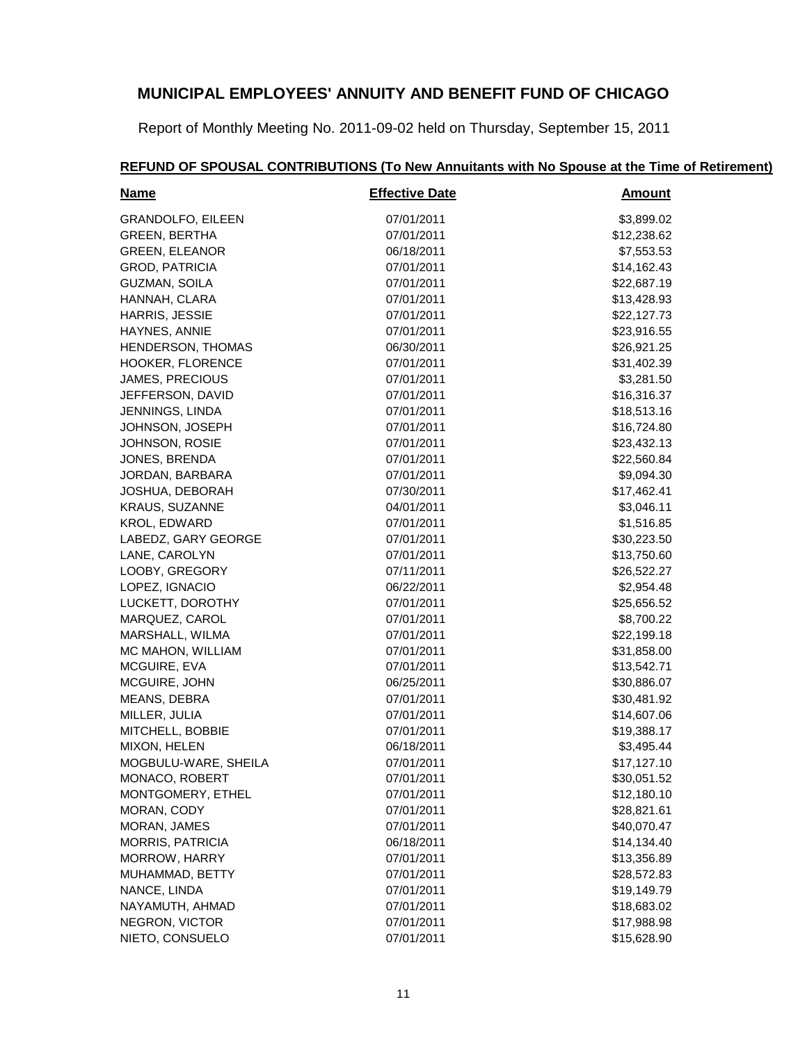# MUNICIPAL EMPLOYEES' ANNUITY AND BENEFIT FUND OF CHICAGO

Report of Monthly Meeting No. 2011-09-02 held on Thursday, September 15, 2011

## REFUND OF SPOUSAL CONTRIBUTIONS (To New Annuitants with No Spouse at the Time of Retirement)

| Name | Effective Date | Amount |
|---|---|---|
| GRANDOLFO, EILEEN | 07/01/2011 | $3,899.02 |
| GREEN, BERTHA | 07/01/2011 | $12,238.62 |
| GREEN, ELEANOR | 06/18/2011 | $7,553.53 |
| GROD, PATRICIA | 07/01/2011 | $14,162.43 |
| GUZMAN, SOILA | 07/01/2011 | $22,687.19 |
| HANNAH, CLARA | 07/01/2011 | $13,428.93 |
| HARRIS, JESSIE | 07/01/2011 | $22,127.73 |
| HAYNES, ANNIE | 07/01/2011 | $23,916.55 |
| HENDERSON, THOMAS | 06/30/2011 | $26,921.25 |
| HOOKER, FLORENCE | 07/01/2011 | $31,402.39 |
| JAMES, PRECIOUS | 07/01/2011 | $3,281.50 |
| JEFFERSON, DAVID | 07/01/2011 | $16,316.37 |
| JENNINGS, LINDA | 07/01/2011 | $18,513.16 |
| JOHNSON, JOSEPH | 07/01/2011 | $16,724.80 |
| JOHNSON, ROSIE | 07/01/2011 | $23,432.13 |
| JONES, BRENDA | 07/01/2011 | $22,560.84 |
| JORDAN, BARBARA | 07/01/2011 | $9,094.30 |
| JOSHUA, DEBORAH | 07/30/2011 | $17,462.41 |
| KRAUS, SUZANNE | 04/01/2011 | $3,046.11 |
| KROL, EDWARD | 07/01/2011 | $1,516.85 |
| LABEDZ, GARY GEORGE | 07/01/2011 | $30,223.50 |
| LANE, CAROLYN | 07/01/2011 | $13,750.60 |
| LOOBY, GREGORY | 07/11/2011 | $26,522.27 |
| LOPEZ, IGNACIO | 06/22/2011 | $2,954.48 |
| LUCKETT, DOROTHY | 07/01/2011 | $25,656.52 |
| MARQUEZ, CAROL | 07/01/2011 | $8,700.22 |
| MARSHALL, WILMA | 07/01/2011 | $22,199.18 |
| MC MAHON, WILLIAM | 07/01/2011 | $31,858.00 |
| MCGUIRE, EVA | 07/01/2011 | $13,542.71 |
| MCGUIRE, JOHN | 06/25/2011 | $30,886.07 |
| MEANS, DEBRA | 07/01/2011 | $30,481.92 |
| MILLER, JULIA | 07/01/2011 | $14,607.06 |
| MITCHELL, BOBBIE | 07/01/2011 | $19,388.17 |
| MIXON, HELEN | 06/18/2011 | $3,495.44 |
| MOGBULU-WARE, SHEILA | 07/01/2011 | $17,127.10 |
| MONACO, ROBERT | 07/01/2011 | $30,051.52 |
| MONTGOMERY, ETHEL | 07/01/2011 | $12,180.10 |
| MORAN, CODY | 07/01/2011 | $28,821.61 |
| MORAN, JAMES | 07/01/2011 | $40,070.47 |
| MORRIS, PATRICIA | 06/18/2011 | $14,134.40 |
| MORROW, HARRY | 07/01/2011 | $13,356.89 |
| MUHAMMAD, BETTY | 07/01/2011 | $28,572.83 |
| NANCE, LINDA | 07/01/2011 | $19,149.79 |
| NAYAMUTH, AHMAD | 07/01/2011 | $18,683.02 |
| NEGRON, VICTOR | 07/01/2011 | $17,988.98 |
| NIETO, CONSUELO | 07/01/2011 | $15,628.90 |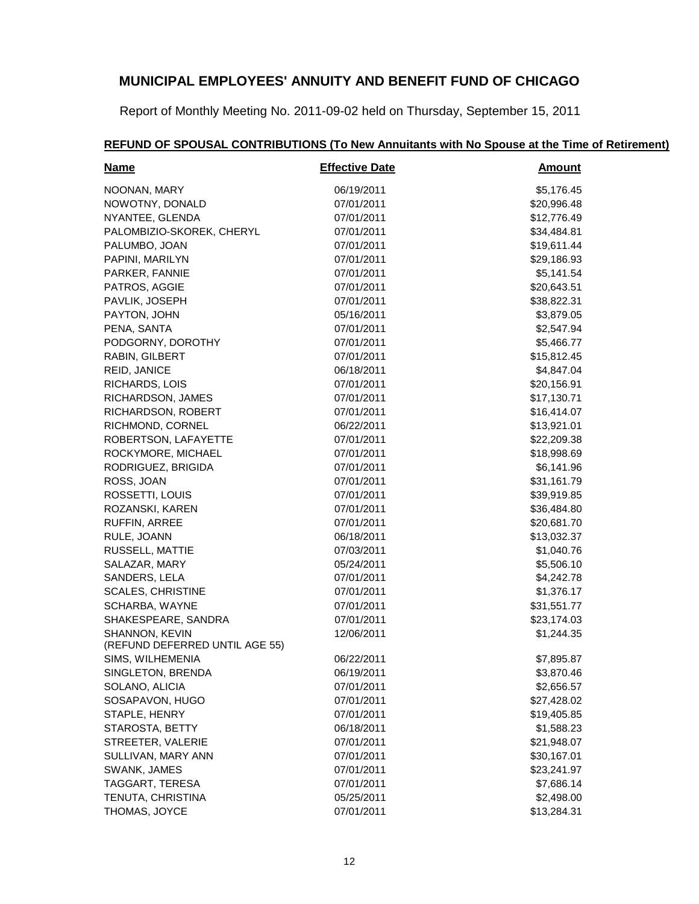# MUNICIPAL EMPLOYEES' ANNUITY AND BENEFIT FUND OF CHICAGO

Report of Monthly Meeting No. 2011-09-02 held on Thursday, September 15, 2011

## REFUND OF SPOUSAL CONTRIBUTIONS (To New Annuitants with No Spouse at the Time of Retirement)

| Name | Effective Date | Amount |
|---|---|---|
| NOONAN, MARY | 06/19/2011 | $5,176.45 |
| NOWOTNY, DONALD | 07/01/2011 | $20,996.48 |
| NYANTEE, GLENDA | 07/01/2011 | $12,776.49 |
| PALOMBIZIO-SKOREK, CHERYL | 07/01/2011 | $34,484.81 |
| PALUMBO, JOAN | 07/01/2011 | $19,611.44 |
| PAPINI, MARILYN | 07/01/2011 | $29,186.93 |
| PARKER, FANNIE | 07/01/2011 | $5,141.54 |
| PATROS, AGGIE | 07/01/2011 | $20,643.51 |
| PAVLIK, JOSEPH | 07/01/2011 | $38,822.31 |
| PAYTON, JOHN | 05/16/2011 | $3,879.05 |
| PENA, SANTA | 07/01/2011 | $2,547.94 |
| PODGORNY, DOROTHY | 07/01/2011 | $5,466.77 |
| RABIN, GILBERT | 07/01/2011 | $15,812.45 |
| REID, JANICE | 06/18/2011 | $4,847.04 |
| RICHARDS, LOIS | 07/01/2011 | $20,156.91 |
| RICHARDSON, JAMES | 07/01/2011 | $17,130.71 |
| RICHARDSON, ROBERT | 07/01/2011 | $16,414.07 |
| RICHMOND, CORNEL | 06/22/2011 | $13,921.01 |
| ROBERTSON, LAFAYETTE | 07/01/2011 | $22,209.38 |
| ROCKYMORE, MICHAEL | 07/01/2011 | $18,998.69 |
| RODRIGUEZ, BRIGIDA | 07/01/2011 | $6,141.96 |
| ROSS, JOAN | 07/01/2011 | $31,161.79 |
| ROSSETTI, LOUIS | 07/01/2011 | $39,919.85 |
| ROZANSKI, KAREN | 07/01/2011 | $36,484.80 |
| RUFFIN, ARREE | 07/01/2011 | $20,681.70 |
| RULE, JOANN | 06/18/2011 | $13,032.37 |
| RUSSELL, MATTIE | 07/03/2011 | $1,040.76 |
| SALAZAR, MARY | 05/24/2011 | $5,506.10 |
| SANDERS, LELA | 07/01/2011 | $4,242.78 |
| SCALES, CHRISTINE | 07/01/2011 | $1,376.17 |
| SCHARBA, WAYNE | 07/01/2011 | $31,551.77 |
| SHAKESPEARE, SANDRA | 07/01/2011 | $23,174.03 |
| SHANNON, KEVIN (REFUND DEFERRED UNTIL AGE 55) | 12/06/2011 | $1,244.35 |
| SIMS, WILHEMENIA | 06/22/2011 | $7,895.87 |
| SINGLETON, BRENDA | 06/19/2011 | $3,870.46 |
| SOLANO, ALICIA | 07/01/2011 | $2,656.57 |
| SOSAPAVON, HUGO | 07/01/2011 | $27,428.02 |
| STAPLE, HENRY | 07/01/2011 | $19,405.85 |
| STAROSTA, BETTY | 06/18/2011 | $1,588.23 |
| STREETER, VALERIE | 07/01/2011 | $21,948.07 |
| SULLIVAN, MARY ANN | 07/01/2011 | $30,167.01 |
| SWANK, JAMES | 07/01/2011 | $23,241.97 |
| TAGGART, TERESA | 07/01/2011 | $7,686.14 |
| TENUTA, CHRISTINA | 05/25/2011 | $2,498.00 |
| THOMAS, JOYCE | 07/01/2011 | $13,284.31 |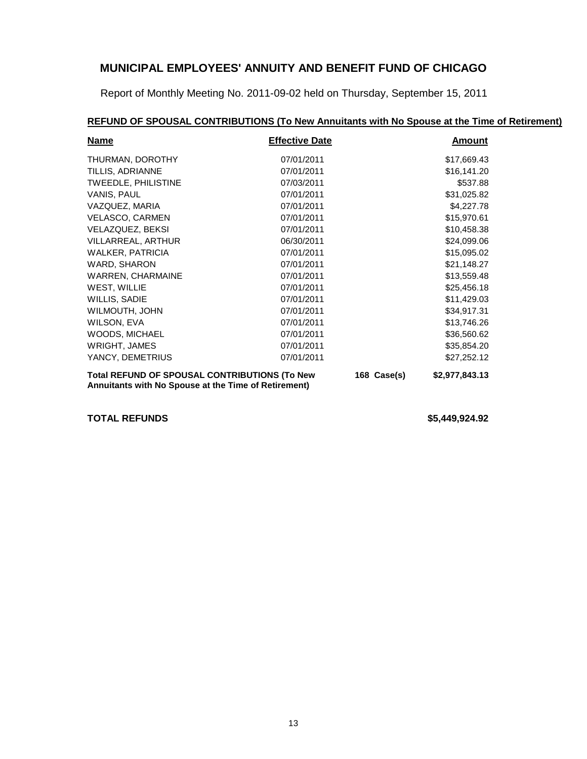## MUNICIPAL EMPLOYEES' ANNUITY AND BENEFIT FUND OF CHICAGO

Report of Monthly Meeting No. 2011-09-02 held on Thursday, September 15, 2011

**REFUND OF SPOUSAL CONTRIBUTIONS (To New Annuitants with No Spouse at the Time of Retirement)**

| Name | Effective Date | | Amount |
|---|---|---|---|
| THURMAN, DOROTHY | 07/01/2011 | | $17,669.43 |
| TILLIS, ADRIANNE | 07/01/2011 | | $16,141.20 |
| TWEEDLE, PHILISTINE | 07/03/2011 | | $537.88 |
| VANIS, PAUL | 07/01/2011 | | $31,025.82 |
| VAZQUEZ, MARIA | 07/01/2011 | | $4,227.78 |
| VELASCO, CARMEN | 07/01/2011 | | $15,970.61 |
| VELAZQUEZ, BEKSI | 07/01/2011 | | $10,458.38 |
| VILLARREAL, ARTHUR | 06/30/2011 | | $24,099.06 |
| WALKER, PATRICIA | 07/01/2011 | | $15,095.02 |
| WARD, SHARON | 07/01/2011 | | $21,148.27 |
| WARREN, CHARMAINE | 07/01/2011 | | $13,559.48 |
| WEST, WILLIE | 07/01/2011 | | $25,456.18 |
| WILLIS, SADIE | 07/01/2011 | | $11,429.03 |
| WILMOUTH, JOHN | 07/01/2011 | | $34,917.31 |
| WILSON, EVA | 07/01/2011 | | $13,746.26 |
| WOODS, MICHAEL | 07/01/2011 | | $36,560.62 |
| WRIGHT, JAMES | 07/01/2011 | | $35,854.20 |
| YANCY, DEMETRIUS | 07/01/2011 | | $27,252.12 |
| **Total REFUND OF SPOUSAL CONTRIBUTIONS (To New Annuitants with No Spouse at the Time of Retirement)** | | **168 Case(s)** | **$2,977,843.13** |

**TOTAL REFUNDS** **$5,449,924.92**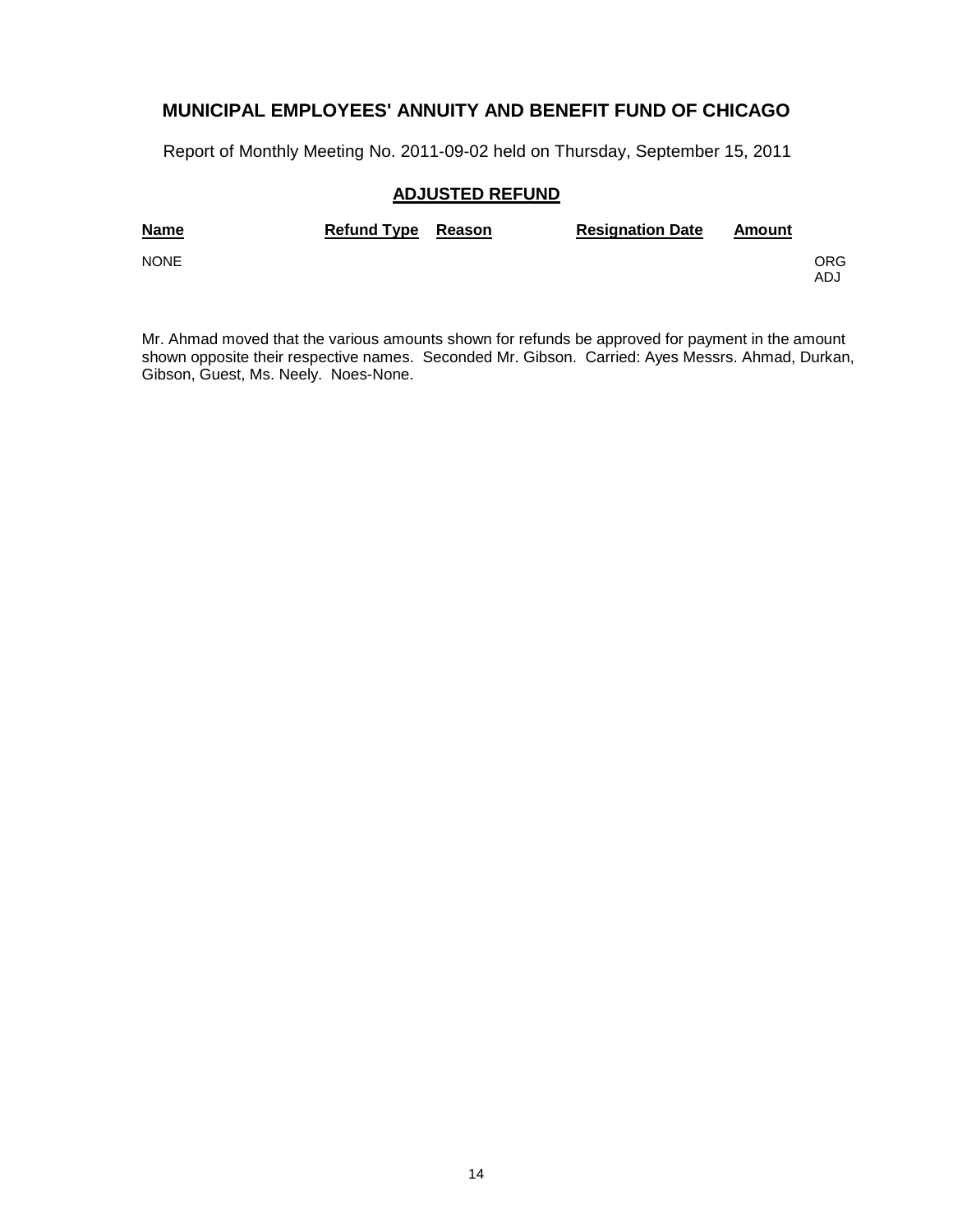# MUNICIPAL EMPLOYEES' ANNUITY AND BENEFIT FUND OF CHICAGO

Report of Monthly Meeting No. 2011-09-02 held on Thursday, September 15, 2011

## ADJUSTED REFUND

| Name | Refund Type | Reason | Resignation Date | Amount | |
|---|---|---|---|---|---|
| NONE | | | | | ORG<br>ADJ |

Mr. Ahmad moved that the various amounts shown for refunds be approved for payment in the amount shown opposite their respective names. Seconded Mr. Gibson. Carried: Ayes Messrs. Ahmad, Durkan, Gibson, Guest, Ms. Neely. Noes-None.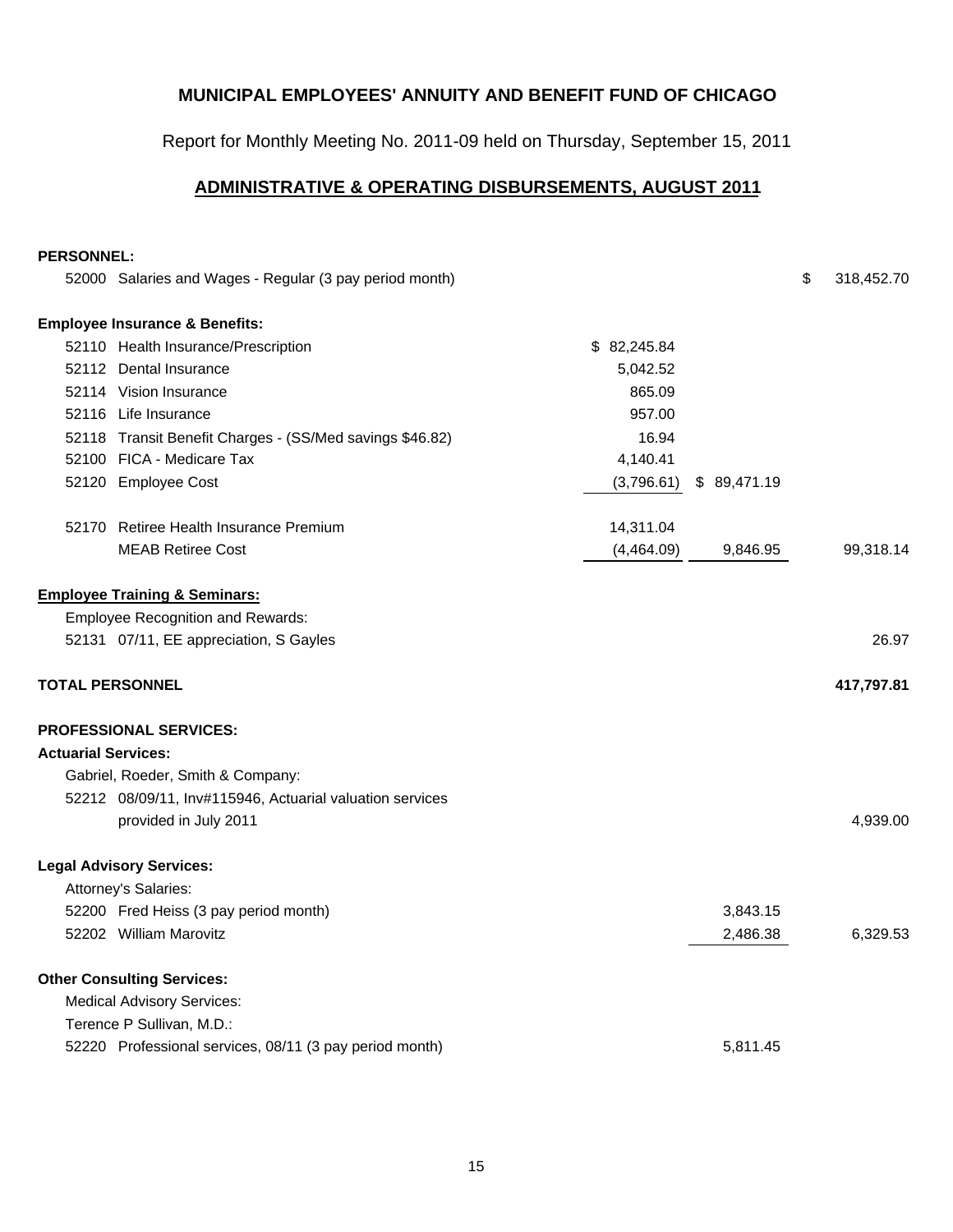**MUNICIPAL EMPLOYEES' ANNUITY AND BENEFIT FUND OF CHICAGO**

Report for Monthly Meeting No. 2011-09 held on Thursday, September 15, 2011

**ADMINISTRATIVE & OPERATING DISBURSEMENTS, AUGUST 2011**

| | | | | |
|---|---|---|---|---|
| **PERSONNEL:** | | | | |
| 52000 Salaries and Wages - Regular (3 pay period month) | | | | $ 318,452.70 |
| **Employee Insurance & Benefits:** | | | | |
| 52110 Health Insurance/Prescription | | $ 82,245.84 | | |
| 52112 Dental Insurance | | 5,042.52 | | |
| 52114 Vision Insurance | | 865.09 | | |
| 52116 Life Insurance | | 957.00 | | |
| 52118 Transit Benefit Charges - (SS/Med savings $46.82) | | 16.94 | | |
| 52100 FICA - Medicare Tax | | 4,140.41 | | |
| 52120 Employee Cost | | (3,796.61) | $ 89,471.19 | |
| 52170 Retiree Health Insurance Premium | | 14,311.04 | | |
| MEAB Retiree Cost | | (4,464.09) | 9,846.95 | 99,318.14 |
| **Employee Training & Seminars:** | | | | |
| Employee Recognition and Rewards: | | | | |
| 52131 07/11, EE appreciation, S Gayles | | | | 26.97 |
| **TOTAL PERSONNEL** | | | | **417,797.81** |
| **PROFESSIONAL SERVICES:** | | | | |
| **Actuarial Services:** | | | | |
| Gabriel, Roeder, Smith & Company: | | | | |
| 52212 08/09/11, Inv#115946, Actuarial valuation services provided in July 2011 | | | | 4,939.00 |
| **Legal Advisory Services:** | | | | |
| Attorney's Salaries: | | | | |
| 52200 Fred Heiss (3 pay period month) | | | 3,843.15 | |
| 52202 William Marovitz | | | 2,486.38 | 6,329.53 |
| **Other Consulting Services:** | | | | |
| Medical Advisory Services: | | | | |
| Terence P Sullivan, M.D.: | | | | |
| 52220 Professional services, 08/11 (3 pay period month) | | | 5,811.45 | |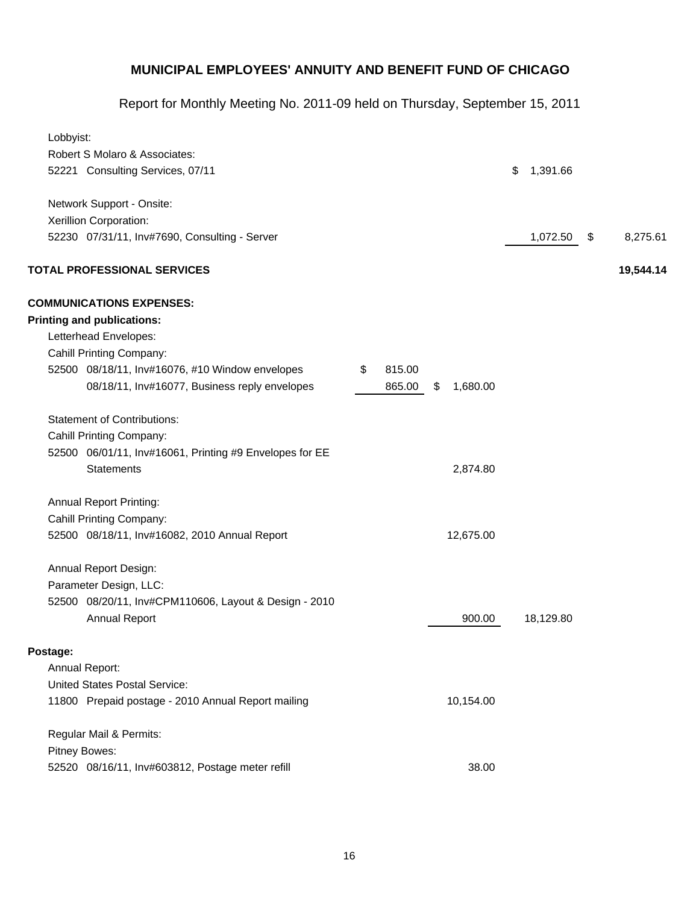# MUNICIPAL EMPLOYEES' ANNUITY AND BENEFIT FUND OF CHICAGO

## Report for Monthly Meeting No. 2011-09 held on Thursday, September 15, 2011

| Description | | | | |
|---|---|---|---|---|
| Lobbyist: | | | | |
| Robert S Molaro & Associates: | | | | |
| 52221 Consulting Services, 07/11 | | | $ 1,391.66 | |
| | | | | |
| Network Support - Onsite: | | | | |
| Xerillion Corporation: | | | | |
| 52230 07/31/11, Inv#7690, Consulting - Server | | | 1,072.50 | $ 8,275.61 |
| | | | | |
| **TOTAL PROFESSIONAL SERVICES** | | | | **19,544.14** |
| | | | | |
| **COMMUNICATIONS EXPENSES:** | | | | |
| **Printing and publications:** | | | | |
| Letterhead Envelopes: | | | | |
| Cahill Printing Company: | | | | |
| 52500 08/18/11, Inv#16076, #10 Window envelopes | $ 815.00 | | | |
| 08/18/11, Inv#16077, Business reply envelopes | 865.00 | $ 1,680.00 | | |
| | | | | |
| Statement of Contributions: | | | | |
| Cahill Printing Company: | | | | |
| 52500 06/01/11, Inv#16061, Printing #9 Envelopes for EE Statements | | 2,874.80 | | |
| | | | | |
| Annual Report Printing: | | | | |
| Cahill Printing Company: | | | | |
| 52500 08/18/11, Inv#16082, 2010 Annual Report | | 12,675.00 | | |
| | | | | |
| Annual Report Design: | | | | |
| Parameter Design, LLC: | | | | |
| 52500 08/20/11, Inv#CPM110606, Layout & Design - 2010 Annual Report | | 900.00 | 18,129.80 | |
| | | | | |
| **Postage:** | | | | |
| Annual Report: | | | | |
| United States Postal Service: | | | | |
| 11800 Prepaid postage - 2010 Annual Report mailing | | 10,154.00 | | |
| | | | | |
| Regular Mail & Permits: | | | | |
| Pitney Bowes: | | | | |
| 52520 08/16/11, Inv#603812, Postage meter refill | | 38.00 | | |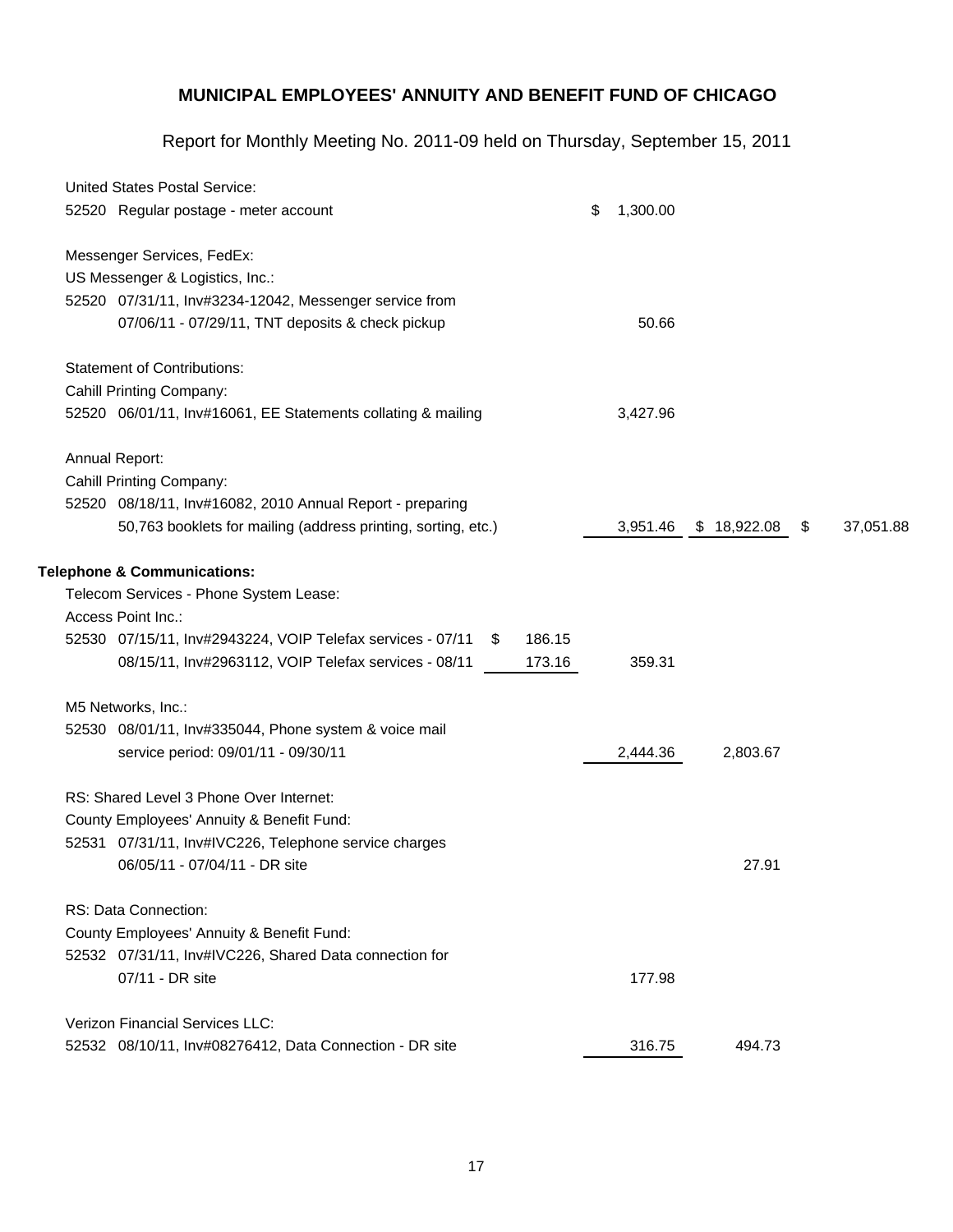# MUNICIPAL EMPLOYEES' ANNUITY AND BENEFIT FUND OF CHICAGO

Report for Monthly Meeting No. 2011-09 held on Thursday, September 15, 2011

| Account | Description | | | | |
|---|---|---|---|---|---|
| | United States Postal Service: | | | | |
| 52520 | Regular postage - meter account | | $ 1,300.00 | | |
| | Messenger Services, FedEx: | | | | |
| | US Messenger & Logistics, Inc.: | | | | |
| 52520 | 07/31/11, Inv#3234-12042, Messenger service from 07/06/11 - 07/29/11, TNT deposits & check pickup | | 50.66 | | |
| | Statement of Contributions: | | | | |
| | Cahill Printing Company: | | | | |
| 52520 | 06/01/11, Inv#16061, EE Statements collating & mailing | | 3,427.96 | | |
| | Annual Report: | | | | |
| | Cahill Printing Company: | | | | |
| 52520 | 08/18/11, Inv#16082, 2010 Annual Report - preparing 50,763 booklets for mailing (address printing, sorting, etc.) | | 3,951.46 | $ 18,922.08 | $ 37,051.88 |
| | **Telephone & Communications:** | | | | |
| | Telecom Services - Phone System Lease: | | | | |
| | Access Point Inc.: | | | | |
| 52530 | 07/15/11, Inv#2943224, VOIP Telefax services - 07/11 | $ 186.15 | | | |
| | 08/15/11, Inv#2963112, VOIP Telefax services - 08/11 | 173.16 | 359.31 | | |
| | M5 Networks, Inc.: | | | | |
| 52530 | 08/01/11, Inv#335044, Phone system & voice mail service period: 09/01/11 - 09/30/11 | | 2,444.36 | 2,803.67 | |
| | RS: Shared Level 3 Phone Over Internet: | | | | |
| | County Employees' Annuity & Benefit Fund: | | | | |
| 52531 | 07/31/11, Inv#IVC226, Telephone service charges 06/05/11 - 07/04/11 - DR site | | | 27.91 | |
| | RS: Data Connection: | | | | |
| | County Employees' Annuity & Benefit Fund: | | | | |
| 52532 | 07/31/11, Inv#IVC226, Shared Data connection for 07/11 - DR site | | 177.98 | | |
| | Verizon Financial Services LLC: | | | | |
| 52532 | 08/10/11, Inv#08276412, Data Connection - DR site | | 316.75 | 494.73 | |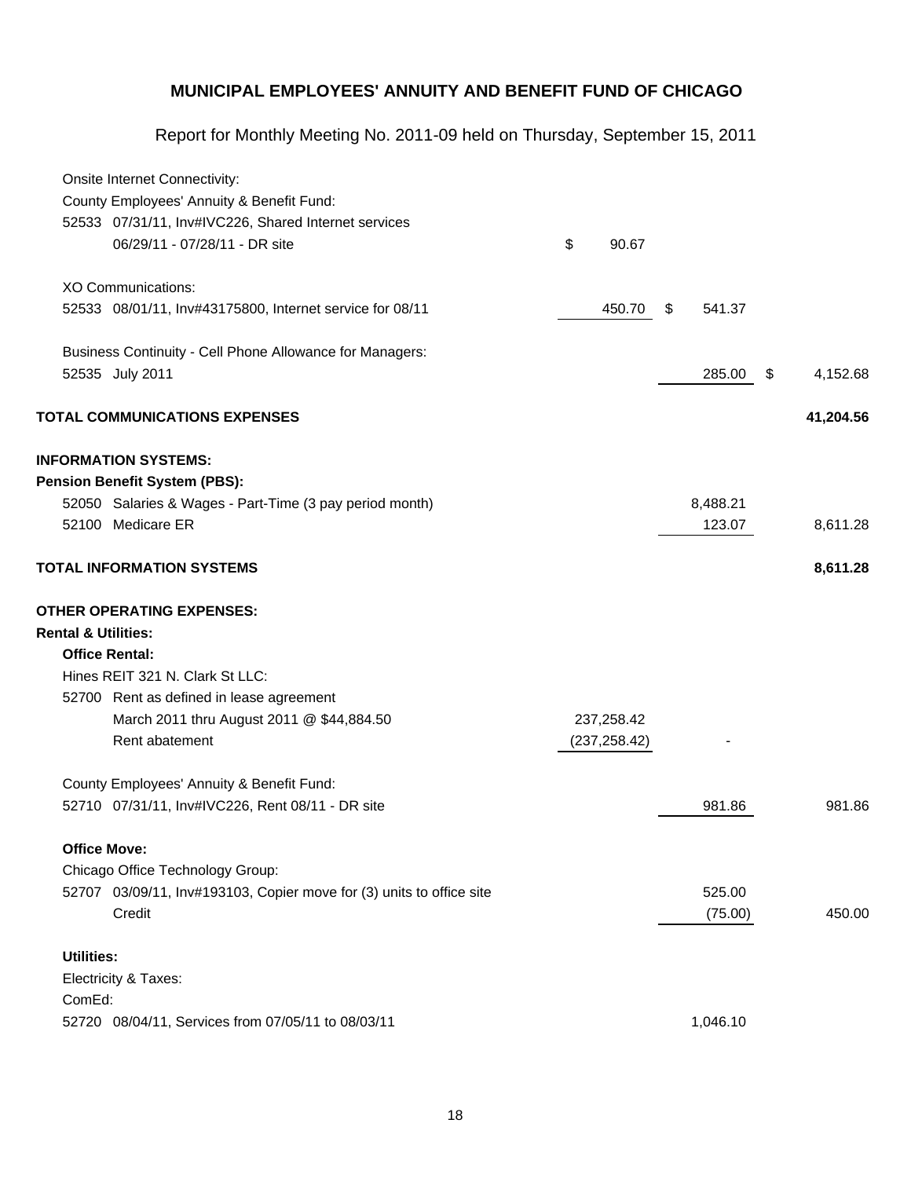## MUNICIPAL EMPLOYEES' ANNUITY AND BENEFIT FUND OF CHICAGO

Report for Monthly Meeting No. 2011-09 held on Thursday, September 15, 2011

| Description | | | |
|---|---|---|---|
| Onsite Internet Connectivity: | | | |
| County Employees' Annuity & Benefit Fund: | | | |
| 52533 07/31/11, Inv#IVC226, Shared Internet services 06/29/11 - 07/28/11 - DR site | $ 90.67 | | |
| XO Communications: | | | |
| 52533 08/01/11, Inv#43175800, Internet service for 08/11 | 450.70 | $ 541.37 | |
| Business Continuity - Cell Phone Allowance for Managers: | | | |
| 52535 July 2011 | | 285.00 | $ 4,152.68 |
| **TOTAL COMMUNICATIONS EXPENSES** | | | **41,204.56** |
| **INFORMATION SYSTEMS:** | | | |
| **Pension Benefit System (PBS):** | | | |
| 52050 Salaries & Wages - Part-Time (3 pay period month) | | 8,488.21 | |
| 52100 Medicare ER | | 123.07 | 8,611.28 |
| **TOTAL INFORMATION SYSTEMS** | | | **8,611.28** |
| **OTHER OPERATING EXPENSES:** | | | |
| **Rental & Utilities:** | | | |
| **Office Rental:** | | | |
| Hines REIT 321 N. Clark St LLC: | | | |
| 52700 Rent as defined in lease agreement | | | |
| March 2011 thru August 2011 @ $44,884.50 | 237,258.42 | | |
| Rent abatement | (237,258.42) | - | |
| County Employees' Annuity & Benefit Fund: | | | |
| 52710 07/31/11, Inv#IVC226, Rent 08/11 - DR site | | 981.86 | 981.86 |
| **Office Move:** | | | |
| Chicago Office Technology Group: | | | |
| 52707 03/09/11, Inv#193103, Copier move for (3) units to office site | | 525.00 | |
| Credit | | (75.00) | 450.00 |
| **Utilities:** | | | |
| Electricity & Taxes: | | | |
| ComEd: | | | |
| 52720 08/04/11, Services from 07/05/11 to 08/03/11 | | 1,046.10 | |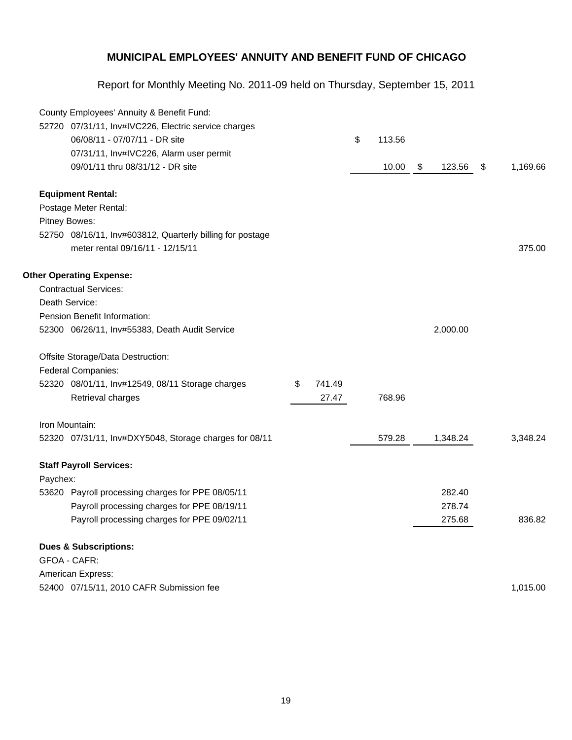# MUNICIPAL EMPLOYEES' ANNUITY AND BENEFIT FUND OF CHICAGO

Report for Monthly Meeting No. 2011-09 held on Thursday, September 15, 2011

| | | | | | |
|---|---|---|---|---|---|
| | County Employees' Annuity & Benefit Fund: | | | | |
| 52720 | 07/31/11, Inv#IVC226, Electric service charges | | | | |
| | 06/08/11 - 07/07/11 - DR site | | $ 113.56 | | |
| | 07/31/11, Inv#IVC226, Alarm user permit | | | | |
| | 09/01/11 thru 08/31/12 - DR site | | 10.00 | $ 123.56 | $ 1,169.66 |
| | **Equipment Rental:** | | | | |
| | Postage Meter Rental: | | | | |
| | Pitney Bowes: | | | | |
| 52750 | 08/16/11, Inv#603812, Quarterly billing for postage | | | | |
| | meter rental 09/16/11 - 12/15/11 | | | | 375.00 |
| **Other Operating Expense:** | | | | | |
| | Contractual Services: | | | | |
| | Death Service: | | | | |
| | Pension Benefit Information: | | | | |
| 52300 | 06/26/11, Inv#55383, Death Audit Service | | | 2,000.00 | |
| | Offsite Storage/Data Destruction: | | | | |
| | Federal Companies: | | | | |
| 52320 | 08/01/11, Inv#12549, 08/11 Storage charges | $ 741.49 | | | |
| | Retrieval charges | 27.47 | 768.96 | | |
| | Iron Mountain: | | | | |
| 52320 | 07/31/11, Inv#DXY5048, Storage charges for 08/11 | | 579.28 | 1,348.24 | 3,348.24 |
| | **Staff Payroll Services:** | | | | |
| | Paychex: | | | | |
| 53620 | Payroll processing charges for PPE 08/05/11 | | | 282.40 | |
| | Payroll processing charges for PPE 08/19/11 | | | 278.74 | |
| | Payroll processing charges for PPE 09/02/11 | | | 275.68 | 836.82 |
| | **Dues & Subscriptions:** | | | | |
| | GFOA - CAFR: | | | | |
| | American Express: | | | | |
| 52400 | 07/15/11, 2010 CAFR Submission fee | | | | 1,015.00 |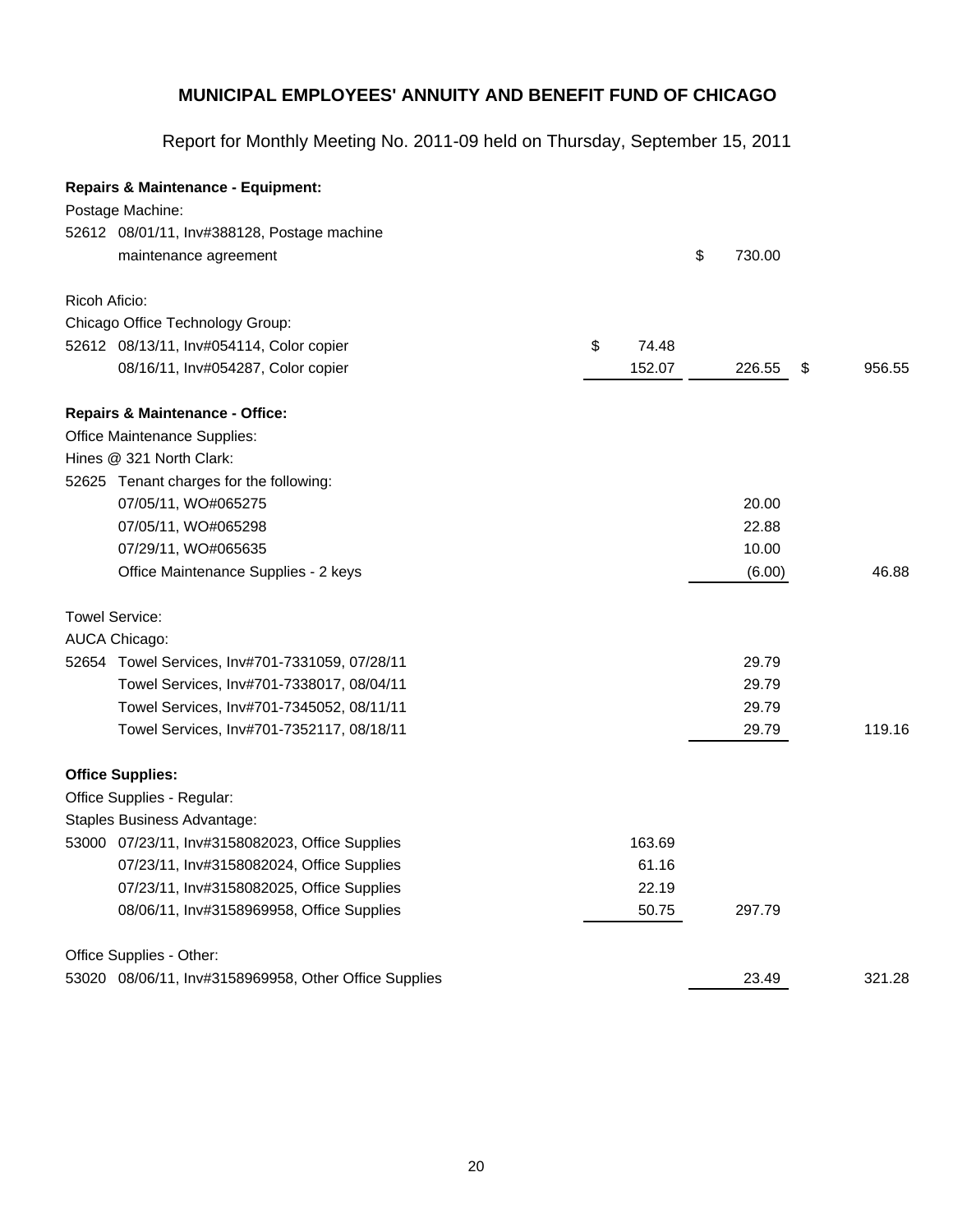# MUNICIPAL EMPLOYEES' ANNUITY AND BENEFIT FUND OF CHICAGO

Report for Monthly Meeting No. 2011-09 held on Thursday, September 15, 2011

| | | | | |
|---|---|---|---|---|
| **Repairs & Maintenance - Equipment:** | | | | |
| Postage Machine: | | | | |
| 52612 08/01/11, Inv#388128, Postage machine maintenance agreement | | | $ 730.00 | |
| Ricoh Aficio: | | | | |
| Chicago Office Technology Group: | | | | |
| 52612 08/13/11, Inv#054114, Color copier | $ 74.48 | | | |
| 08/16/11, Inv#054287, Color copier | 152.07 | | 226.55 | $ 956.55 |
| **Repairs & Maintenance - Office:** | | | | |
| Office Maintenance Supplies: | | | | |
| Hines @ 321 North Clark: | | | | |
| 52625 Tenant charges for the following: | | | | |
| 07/05/11, WO#065275 | | | 20.00 | |
| 07/05/11, WO#065298 | | | 22.88 | |
| 07/29/11, WO#065635 | | | 10.00 | |
| Office Maintenance Supplies - 2 keys | | | (6.00) | 46.88 |
| Towel Service: | | | | |
| AUCA Chicago: | | | | |
| 52654 Towel Services, Inv#701-7331059, 07/28/11 | | | 29.79 | |
| Towel Services, Inv#701-7338017, 08/04/11 | | | 29.79 | |
| Towel Services, Inv#701-7345052, 08/11/11 | | | 29.79 | |
| Towel Services, Inv#701-7352117, 08/18/11 | | | 29.79 | 119.16 |
| **Office Supplies:** | | | | |
| Office Supplies - Regular: | | | | |
| Staples Business Advantage: | | | | |
| 53000 07/23/11, Inv#3158082023, Office Supplies | 163.69 | | | |
| 07/23/11, Inv#3158082024, Office Supplies | 61.16 | | | |
| 07/23/11, Inv#3158082025, Office Supplies | 22.19 | | | |
| 08/06/11, Inv#3158969958, Office Supplies | 50.75 | | 297.79 | |
| Office Supplies - Other: | | | | |
| 53020 08/06/11, Inv#3158969958, Other Office Supplies | | | 23.49 | 321.28 |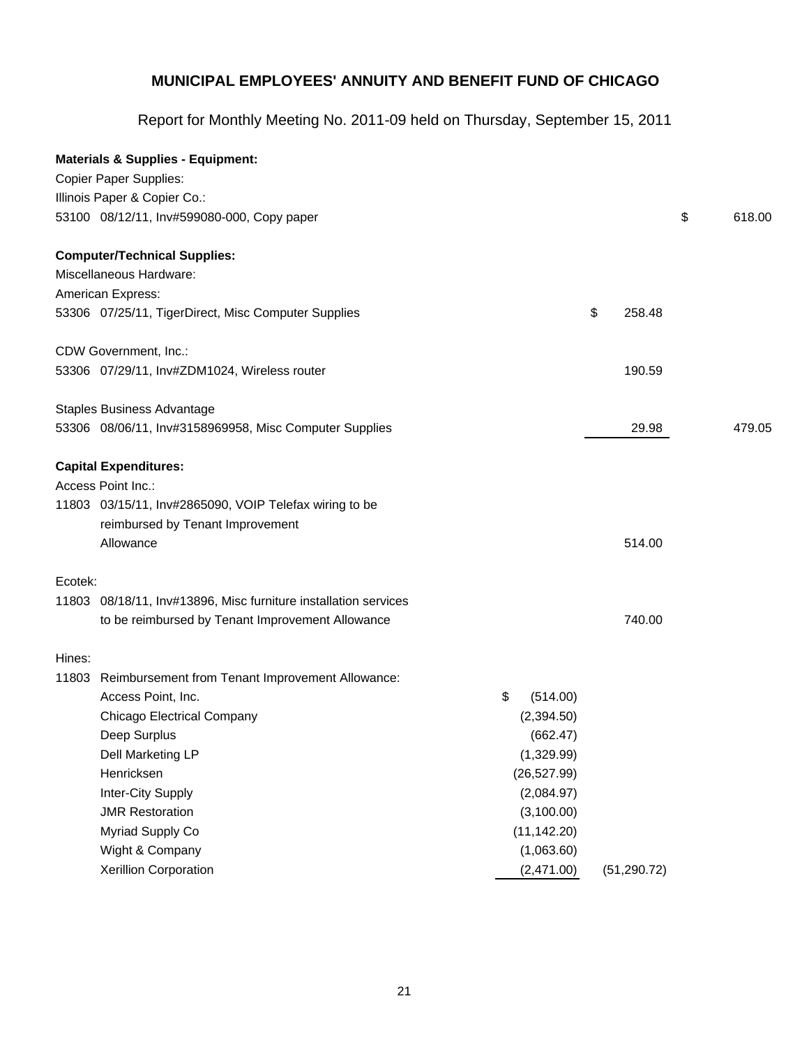# MUNICIPAL EMPLOYEES' ANNUITY AND BENEFIT FUND OF CHICAGO

Report for Monthly Meeting No. 2011-09 held on Thursday, September 15, 2011

| | | | | |
|---|---|---|---|---|
| **Materials & Supplies - Equipment:** | | | | |
| Copier Paper Supplies: | | | | |
| Illinois Paper & Copier Co.: | | | | |
| 53100 08/12/11, Inv#599080-000, Copy paper | | | | $ 618.00 |
| **Computer/Technical Supplies:** | | | | |
| Miscellaneous Hardware: | | | | |
| American Express: | | | | |
| 53306 07/25/11, TigerDirect, Misc Computer Supplies | | | $ 258.48 | |
| CDW Government, Inc.: | | | | |
| 53306 07/29/11, Inv#ZDM1024, Wireless router | | | 190.59 | |
| Staples Business Advantage | | | | |
| 53306 08/06/11, Inv#3158969958, Misc Computer Supplies | | | 29.98 | 479.05 |
| **Capital Expenditures:** | | | | |
| Access Point Inc.: | | | | |
| 11803 03/15/11, Inv#2865090, VOIP Telefax wiring to be reimbursed by Tenant Improvement Allowance | | | 514.00 | |
| Ecotek: | | | | |
| 11803 08/18/11, Inv#13896, Misc furniture installation services to be reimbursed by Tenant Improvement Allowance | | | 740.00 | |
| Hines: | | | | |
| 11803 Reimbursement from Tenant Improvement Allowance: | | | | |
| | Access Point, Inc. | $ (514.00) | | |
| | Chicago Electrical Company | (2,394.50) | | |
| | Deep Surplus | (662.47) | | |
| | Dell Marketing LP | (1,329.99) | | |
| | Henricksen | (26,527.99) | | |
| | Inter-City Supply | (2,084.97) | | |
| | JMR Restoration | (3,100.00) | | |
| | Myriad Supply Co | (11,142.20) | | |
| | Wight & Company | (1,063.60) | | |
| | Xerillion Corporation | (2,471.00) | (51,290.72) | |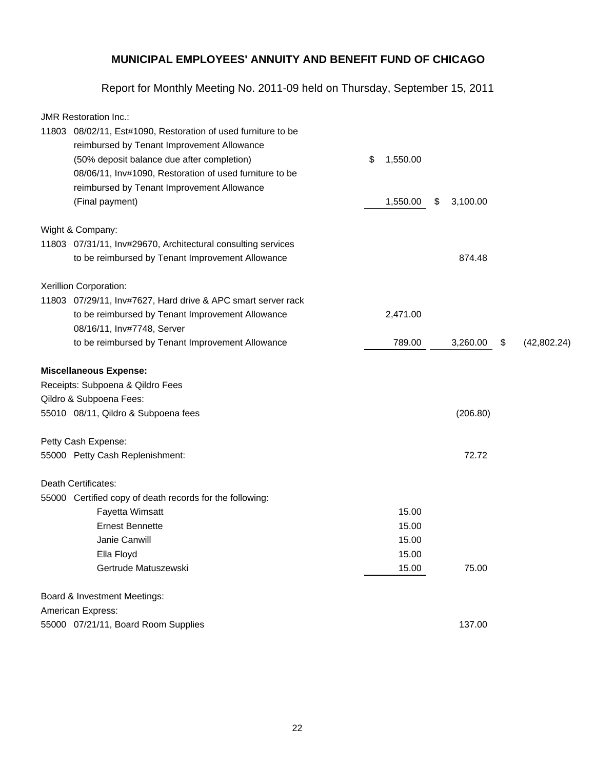## MUNICIPAL EMPLOYEES' ANNUITY AND BENEFIT FUND OF CHICAGO

Report for Monthly Meeting No. 2011-09 held on Thursday, September 15, 2011

| Description | | | |
|---|---|---|---|
| JMR Restoration Inc.: | | | |
| 11803 08/02/11, Est#1090, Restoration of used furniture to be reimbursed by Tenant Improvement Allowance (50% deposit balance due after completion) | $ 1,550.00 | | |
| 08/06/11, Inv#1090, Restoration of used furniture to be reimbursed by Tenant Improvement Allowance (Final payment) | 1,550.00 | $ 3,100.00 | |
| Wight & Company: | | | |
| 11803 07/31/11, Inv#29670, Architectural consulting services to be reimbursed by Tenant Improvement Allowance | | 874.48 | |
| Xerillion Corporation: | | | |
| 11803 07/29/11, Inv#7627, Hard drive & APC smart server rack to be reimbursed by Tenant Improvement Allowance | 2,471.00 | | |
| 08/16/11, Inv#7748, Server to be reimbursed by Tenant Improvement Allowance | 789.00 | 3,260.00 | $ (42,802.24) |
| **Miscellaneous Expense:** | | | |
| Receipts: Subpoena & Qildro Fees | | | |
| Qildro & Subpoena Fees: | | | |
| 55010 08/11, Qildro & Subpoena fees | | (206.80) | |
| Petty Cash Expense: | | | |
| 55000 Petty Cash Replenishment: | | 72.72 | |
| Death Certificates: | | | |
| 55000 Certified copy of death records for the following: | | | |
| Fayetta Wimsatt | 15.00 | | |
| Ernest Bennette | 15.00 | | |
| Janie Canwill | 15.00 | | |
| Ella Floyd | 15.00 | | |
| Gertrude Matuszewski | 15.00 | 75.00 | |
| Board & Investment Meetings: | | | |
| American Express: | | | |
| 55000 07/21/11, Board Room Supplies | | 137.00 | |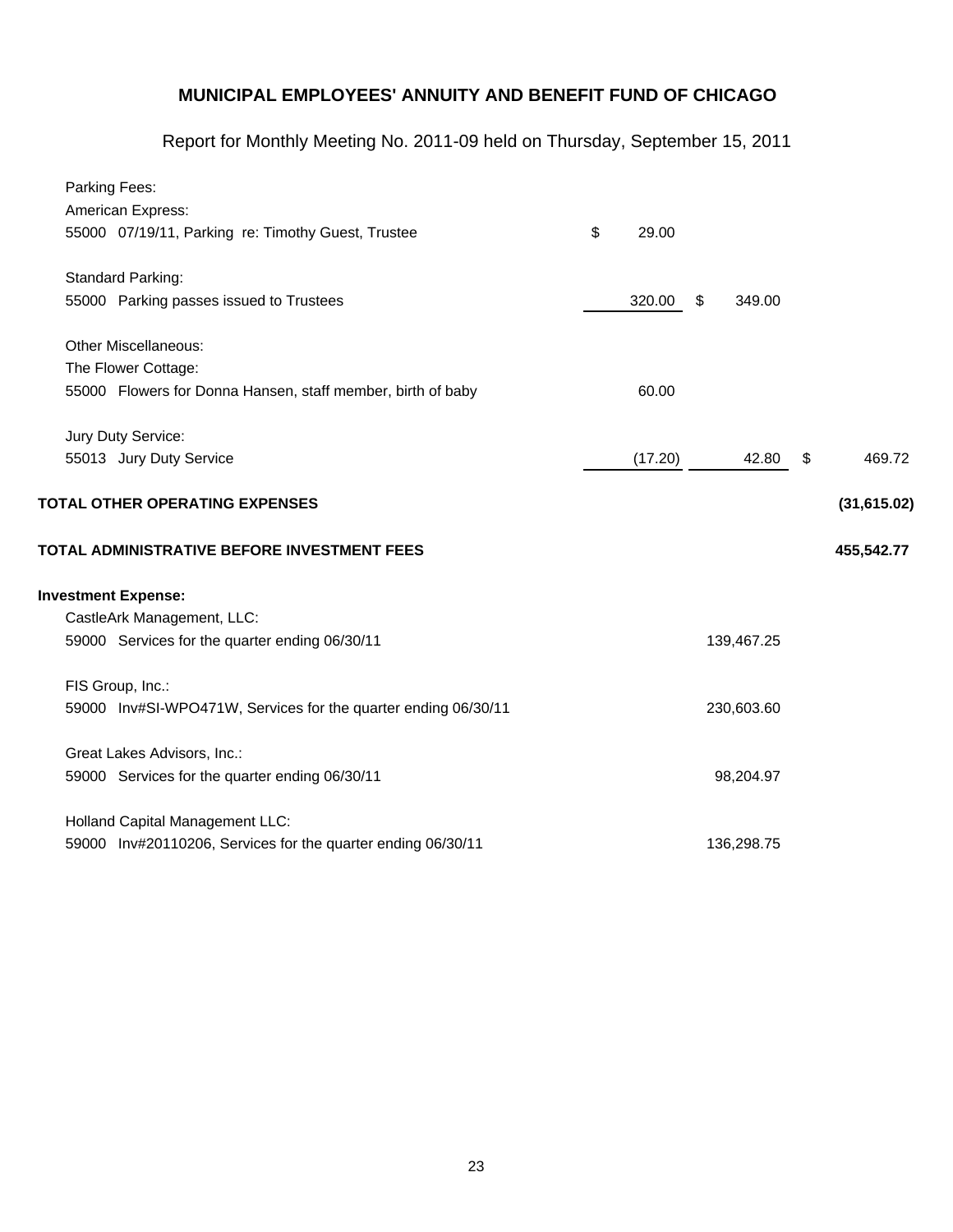# MUNICIPAL EMPLOYEES' ANNUITY AND BENEFIT FUND OF CHICAGO

Report for Monthly Meeting No. 2011-09 held on Thursday, September 15, 2011

| Description | | | |
|---|---|---|---|
| Parking Fees: | | | |
| American Express: | | | |
| 55000 07/19/11, Parking re: Timothy Guest, Trustee | $ 29.00 | | |
| Standard Parking: | | | |
| 55000 Parking passes issued to Trustees | 320.00 | $ 349.00 | |
| Other Miscellaneous: | | | |
| The Flower Cottage: | | | |
| 55000 Flowers for Donna Hansen, staff member, birth of baby | 60.00 | | |
| Jury Duty Service: | | | |
| 55013 Jury Duty Service | (17.20) | 42.80 | $ 469.72 |
| **TOTAL OTHER OPERATING EXPENSES** | | | **(31,615.02)** |
| **TOTAL ADMINISTRATIVE BEFORE INVESTMENT FEES** | | | **455,542.77** |
| **Investment Expense:** | | | |
| CastleArk Management, LLC: | | | |
| 59000 Services for the quarter ending 06/30/11 | | 139,467.25 | |
| FIS Group, Inc.: | | | |
| 59000 Inv#SI-WPO471W, Services for the quarter ending 06/30/11 | | 230,603.60 | |
| Great Lakes Advisors, Inc.: | | | |
| 59000 Services for the quarter ending 06/30/11 | | 98,204.97 | |
| Holland Capital Management LLC: | | | |
| 59000 Inv#20110206, Services for the quarter ending 06/30/11 | | 136,298.75 | |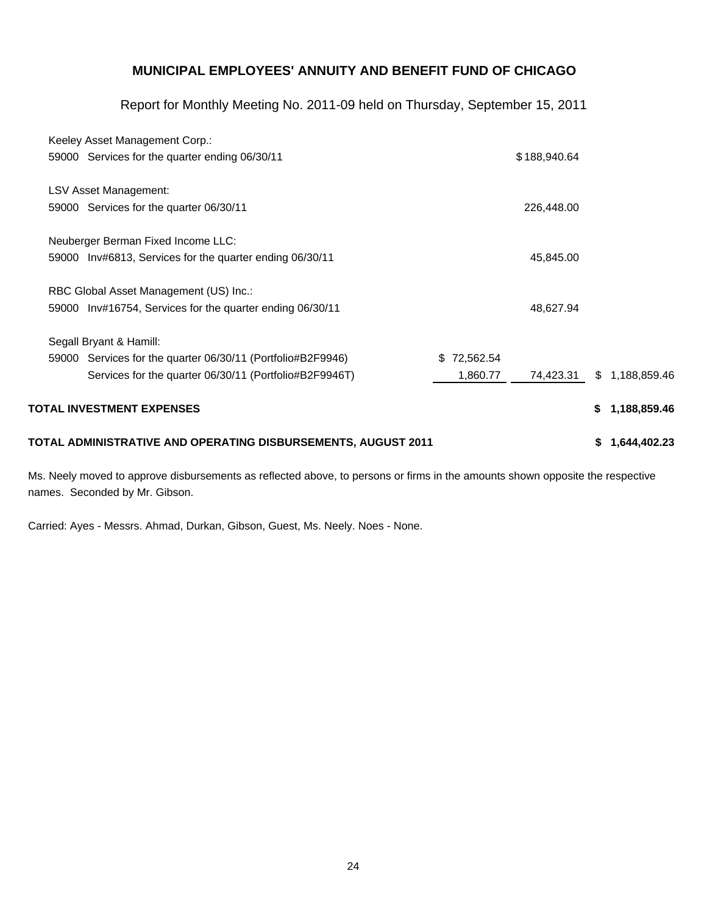**MUNICIPAL EMPLOYEES' ANNUITY AND BENEFIT FUND OF CHICAGO**

Report for Monthly Meeting No. 2011-09 held on Thursday, September 15, 2011

| | | | |
|---|---|---|---|
| Keeley Asset Management Corp.: | | | |
| 59000 Services for the quarter ending 06/30/11 | | $188,940.64 | |
| LSV Asset Management: | | | |
| 59000 Services for the quarter 06/30/11 | | 226,448.00 | |
| Neuberger Berman Fixed Income LLC: | | | |
| 59000 Inv#6813, Services for the quarter ending 06/30/11 | | 45,845.00 | |
| RBC Global Asset Management (US) Inc.: | | | |
| 59000 Inv#16754, Services for the quarter ending 06/30/11 | | 48,627.94 | |
| Segall Bryant & Hamill: | | | |
| 59000 Services for the quarter 06/30/11 (Portfolio#B2F9946) | $ 72,562.54 | | |
| Services for the quarter 06/30/11 (Portfolio#B2F9946T) | 1,860.77 | 74,423.31 | $ 1,188,859.46 |
| **TOTAL INVESTMENT EXPENSES** | | | **$ 1,188,859.46** |
| **TOTAL ADMINISTRATIVE AND OPERATING DISBURSEMENTS, AUGUST 2011** | | | **$ 1,644,402.23** |

Ms. Neely moved to approve disbursements as reflected above, to persons or firms in the amounts shown opposite the respective names. Seconded by Mr. Gibson.

Carried: Ayes - Messrs. Ahmad, Durkan, Gibson, Guest, Ms. Neely. Noes - None.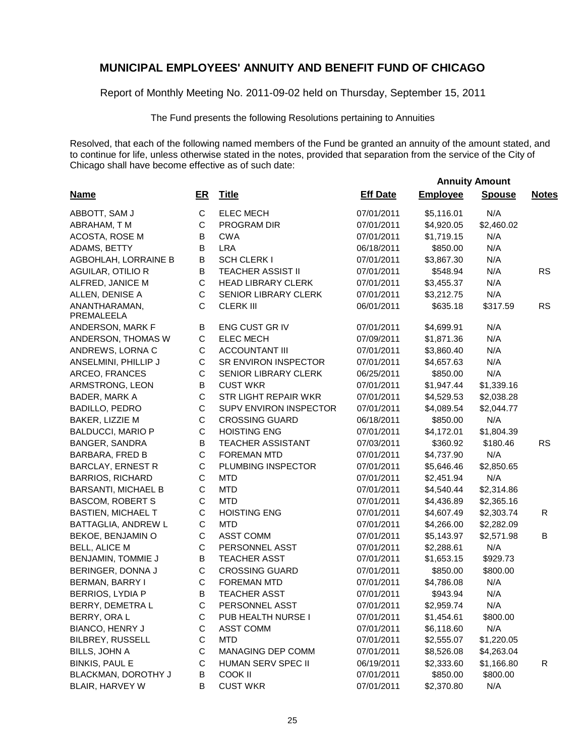# MUNICIPAL EMPLOYEES' ANNUITY AND BENEFIT FUND OF CHICAGO

Report of Monthly Meeting No. 2011-09-02 held on Thursday, September 15, 2011

The Fund presents the following Resolutions pertaining to Annuities

Resolved, that each of the following named members of the Fund be granted an annuity of the amount stated, and to continue for life, unless otherwise stated in the notes, provided that separation from the service of the City of Chicago shall have become effective as of such date:

| | | | | Annuity Amount | | |
|---|---|---|---|---|---|---|
| **Name** | **ER** | **Title** | **Eff Date** | **Employee** | **Spouse** | **Notes** |
| ABBOTT, SAM J | C | ELEC MECH | 07/01/2011 | $5,116.01 | N/A | |
| ABRAHAM, T M | C | PROGRAM DIR | 07/01/2011 | $4,920.05 | $2,460.02 | |
| ACOSTA, ROSE M | B | CWA | 07/01/2011 | $1,719.15 | N/A | |
| ADAMS, BETTY | B | LRA | 06/18/2011 | $850.00 | N/A | |
| AGBOHLAH, LORRAINE B | B | SCH CLERK I | 07/01/2011 | $3,867.30 | N/A | |
| AGUILAR, OTILIO R | B | TEACHER ASSIST II | 07/01/2011 | $548.94 | N/A | RS |
| ALFRED, JANICE M | C | HEAD LIBRARY CLERK | 07/01/2011 | $3,455.37 | N/A | |
| ALLEN, DENISE A | C | SENIOR LIBRARY CLERK | 07/01/2011 | $3,212.75 | N/A | |
| ANANTHARAMAN, PREMALEELA | C | CLERK III | 06/01/2011 | $635.18 | $317.59 | RS |
| ANDERSON, MARK F | B | ENG CUST GR IV | 07/01/2011 | $4,699.91 | N/A | |
| ANDERSON, THOMAS W | C | ELEC MECH | 07/09/2011 | $1,871.36 | N/A | |
| ANDREWS, LORNA C | C | ACCOUNTANT III | 07/01/2011 | $3,860.40 | N/A | |
| ANSELMINI, PHILLIP J | C | SR ENVIRON INSPECTOR | 07/01/2011 | $4,657.63 | N/A | |
| ARCEO, FRANCES | C | SENIOR LIBRARY CLERK | 06/25/2011 | $850.00 | N/A | |
| ARMSTRONG, LEON | B | CUST WKR | 07/01/2011 | $1,947.44 | $1,339.16 | |
| BADER, MARK A | C | STR LIGHT REPAIR WKR | 07/01/2011 | $4,529.53 | $2,038.28 | |
| BADILLO, PEDRO | C | SUPV ENVIRON INSPECTOR | 07/01/2011 | $4,089.54 | $2,044.77 | |
| BAKER, LIZZIE M | C | CROSSING GUARD | 06/18/2011 | $850.00 | N/A | |
| BALDUCCI, MARIO P | C | HOISTING ENG | 07/01/2011 | $4,172.01 | $1,804.39 | |
| BANGER, SANDRA | B | TEACHER ASSISTANT | 07/03/2011 | $360.92 | $180.46 | RS |
| BARBARA, FRED B | C | FOREMAN MTD | 07/01/2011 | $4,737.90 | N/A | |
| BARCLAY, ERNEST R | C | PLUMBING INSPECTOR | 07/01/2011 | $5,646.46 | $2,850.65 | |
| BARRIOS, RICHARD | C | MTD | 07/01/2011 | $2,451.94 | N/A | |
| BARSANTI, MICHAEL B | C | MTD | 07/01/2011 | $4,540.44 | $2,314.86 | |
| BASCOM, ROBERT S | C | MTD | 07/01/2011 | $4,436.89 | $2,365.16 | |
| BASTIEN, MICHAEL T | C | HOISTING ENG | 07/01/2011 | $4,607.49 | $2,303.74 | R |
| BATTAGLIA, ANDREW L | C | MTD | 07/01/2011 | $4,266.00 | $2,282.09 | |
| BEKOE, BENJAMIN O | C | ASST COMM | 07/01/2011 | $5,143.97 | $2,571.98 | B |
| BELL, ALICE M | C | PERSONNEL ASST | 07/01/2011 | $2,288.61 | N/A | |
| BENJAMIN, TOMMIE J | B | TEACHER ASST | 07/01/2011 | $1,653.15 | $929.73 | |
| BERINGER, DONNA J | C | CROSSING GUARD | 07/01/2011 | $850.00 | $800.00 | |
| BERMAN, BARRY I | C | FOREMAN MTD | 07/01/2011 | $4,786.08 | N/A | |
| BERRIOS, LYDIA P | B | TEACHER ASST | 07/01/2011 | $943.94 | N/A | |
| BERRY, DEMETRA L | C | PERSONNEL ASST | 07/01/2011 | $2,959.74 | N/A | |
| BERRY, ORA L | C | PUB HEALTH NURSE I | 07/01/2011 | $1,454.61 | $800.00 | |
| BIANCO, HENRY J | C | ASST COMM | 07/01/2011 | $6,118.60 | N/A | |
| BILBREY, RUSSELL | C | MTD | 07/01/2011 | $2,555.07 | $1,220.05 | |
| BILLS, JOHN A | C | MANAGING DEP COMM | 07/01/2011 | $8,526.08 | $4,263.04 | |
| BINKIS, PAUL E | C | HUMAN SERV SPEC II | 06/19/2011 | $2,333.60 | $1,166.80 | R |
| BLACKMAN, DOROTHY J | B | COOK II | 07/01/2011 | $850.00 | $800.00 | |
| BLAIR, HARVEY W | B | CUST WKR | 07/01/2011 | $2,370.80 | N/A | |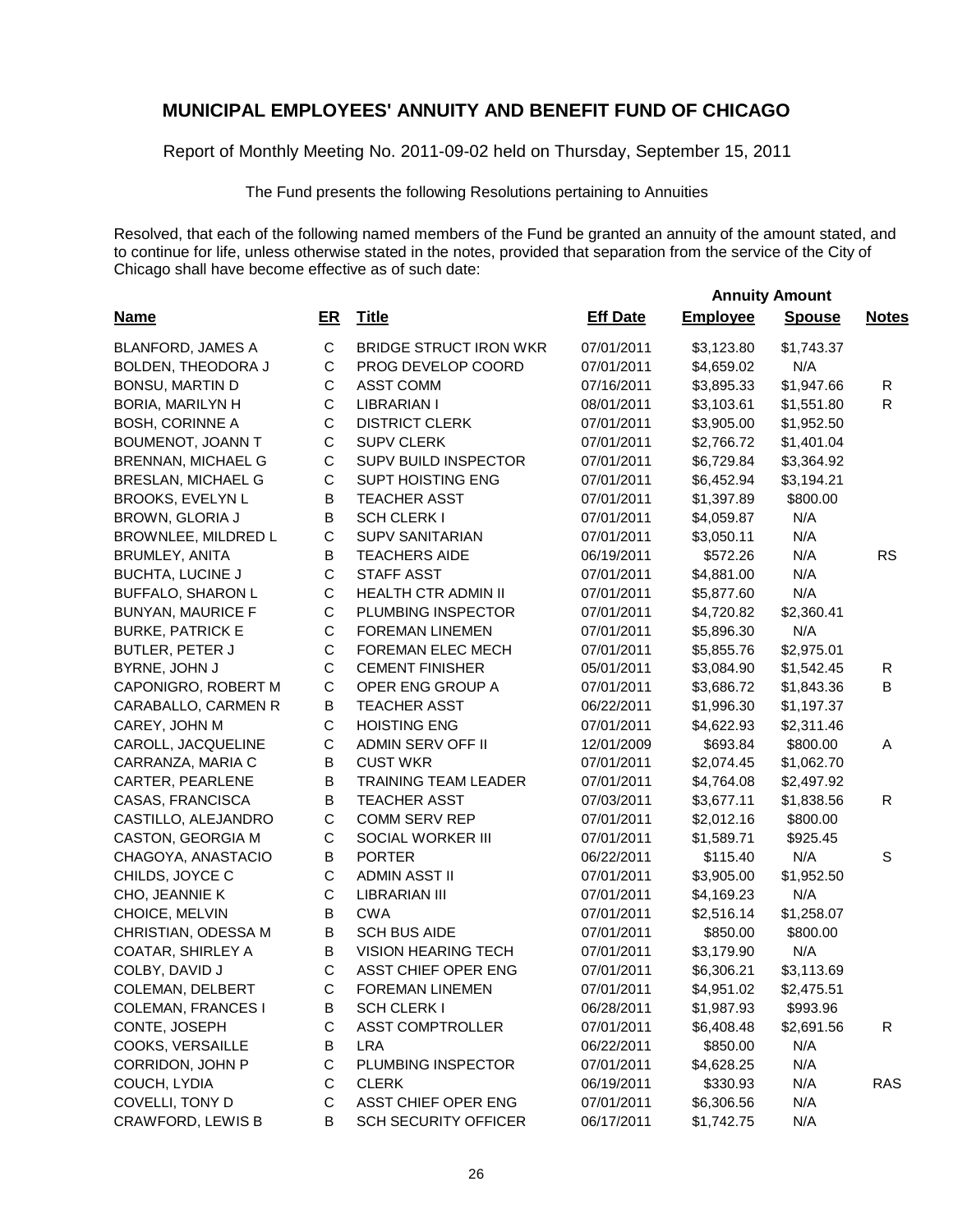# MUNICIPAL EMPLOYEES' ANNUITY AND BENEFIT FUND OF CHICAGO

Report of Monthly Meeting No. 2011-09-02 held on Thursday, September 15, 2011

The Fund presents the following Resolutions pertaining to Annuities

Resolved, that each of the following named members of the Fund be granted an annuity of the amount stated, and to continue for life, unless otherwise stated in the notes, provided that separation from the service of the City of Chicago shall have become effective as of such date:

| | | | | Annuity Amount | | |
|---|---|---|---|---|---|---|
| **Name** | **ER** | **Title** | **Eff Date** | **Employee** | **Spouse** | **Notes** |
| BLANFORD, JAMES A | C | BRIDGE STRUCT IRON WKR | 07/01/2011 | $3,123.80 | $1,743.37 | |
| BOLDEN, THEODORA J | C | PROG DEVELOP COORD | 07/01/2011 | $4,659.02 | N/A | |
| BONSU, MARTIN D | C | ASST COMM | 07/16/2011 | $3,895.33 | $1,947.66 | R |
| BORIA, MARILYN H | C | LIBRARIAN I | 08/01/2011 | $3,103.61 | $1,551.80 | R |
| BOSH, CORINNE A | C | DISTRICT CLERK | 07/01/2011 | $3,905.00 | $1,952.50 | |
| BOUMENOT, JOANN T | C | SUPV CLERK | 07/01/2011 | $2,766.72 | $1,401.04 | |
| BRENNAN, MICHAEL G | C | SUPV BUILD INSPECTOR | 07/01/2011 | $6,729.84 | $3,364.92 | |
| BRESLAN, MICHAEL G | C | SUPT HOISTING ENG | 07/01/2011 | $6,452.94 | $3,194.21 | |
| BROOKS, EVELYN L | B | TEACHER ASST | 07/01/2011 | $1,397.89 | $800.00 | |
| BROWN, GLORIA J | B | SCH CLERK I | 07/01/2011 | $4,059.87 | N/A | |
| BROWNLEE, MILDRED L | C | SUPV SANITARIAN | 07/01/2011 | $3,050.11 | N/A | |
| BRUMLEY, ANITA | B | TEACHERS AIDE | 06/19/2011 | $572.26 | N/A | RS |
| BUCHTA, LUCINE J | C | STAFF ASST | 07/01/2011 | $4,881.00 | N/A | |
| BUFFALO, SHARON L | C | HEALTH CTR ADMIN II | 07/01/2011 | $5,877.60 | N/A | |
| BUNYAN, MAURICE F | C | PLUMBING INSPECTOR | 07/01/2011 | $4,720.82 | $2,360.41 | |
| BURKE, PATRICK E | C | FOREMAN LINEMEN | 07/01/2011 | $5,896.30 | N/A | |
| BUTLER, PETER J | C | FOREMAN ELEC MECH | 07/01/2011 | $5,855.76 | $2,975.01 | |
| BYRNE, JOHN J | C | CEMENT FINISHER | 05/01/2011 | $3,084.90 | $1,542.45 | R |
| CAPONIGRO, ROBERT M | C | OPER ENG GROUP A | 07/01/2011 | $3,686.72 | $1,843.36 | B |
| CARABALLO, CARMEN R | B | TEACHER ASST | 06/22/2011 | $1,996.30 | $1,197.37 | |
| CAREY, JOHN M | C | HOISTING ENG | 07/01/2011 | $4,622.93 | $2,311.46 | |
| CAROLL, JACQUELINE | C | ADMIN SERV OFF II | 12/01/2009 | $693.84 | $800.00 | A |
| CARRANZA, MARIA C | B | CUST WKR | 07/01/2011 | $2,074.45 | $1,062.70 | |
| CARTER, PEARLENE | B | TRAINING TEAM LEADER | 07/01/2011 | $4,764.08 | $2,497.92 | |
| CASAS, FRANCISCA | B | TEACHER ASST | 07/03/2011 | $3,677.11 | $1,838.56 | R |
| CASTILLO, ALEJANDRO | C | COMM SERV REP | 07/01/2011 | $2,012.16 | $800.00 | |
| CASTON, GEORGIA M | C | SOCIAL WORKER III | 07/01/2011 | $1,589.71 | $925.45 | |
| CHAGOYA, ANASTACIO | B | PORTER | 06/22/2011 | $115.40 | N/A | S |
| CHILDS, JOYCE C | C | ADMIN ASST II | 07/01/2011 | $3,905.00 | $1,952.50 | |
| CHO, JEANNIE K | C | LIBRARIAN III | 07/01/2011 | $4,169.23 | N/A | |
| CHOICE, MELVIN | B | CWA | 07/01/2011 | $2,516.14 | $1,258.07 | |
| CHRISTIAN, ODESSA M | B | SCH BUS AIDE | 07/01/2011 | $850.00 | $800.00 | |
| COATAR, SHIRLEY A | B | VISION HEARING TECH | 07/01/2011 | $3,179.90 | N/A | |
| COLBY, DAVID J | C | ASST CHIEF OPER ENG | 07/01/2011 | $6,306.21 | $3,113.69 | |
| COLEMAN, DELBERT | C | FOREMAN LINEMEN | 07/01/2011 | $4,951.02 | $2,475.51 | |
| COLEMAN, FRANCES I | B | SCH CLERK I | 06/28/2011 | $1,987.93 | $993.96 | |
| CONTE, JOSEPH | C | ASST COMPTROLLER | 07/01/2011 | $6,408.48 | $2,691.56 | R |
| COOKS, VERSAILLE | B | LRA | 06/22/2011 | $850.00 | N/A | |
| CORRIDON, JOHN P | C | PLUMBING INSPECTOR | 07/01/2011 | $4,628.25 | N/A | |
| COUCH, LYDIA | C | CLERK | 06/19/2011 | $330.93 | N/A | RAS |
| COVELLI, TONY D | C | ASST CHIEF OPER ENG | 07/01/2011 | $6,306.56 | N/A | |
| CRAWFORD, LEWIS B | B | SCH SECURITY OFFICER | 06/17/2011 | $1,742.75 | N/A | |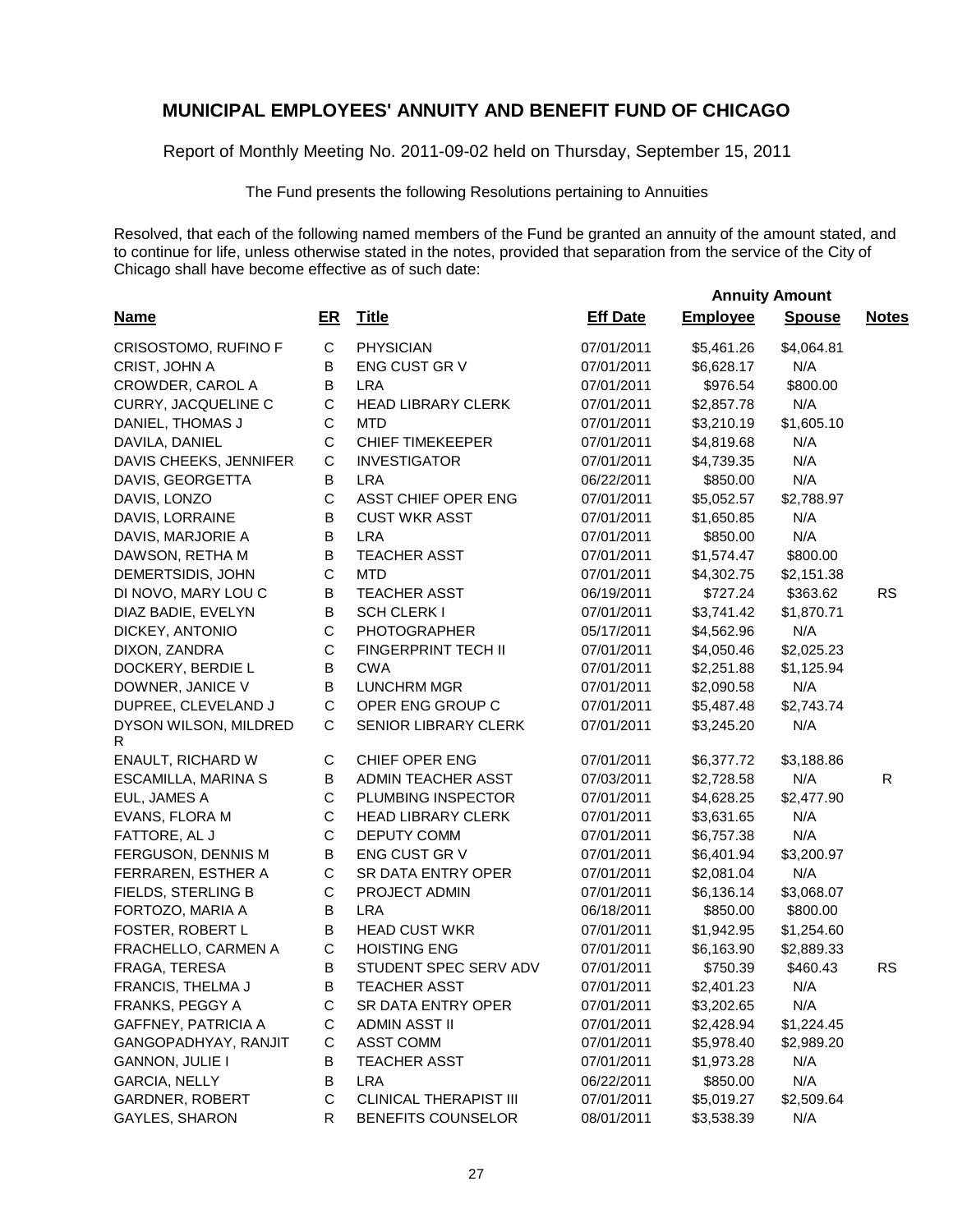## MUNICIPAL EMPLOYEES' ANNUITY AND BENEFIT FUND OF CHICAGO

Report of Monthly Meeting No. 2011-09-02 held on Thursday, September 15, 2011

The Fund presents the following Resolutions pertaining to Annuities

Resolved, that each of the following named members of the Fund be granted an annuity of the amount stated, and to continue for life, unless otherwise stated in the notes, provided that separation from the service of the City of Chicago shall have become effective as of such date:

| Name | ER | Title | Eff Date | Annuity Amount Employee | Annuity Amount Spouse | Notes |
|---|---|---|---|---|---|---|
| CRISOSTOMO, RUFINO F | C | PHYSICIAN | 07/01/2011 | $5,461.26 | $4,064.81 | |
| CRIST, JOHN A | B | ENG CUST GR V | 07/01/2011 | $6,628.17 | N/A | |
| CROWDER, CAROL A | B | LRA | 07/01/2011 | $976.54 | $800.00 | |
| CURRY, JACQUELINE C | C | HEAD LIBRARY CLERK | 07/01/2011 | $2,857.78 | N/A | |
| DANIEL, THOMAS J | C | MTD | 07/01/2011 | $3,210.19 | $1,605.10 | |
| DAVILA, DANIEL | C | CHIEF TIMEKEEPER | 07/01/2011 | $4,819.68 | N/A | |
| DAVIS CHEEKS, JENNIFER | C | INVESTIGATOR | 07/01/2011 | $4,739.35 | N/A | |
| DAVIS, GEORGETTA | B | LRA | 06/22/2011 | $850.00 | N/A | |
| DAVIS, LONZO | C | ASST CHIEF OPER ENG | 07/01/2011 | $5,052.57 | $2,788.97 | |
| DAVIS, LORRAINE | B | CUST WKR ASST | 07/01/2011 | $1,650.85 | N/A | |
| DAVIS, MARJORIE A | B | LRA | 07/01/2011 | $850.00 | N/A | |
| DAWSON, RETHA M | B | TEACHER ASST | 07/01/2011 | $1,574.47 | $800.00 | |
| DEMERTSIDIS, JOHN | C | MTD | 07/01/2011 | $4,302.75 | $2,151.38 | |
| DI NOVO, MARY LOU C | B | TEACHER ASST | 06/19/2011 | $727.24 | $363.62 | RS |
| DIAZ BADIE, EVELYN | B | SCH CLERK I | 07/01/2011 | $3,741.42 | $1,870.71 | |
| DICKEY, ANTONIO | C | PHOTOGRAPHER | 05/17/2011 | $4,562.96 | N/A | |
| DIXON, ZANDRA | C | FINGERPRINT TECH II | 07/01/2011 | $4,050.46 | $2,025.23 | |
| DOCKERY, BERDIE L | B | CWA | 07/01/2011 | $2,251.88 | $1,125.94 | |
| DOWNER, JANICE V | B | LUNCHRM MGR | 07/01/2011 | $2,090.58 | N/A | |
| DUPREE, CLEVELAND J | C | OPER ENG GROUP C | 07/01/2011 | $5,487.48 | $2,743.74 | |
| DYSON WILSON, MILDRED R | C | SENIOR LIBRARY CLERK | 07/01/2011 | $3,245.20 | N/A | |
| ENAULT, RICHARD W | C | CHIEF OPER ENG | 07/01/2011 | $6,377.72 | $3,188.86 | |
| ESCAMILLA, MARINA S | B | ADMIN TEACHER ASST | 07/03/2011 | $2,728.58 | N/A | R |
| EUL, JAMES A | C | PLUMBING INSPECTOR | 07/01/2011 | $4,628.25 | $2,477.90 | |
| EVANS, FLORA M | C | HEAD LIBRARY CLERK | 07/01/2011 | $3,631.65 | N/A | |
| FATTORE, AL J | C | DEPUTY COMM | 07/01/2011 | $6,757.38 | N/A | |
| FERGUSON, DENNIS M | B | ENG CUST GR V | 07/01/2011 | $6,401.94 | $3,200.97 | |
| FERRAREN, ESTHER A | C | SR DATA ENTRY OPER | 07/01/2011 | $2,081.04 | N/A | |
| FIELDS, STERLING B | C | PROJECT ADMIN | 07/01/2011 | $6,136.14 | $3,068.07 | |
| FORTOZO, MARIA A | B | LRA | 06/18/2011 | $850.00 | $800.00 | |
| FOSTER, ROBERT L | B | HEAD CUST WKR | 07/01/2011 | $1,942.95 | $1,254.60 | |
| FRACHELLO, CARMEN A | C | HOISTING ENG | 07/01/2011 | $6,163.90 | $2,889.33 | |
| FRAGA, TERESA | B | STUDENT SPEC SERV ADV | 07/01/2011 | $750.39 | $460.43 | RS |
| FRANCIS, THELMA J | B | TEACHER ASST | 07/01/2011 | $2,401.23 | N/A | |
| FRANKS, PEGGY A | C | SR DATA ENTRY OPER | 07/01/2011 | $3,202.65 | N/A | |
| GAFFNEY, PATRICIA A | C | ADMIN ASST II | 07/01/2011 | $2,428.94 | $1,224.45 | |
| GANGOPADHYAY, RANJIT | C | ASST COMM | 07/01/2011 | $5,978.40 | $2,989.20 | |
| GANNON, JULIE I | B | TEACHER ASST | 07/01/2011 | $1,973.28 | N/A | |
| GARCIA, NELLY | B | LRA | 06/22/2011 | $850.00 | N/A | |
| GARDNER, ROBERT | C | CLINICAL THERAPIST III | 07/01/2011 | $5,019.27 | $2,509.64 | |
| GAYLES, SHARON | R | BENEFITS COUNSELOR | 08/01/2011 | $3,538.39 | N/A | |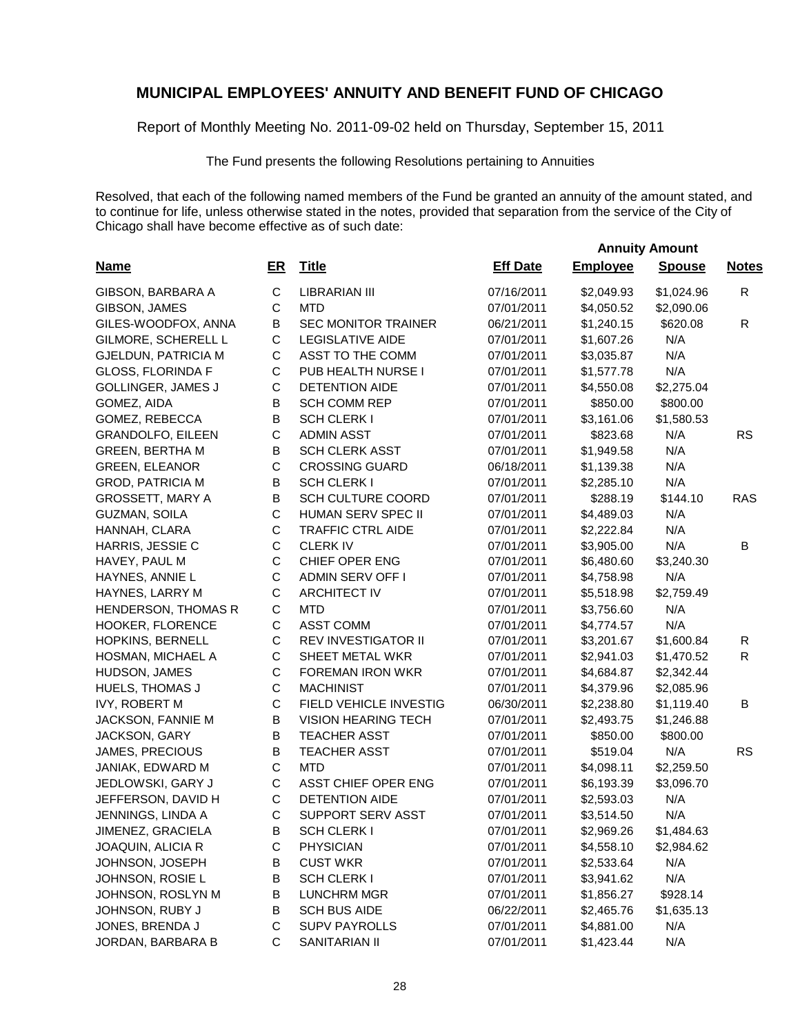# MUNICIPAL EMPLOYEES' ANNUITY AND BENEFIT FUND OF CHICAGO

Report of Monthly Meeting No. 2011-09-02 held on Thursday, September 15, 2011

The Fund presents the following Resolutions pertaining to Annuities

Resolved, that each of the following named members of the Fund be granted an annuity of the amount stated, and to continue for life, unless otherwise stated in the notes, provided that separation from the service of the City of Chicago shall have become effective as of such date:

| Name | ER | Title | Eff Date | Annuity Amount Employee | Annuity Amount Spouse | Notes |
|---|---|---|---|---|---|---|
| GIBSON, BARBARA A | C | LIBRARIAN III | 07/16/2011 | $2,049.93 | $1,024.96 | R |
| GIBSON, JAMES | C | MTD | 07/01/2011 | $4,050.52 | $2,090.06 | |
| GILES-WOODFOX, ANNA | B | SEC MONITOR TRAINER | 06/21/2011 | $1,240.15 | $620.08 | R |
| GILMORE, SCHERELL L | C | LEGISLATIVE AIDE | 07/01/2011 | $1,607.26 | N/A | |
| GJELDUN, PATRICIA M | C | ASST TO THE COMM | 07/01/2011 | $3,035.87 | N/A | |
| GLOSS, FLORINDA F | C | PUB HEALTH NURSE I | 07/01/2011 | $1,577.78 | N/A | |
| GOLLINGER, JAMES J | C | DETENTION AIDE | 07/01/2011 | $4,550.08 | $2,275.04 | |
| GOMEZ, AIDA | B | SCH COMM REP | 07/01/2011 | $850.00 | $800.00 | |
| GOMEZ, REBECCA | B | SCH CLERK I | 07/01/2011 | $3,161.06 | $1,580.53 | |
| GRANDOLFO, EILEEN | C | ADMIN ASST | 07/01/2011 | $823.68 | N/A | RS |
| GREEN, BERTHA M | B | SCH CLERK ASST | 07/01/2011 | $1,949.58 | N/A | |
| GREEN, ELEANOR | C | CROSSING GUARD | 06/18/2011 | $1,139.38 | N/A | |
| GROD, PATRICIA M | B | SCH CLERK I | 07/01/2011 | $2,285.10 | N/A | |
| GROSSETT, MARY A | B | SCH CULTURE COORD | 07/01/2011 | $288.19 | $144.10 | RAS |
| GUZMAN, SOILA | C | HUMAN SERV SPEC II | 07/01/2011 | $4,489.03 | N/A | |
| HANNAH, CLARA | C | TRAFFIC CTRL AIDE | 07/01/2011 | $2,222.84 | N/A | |
| HARRIS, JESSIE C | C | CLERK IV | 07/01/2011 | $3,905.00 | N/A | B |
| HAVEY, PAUL M | C | CHIEF OPER ENG | 07/01/2011 | $6,480.60 | $3,240.30 | |
| HAYNES, ANNIE L | C | ADMIN SERV OFF I | 07/01/2011 | $4,758.98 | N/A | |
| HAYNES, LARRY M | C | ARCHITECT IV | 07/01/2011 | $5,518.98 | $2,759.49 | |
| HENDERSON, THOMAS R | C | MTD | 07/01/2011 | $3,756.60 | N/A | |
| HOOKER, FLORENCE | C | ASST COMM | 07/01/2011 | $4,774.57 | N/A | |
| HOPKINS, BERNELL | C | REV INVESTIGATOR II | 07/01/2011 | $3,201.67 | $1,600.84 | R |
| HOSMAN, MICHAEL A | C | SHEET METAL WKR | 07/01/2011 | $2,941.03 | $1,470.52 | R |
| HUDSON, JAMES | C | FOREMAN IRON WKR | 07/01/2011 | $4,684.87 | $2,342.44 | |
| HUELS, THOMAS J | C | MACHINIST | 07/01/2011 | $4,379.96 | $2,085.96 | |
| IVY, ROBERT M | C | FIELD VEHICLE INVESTIG | 06/30/2011 | $2,238.80 | $1,119.40 | B |
| JACKSON, FANNIE M | B | VISION HEARING TECH | 07/01/2011 | $2,493.75 | $1,246.88 | |
| JACKSON, GARY | B | TEACHER ASST | 07/01/2011 | $850.00 | $800.00 | |
| JAMES, PRECIOUS | B | TEACHER ASST | 07/01/2011 | $519.04 | N/A | RS |
| JANIAK, EDWARD M | C | MTD | 07/01/2011 | $4,098.11 | $2,259.50 | |
| JEDLOWSKI, GARY J | C | ASST CHIEF OPER ENG | 07/01/2011 | $6,193.39 | $3,096.70 | |
| JEFFERSON, DAVID H | C | DETENTION AIDE | 07/01/2011 | $2,593.03 | N/A | |
| JENNINGS, LINDA A | C | SUPPORT SERV ASST | 07/01/2011 | $3,514.50 | N/A | |
| JIMENEZ, GRACIELA | B | SCH CLERK I | 07/01/2011 | $2,969.26 | $1,484.63 | |
| JOAQUIN, ALICIA R | C | PHYSICIAN | 07/01/2011 | $4,558.10 | $2,984.62 | |
| JOHNSON, JOSEPH | B | CUST WKR | 07/01/2011 | $2,533.64 | N/A | |
| JOHNSON, ROSIE L | B | SCH CLERK I | 07/01/2011 | $3,941.62 | N/A | |
| JOHNSON, ROSLYN M | B | LUNCHRM MGR | 07/01/2011 | $1,856.27 | $928.14 | |
| JOHNSON, RUBY J | B | SCH BUS AIDE | 06/22/2011 | $2,465.76 | $1,635.13 | |
| JONES, BRENDA J | C | SUPV PAYROLLS | 07/01/2011 | $4,881.00 | N/A | |
| JORDAN, BARBARA B | C | SANITARIAN II | 07/01/2011 | $1,423.44 | N/A | |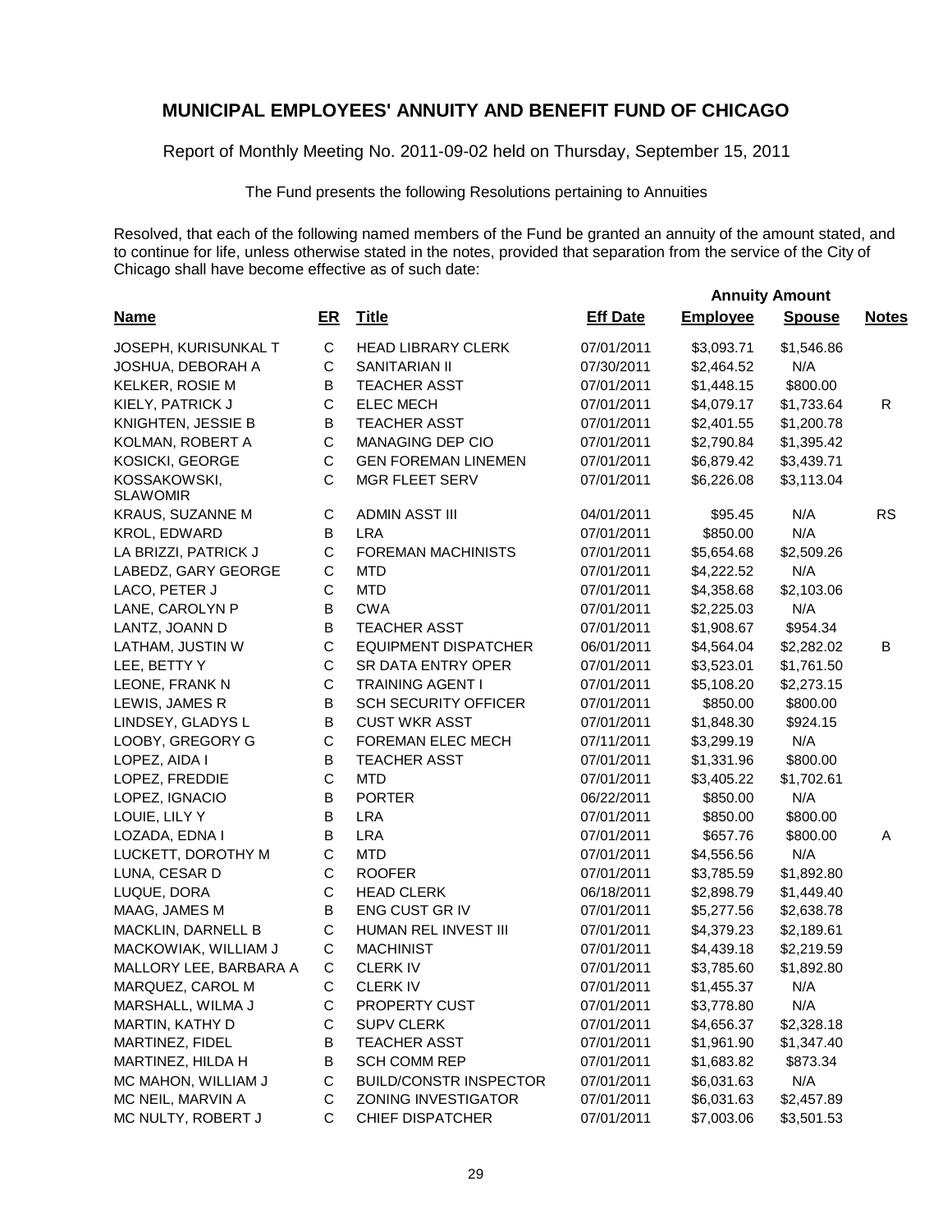# MUNICIPAL EMPLOYEES' ANNUITY AND BENEFIT FUND OF CHICAGO

Report of Monthly Meeting No. 2011-09-02 held on Thursday, September 15, 2011

The Fund presents the following Resolutions pertaining to Annuities

Resolved, that each of the following named members of the Fund be granted an annuity of the amount stated, and to continue for life, unless otherwise stated in the notes, provided that separation from the service of the City of Chicago shall have become effective as of such date:

| Name | ER | Title | Eff Date | Annuity Amount Employee | Annuity Amount Spouse | Notes |
|---|---|---|---|---|---|---|
| JOSEPH, KURISUNKAL T | C | HEAD LIBRARY CLERK | 07/01/2011 | $3,093.71 | $1,546.86 | |
| JOSHUA, DEBORAH A | C | SANITARIAN II | 07/30/2011 | $2,464.52 | N/A | |
| KELKER, ROSIE M | B | TEACHER ASST | 07/01/2011 | $1,448.15 | $800.00 | |
| KIELY, PATRICK J | C | ELEC MECH | 07/01/2011 | $4,079.17 | $1,733.64 | R |
| KNIGHTEN, JESSIE B | B | TEACHER ASST | 07/01/2011 | $2,401.55 | $1,200.78 | |
| KOLMAN, ROBERT A | C | MANAGING DEP CIO | 07/01/2011 | $2,790.84 | $1,395.42 | |
| KOSICKI, GEORGE | C | GEN FOREMAN LINEMEN | 07/01/2011 | $6,879.42 | $3,439.71 | |
| KOSSAKOWSKI, SLAWOMIR | C | MGR FLEET SERV | 07/01/2011 | $6,226.08 | $3,113.04 | |
| KRAUS, SUZANNE M | C | ADMIN ASST III | 04/01/2011 | $95.45 | N/A | RS |
| KROL, EDWARD | B | LRA | 07/01/2011 | $850.00 | N/A | |
| LA BRIZZI, PATRICK J | C | FOREMAN MACHINISTS | 07/01/2011 | $5,654.68 | $2,509.26 | |
| LABEDZ, GARY GEORGE | C | MTD | 07/01/2011 | $4,222.52 | N/A | |
| LACO, PETER J | C | MTD | 07/01/2011 | $4,358.68 | $2,103.06 | |
| LANE, CAROLYN P | B | CWA | 07/01/2011 | $2,225.03 | N/A | |
| LANTZ, JOANN D | B | TEACHER ASST | 07/01/2011 | $1,908.67 | $954.34 | |
| LATHAM, JUSTIN W | C | EQUIPMENT DISPATCHER | 06/01/2011 | $4,564.04 | $2,282.02 | B |
| LEE, BETTY Y | C | SR DATA ENTRY OPER | 07/01/2011 | $3,523.01 | $1,761.50 | |
| LEONE, FRANK N | C | TRAINING AGENT I | 07/01/2011 | $5,108.20 | $2,273.15 | |
| LEWIS, JAMES R | B | SCH SECURITY OFFICER | 07/01/2011 | $850.00 | $800.00 | |
| LINDSEY, GLADYS L | B | CUST WKR ASST | 07/01/2011 | $1,848.30 | $924.15 | |
| LOOBY, GREGORY G | C | FOREMAN ELEC MECH | 07/11/2011 | $3,299.19 | N/A | |
| LOPEZ, AIDA I | B | TEACHER ASST | 07/01/2011 | $1,331.96 | $800.00 | |
| LOPEZ, FREDDIE | C | MTD | 07/01/2011 | $3,405.22 | $1,702.61 | |
| LOPEZ, IGNACIO | B | PORTER | 06/22/2011 | $850.00 | N/A | |
| LOUIE, LILY Y | B | LRA | 07/01/2011 | $850.00 | $800.00 | |
| LOZADA, EDNA I | B | LRA | 07/01/2011 | $657.76 | $800.00 | A |
| LUCKETT, DOROTHY M | C | MTD | 07/01/2011 | $4,556.56 | N/A | |
| LUNA, CESAR D | C | ROOFER | 07/01/2011 | $3,785.59 | $1,892.80 | |
| LUQUE, DORA | C | HEAD CLERK | 06/18/2011 | $2,898.79 | $1,449.40 | |
| MAAG, JAMES M | B | ENG CUST GR IV | 07/01/2011 | $5,277.56 | $2,638.78 | |
| MACKLIN, DARNELL B | C | HUMAN REL INVEST III | 07/01/2011 | $4,379.23 | $2,189.61 | |
| MACKOWIAK, WILLIAM J | C | MACHINIST | 07/01/2011 | $4,439.18 | $2,219.59 | |
| MALLORY LEE, BARBARA A | C | CLERK IV | 07/01/2011 | $3,785.60 | $1,892.80 | |
| MARQUEZ, CAROL M | C | CLERK IV | 07/01/2011 | $1,455.37 | N/A | |
| MARSHALL, WILMA J | C | PROPERTY CUST | 07/01/2011 | $3,778.80 | N/A | |
| MARTIN, KATHY D | C | SUPV CLERK | 07/01/2011 | $4,656.37 | $2,328.18 | |
| MARTINEZ, FIDEL | B | TEACHER ASST | 07/01/2011 | $1,961.90 | $1,347.40 | |
| MARTINEZ, HILDA H | B | SCH COMM REP | 07/01/2011 | $1,683.82 | $873.34 | |
| MC MAHON, WILLIAM J | C | BUILD/CONSTR INSPECTOR | 07/01/2011 | $6,031.63 | N/A | |
| MC NEIL, MARVIN A | C | ZONING INVESTIGATOR | 07/01/2011 | $6,031.63 | $2,457.89 | |
| MC NULTY, ROBERT J | C | CHIEF DISPATCHER | 07/01/2011 | $7,003.06 | $3,501.53 | |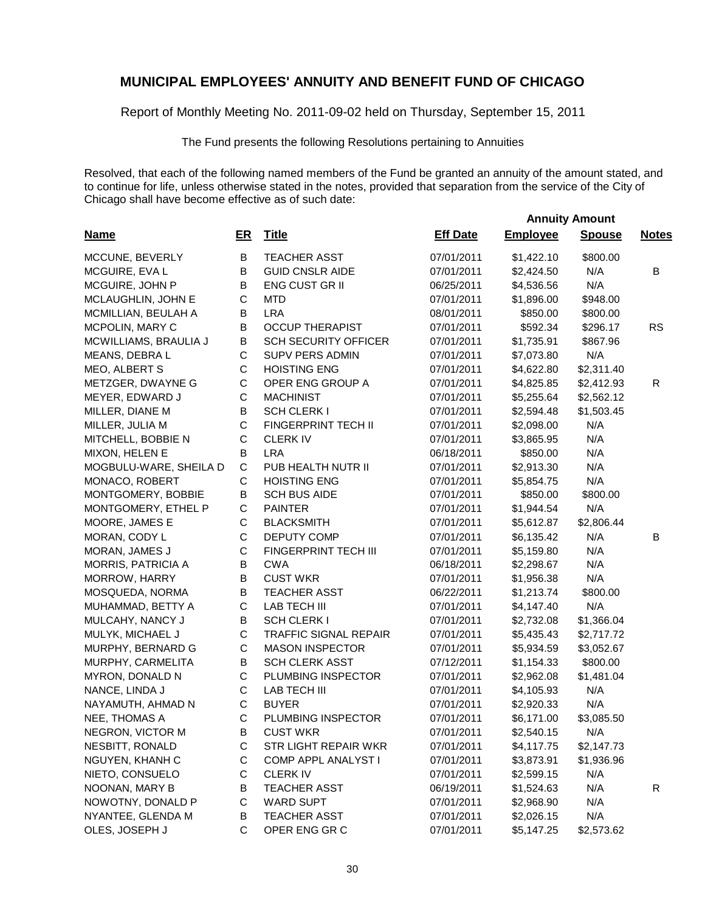# MUNICIPAL EMPLOYEES' ANNUITY AND BENEFIT FUND OF CHICAGO

Report of Monthly Meeting No. 2011-09-02 held on Thursday, September 15, 2011

The Fund presents the following Resolutions pertaining to Annuities

Resolved, that each of the following named members of the Fund be granted an annuity of the amount stated, and to continue for life, unless otherwise stated in the notes, provided that separation from the service of the City of Chicago shall have become effective as of such date:

| Name | ER | Title | Eff Date | Annuity Amount Employee | Annuity Amount Spouse | Notes |
|---|---|---|---|---|---|---|
| MCCUNE, BEVERLY | B | TEACHER ASST | 07/01/2011 | $1,422.10 | $800.00 | |
| MCGUIRE, EVA L | B | GUID CNSLR AIDE | 07/01/2011 | $2,424.50 | N/A | B |
| MCGUIRE, JOHN P | B | ENG CUST GR II | 06/25/2011 | $4,536.56 | N/A | |
| MCLAUGHLIN, JOHN E | C | MTD | 07/01/2011 | $1,896.00 | $948.00 | |
| MCMILLIAN, BEULAH A | B | LRA | 08/01/2011 | $850.00 | $800.00 | |
| MCPOLIN, MARY C | B | OCCUP THERAPIST | 07/01/2011 | $592.34 | $296.17 | RS |
| MCWILLIAMS, BRAULIA J | B | SCH SECURITY OFFICER | 07/01/2011 | $1,735.91 | $867.96 | |
| MEANS, DEBRA L | C | SUPV PERS ADMIN | 07/01/2011 | $7,073.80 | N/A | |
| MEO, ALBERT S | C | HOISTING ENG | 07/01/2011 | $4,622.80 | $2,311.40 | |
| METZGER, DWAYNE G | C | OPER ENG GROUP A | 07/01/2011 | $4,825.85 | $2,412.93 | R |
| MEYER, EDWARD J | C | MACHINIST | 07/01/2011 | $5,255.64 | $2,562.12 | |
| MILLER, DIANE M | B | SCH CLERK I | 07/01/2011 | $2,594.48 | $1,503.45 | |
| MILLER, JULIA M | C | FINGERPRINT TECH II | 07/01/2011 | $2,098.00 | N/A | |
| MITCHELL, BOBBIE N | C | CLERK IV | 07/01/2011 | $3,865.95 | N/A | |
| MIXON, HELEN E | B | LRA | 06/18/2011 | $850.00 | N/A | |
| MOGBULU-WARE, SHEILA D | C | PUB HEALTH NUTR II | 07/01/2011 | $2,913.30 | N/A | |
| MONACO, ROBERT | C | HOISTING ENG | 07/01/2011 | $5,854.75 | N/A | |
| MONTGOMERY, BOBBIE | B | SCH BUS AIDE | 07/01/2011 | $850.00 | $800.00 | |
| MONTGOMERY, ETHEL P | C | PAINTER | 07/01/2011 | $1,944.54 | N/A | |
| MOORE, JAMES E | C | BLACKSMITH | 07/01/2011 | $5,612.87 | $2,806.44 | |
| MORAN, CODY L | C | DEPUTY COMP | 07/01/2011 | $6,135.42 | N/A | B |
| MORAN, JAMES J | C | FINGERPRINT TECH III | 07/01/2011 | $5,159.80 | N/A | |
| MORRIS, PATRICIA A | B | CWA | 06/18/2011 | $2,298.67 | N/A | |
| MORROW, HARRY | B | CUST WKR | 07/01/2011 | $1,956.38 | N/A | |
| MOSQUEDA, NORMA | B | TEACHER ASST | 06/22/2011 | $1,213.74 | $800.00 | |
| MUHAMMAD, BETTY A | C | LAB TECH III | 07/01/2011 | $4,147.40 | N/A | |
| MULCAHY, NANCY J | B | SCH CLERK I | 07/01/2011 | $2,732.08 | $1,366.04 | |
| MULYK, MICHAEL J | C | TRAFFIC SIGNAL REPAIR | 07/01/2011 | $5,435.43 | $2,717.72 | |
| MURPHY, BERNARD G | C | MASON INSPECTOR | 07/01/2011 | $5,934.59 | $3,052.67 | |
| MURPHY, CARMELITA | B | SCH CLERK ASST | 07/12/2011 | $1,154.33 | $800.00 | |
| MYRON, DONALD N | C | PLUMBING INSPECTOR | 07/01/2011 | $2,962.08 | $1,481.04 | |
| NANCE, LINDA J | C | LAB TECH III | 07/01/2011 | $4,105.93 | N/A | |
| NAYAMUTH, AHMAD N | C | BUYER | 07/01/2011 | $2,920.33 | N/A | |
| NEE, THOMAS A | C | PLUMBING INSPECTOR | 07/01/2011 | $6,171.00 | $3,085.50 | |
| NEGRON, VICTOR M | B | CUST WKR | 07/01/2011 | $2,540.15 | N/A | |
| NESBITT, RONALD | C | STR LIGHT REPAIR WKR | 07/01/2011 | $4,117.75 | $2,147.73 | |
| NGUYEN, KHANH C | C | COMP APPL ANALYST I | 07/01/2011 | $3,873.91 | $1,936.96 | |
| NIETO, CONSUELO | C | CLERK IV | 07/01/2011 | $2,599.15 | N/A | |
| NOONAN, MARY B | B | TEACHER ASST | 06/19/2011 | $1,524.63 | N/A | R |
| NOWOTNY, DONALD P | C | WARD SUPT | 07/01/2011 | $2,968.90 | N/A | |
| NYANTEE, GLENDA M | B | TEACHER ASST | 07/01/2011 | $2,026.15 | N/A | |
| OLES, JOSEPH J | C | OPER ENG GR C | 07/01/2011 | $5,147.25 | $2,573.62 | |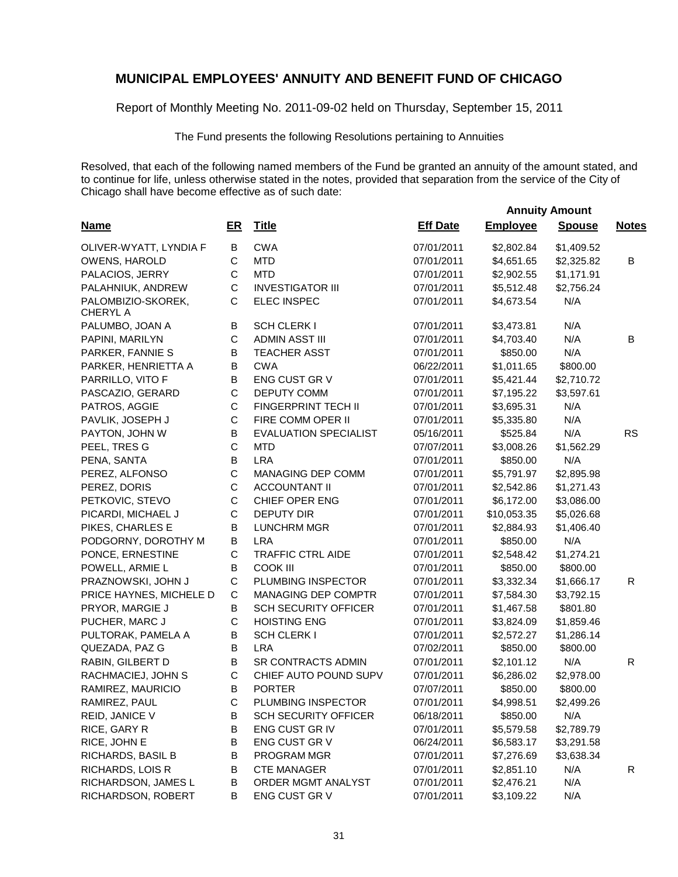# MUNICIPAL EMPLOYEES' ANNUITY AND BENEFIT FUND OF CHICAGO

Report of Monthly Meeting No. 2011-09-02 held on Thursday, September 15, 2011

The Fund presents the following Resolutions pertaining to Annuities

Resolved, that each of the following named members of the Fund be granted an annuity of the amount stated, and to continue for life, unless otherwise stated in the notes, provided that separation from the service of the City of Chicago shall have become effective as of such date:

| | | | | Annuity Amount | | |
|---|---|---|---|---|---|---|
| **Name** | **ER** | **Title** | **Eff Date** | **Employee** | **Spouse** | **Notes** |
| OLIVER-WYATT, LYNDIA F | B | CWA | 07/01/2011 | $2,802.84 | $1,409.52 | |
| OWENS, HAROLD | C | MTD | 07/01/2011 | $4,651.65 | $2,325.82 | B |
| PALACIOS, JERRY | C | MTD | 07/01/2011 | $2,902.55 | $1,171.91 | |
| PALAHNIUK, ANDREW | C | INVESTIGATOR III | 07/01/2011 | $5,512.48 | $2,756.24 | |
| PALOMBIZIO-SKOREK, CHERYL A | C | ELEC INSPEC | 07/01/2011 | $4,673.54 | N/A | |
| PALUMBO, JOAN A | B | SCH CLERK I | 07/01/2011 | $3,473.81 | N/A | |
| PAPINI, MARILYN | C | ADMIN ASST III | 07/01/2011 | $4,703.40 | N/A | B |
| PARKER, FANNIE S | B | TEACHER ASST | 07/01/2011 | $850.00 | N/A | |
| PARKER, HENRIETTA A | B | CWA | 06/22/2011 | $1,011.65 | $800.00 | |
| PARRILLO, VITO F | B | ENG CUST GR V | 07/01/2011 | $5,421.44 | $2,710.72 | |
| PASCAZIO, GERARD | C | DEPUTY COMM | 07/01/2011 | $7,195.22 | $3,597.61 | |
| PATROS, AGGIE | C | FINGERPRINT TECH II | 07/01/2011 | $3,695.31 | N/A | |
| PAVLIK, JOSEPH J | C | FIRE COMM OPER II | 07/01/2011 | $5,335.80 | N/A | |
| PAYTON, JOHN W | B | EVALUATION SPECIALIST | 05/16/2011 | $525.84 | N/A | RS |
| PEEL, TRES G | C | MTD | 07/07/2011 | $3,008.26 | $1,562.29 | |
| PENA, SANTA | B | LRA | 07/01/2011 | $850.00 | N/A | |
| PEREZ, ALFONSO | C | MANAGING DEP COMM | 07/01/2011 | $5,791.97 | $2,895.98 | |
| PEREZ, DORIS | C | ACCOUNTANT II | 07/01/2011 | $2,542.86 | $1,271.43 | |
| PETKOVIC, STEVO | C | CHIEF OPER ENG | 07/01/2011 | $6,172.00 | $3,086.00 | |
| PICARDI, MICHAEL J | C | DEPUTY DIR | 07/01/2011 | $10,053.35 | $5,026.68 | |
| PIKES, CHARLES E | B | LUNCHRM MGR | 07/01/2011 | $2,884.93 | $1,406.40 | |
| PODGORNY, DOROTHY M | B | LRA | 07/01/2011 | $850.00 | N/A | |
| PONCE, ERNESTINE | C | TRAFFIC CTRL AIDE | 07/01/2011 | $2,548.42 | $1,274.21 | |
| POWELL, ARMIE L | B | COOK III | 07/01/2011 | $850.00 | $800.00 | |
| PRAZNOWSKI, JOHN J | C | PLUMBING INSPECTOR | 07/01/2011 | $3,332.34 | $1,666.17 | R |
| PRICE HAYNES, MICHELE D | C | MANAGING DEP COMPTR | 07/01/2011 | $7,584.30 | $3,792.15 | |
| PRYOR, MARGIE J | B | SCH SECURITY OFFICER | 07/01/2011 | $1,467.58 | $801.80 | |
| PUCHER, MARC J | C | HOISTING ENG | 07/01/2011 | $3,824.09 | $1,859.46 | |
| PULTORAK, PAMELA A | B | SCH CLERK I | 07/01/2011 | $2,572.27 | $1,286.14 | |
| QUEZADA, PAZ G | B | LRA | 07/02/2011 | $850.00 | $800.00 | |
| RABIN, GILBERT D | B | SR CONTRACTS ADMIN | 07/01/2011 | $2,101.12 | N/A | R |
| RACHMACIEJ, JOHN S | C | CHIEF AUTO POUND SUPV | 07/01/2011 | $6,286.02 | $2,978.00 | |
| RAMIREZ, MAURICIO | B | PORTER | 07/07/2011 | $850.00 | $800.00 | |
| RAMIREZ, PAUL | C | PLUMBING INSPECTOR | 07/01/2011 | $4,998.51 | $2,499.26 | |
| REID, JANICE V | B | SCH SECURITY OFFICER | 06/18/2011 | $850.00 | N/A | |
| RICE, GARY R | B | ENG CUST GR IV | 07/01/2011 | $5,579.58 | $2,789.79 | |
| RICE, JOHN E | B | ENG CUST GR V | 06/24/2011 | $6,583.17 | $3,291.58 | |
| RICHARDS, BASIL B | B | PROGRAM MGR | 07/01/2011 | $7,276.69 | $3,638.34 | |
| RICHARDS, LOIS R | B | CTE MANAGER | 07/01/2011 | $2,851.10 | N/A | R |
| RICHARDSON, JAMES L | B | ORDER MGMT ANALYST | 07/01/2011 | $2,476.21 | N/A | |
| RICHARDSON, ROBERT | B | ENG CUST GR V | 07/01/2011 | $3,109.22 | N/A | |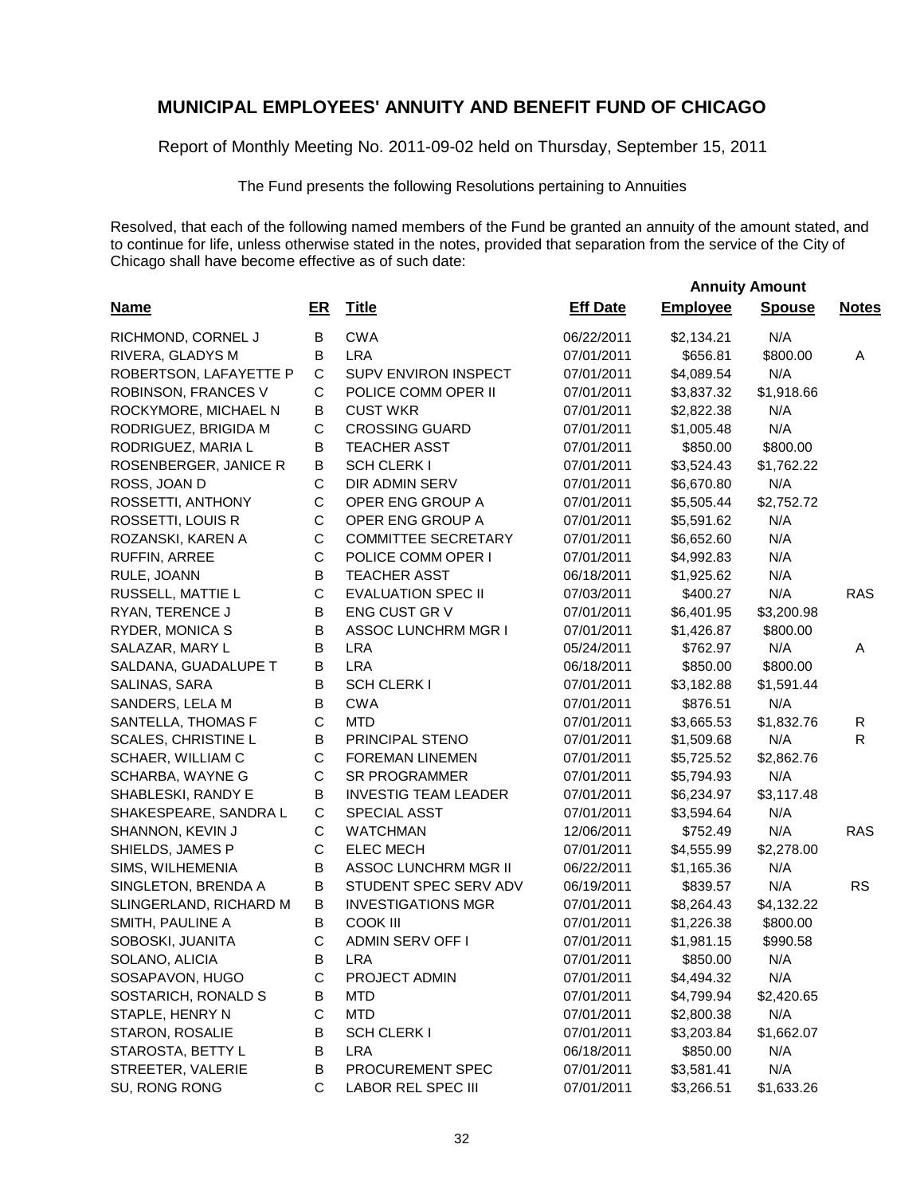# MUNICIPAL EMPLOYEES' ANNUITY AND BENEFIT FUND OF CHICAGO

Report of Monthly Meeting No. 2011-09-02 held on Thursday, September 15, 2011

The Fund presents the following Resolutions pertaining to Annuities

Resolved, that each of the following named members of the Fund be granted an annuity of the amount stated, and to continue for life, unless otherwise stated in the notes, provided that separation from the service of the City of Chicago shall have become effective as of such date:

| | | | | Annuity Amount | | |
|---|---|---|---|---|---|---|
| **Name** | **ER** | **Title** | **Eff Date** | **Employee** | **Spouse** | **Notes** |
| RICHMOND, CORNEL J | B | CWA | 06/22/2011 | $2,134.21 | N/A | |
| RIVERA, GLADYS M | B | LRA | 07/01/2011 | $656.81 | $800.00 | A |
| ROBERTSON, LAFAYETTE P | C | SUPV ENVIRON INSPECT | 07/01/2011 | $4,089.54 | N/A | |
| ROBINSON, FRANCES V | C | POLICE COMM OPER II | 07/01/2011 | $3,837.32 | $1,918.66 | |
| ROCKYMORE, MICHAEL N | B | CUST WKR | 07/01/2011 | $2,822.38 | N/A | |
| RODRIGUEZ, BRIGIDA M | C | CROSSING GUARD | 07/01/2011 | $1,005.48 | N/A | |
| RODRIGUEZ, MARIA L | B | TEACHER ASST | 07/01/2011 | $850.00 | $800.00 | |
| ROSENBERGER, JANICE R | B | SCH CLERK I | 07/01/2011 | $3,524.43 | $1,762.22 | |
| ROSS, JOAN D | C | DIR ADMIN SERV | 07/01/2011 | $6,670.80 | N/A | |
| ROSSETTI, ANTHONY | C | OPER ENG GROUP A | 07/01/2011 | $5,505.44 | $2,752.72 | |
| ROSSETTI, LOUIS R | C | OPER ENG GROUP A | 07/01/2011 | $5,591.62 | N/A | |
| ROZANSKI, KAREN A | C | COMMITTEE SECRETARY | 07/01/2011 | $6,652.60 | N/A | |
| RUFFIN, ARREE | C | POLICE COMM OPER I | 07/01/2011 | $4,992.83 | N/A | |
| RULE, JOANN | B | TEACHER ASST | 06/18/2011 | $1,925.62 | N/A | |
| RUSSELL, MATTIE L | C | EVALUATION SPEC II | 07/03/2011 | $400.27 | N/A | RAS |
| RYAN, TERENCE J | B | ENG CUST GR V | 07/01/2011 | $6,401.95 | $3,200.98 | |
| RYDER, MONICA S | B | ASSOC LUNCHRM MGR I | 07/01/2011 | $1,426.87 | $800.00 | |
| SALAZAR, MARY L | B | LRA | 05/24/2011 | $762.97 | N/A | A |
| SALDANA, GUADALUPE T | B | LRA | 06/18/2011 | $850.00 | $800.00 | |
| SALINAS, SARA | B | SCH CLERK I | 07/01/2011 | $3,182.88 | $1,591.44 | |
| SANDERS, LELA M | B | CWA | 07/01/2011 | $876.51 | N/A | |
| SANTELLA, THOMAS F | C | MTD | 07/01/2011 | $3,665.53 | $1,832.76 | R |
| SCALES, CHRISTINE L | B | PRINCIPAL STENO | 07/01/2011 | $1,509.68 | N/A | R |
| SCHAER, WILLIAM C | C | FOREMAN LINEMEN | 07/01/2011 | $5,725.52 | $2,862.76 | |
| SCHARBA, WAYNE G | C | SR PROGRAMMER | 07/01/2011 | $5,794.93 | N/A | |
| SHABLESKI, RANDY E | B | INVESTIG TEAM LEADER | 07/01/2011 | $6,234.97 | $3,117.48 | |
| SHAKESPEARE, SANDRA L | C | SPECIAL ASST | 07/01/2011 | $3,594.64 | N/A | |
| SHANNON, KEVIN J | C | WATCHMAN | 12/06/2011 | $752.49 | N/A | RAS |
| SHIELDS, JAMES P | C | ELEC MECH | 07/01/2011 | $4,555.99 | $2,278.00 | |
| SIMS, WILHEMENIA | B | ASSOC LUNCHRM MGR II | 06/22/2011 | $1,165.36 | N/A | |
| SINGLETON, BRENDA A | B | STUDENT SPEC SERV ADV | 06/19/2011 | $839.57 | N/A | RS |
| SLINGERLAND, RICHARD M | B | INVESTIGATIONS MGR | 07/01/2011 | $8,264.43 | $4,132.22 | |
| SMITH, PAULINE A | B | COOK III | 07/01/2011 | $1,226.38 | $800.00 | |
| SOBOSKI, JUANITA | C | ADMIN SERV OFF I | 07/01/2011 | $1,981.15 | $990.58 | |
| SOLANO, ALICIA | B | LRA | 07/01/2011 | $850.00 | N/A | |
| SOSAPAVON, HUGO | C | PROJECT ADMIN | 07/01/2011 | $4,494.32 | N/A | |
| SOSTARICH, RONALD S | B | MTD | 07/01/2011 | $4,799.94 | $2,420.65 | |
| STAPLE, HENRY N | C | MTD | 07/01/2011 | $2,800.38 | N/A | |
| STARON, ROSALIE | B | SCH CLERK I | 07/01/2011 | $3,203.84 | $1,662.07 | |
| STAROSTA, BETTY L | B | LRA | 06/18/2011 | $850.00 | N/A | |
| STREETER, VALERIE | B | PROCUREMENT SPEC | 07/01/2011 | $3,581.41 | N/A | |
| SU, RONG RONG | C | LABOR REL SPEC III | 07/01/2011 | $3,266.51 | $1,633.26 | |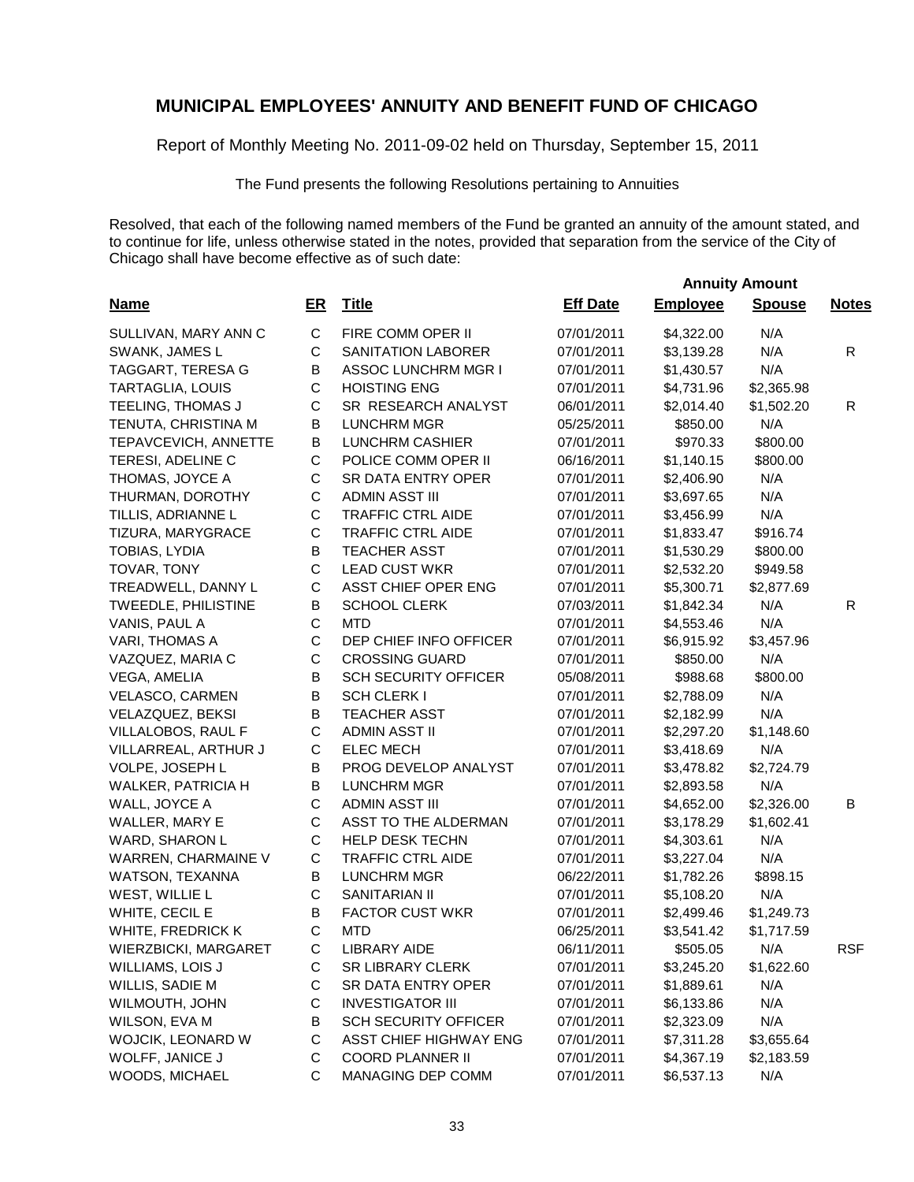# MUNICIPAL EMPLOYEES' ANNUITY AND BENEFIT FUND OF CHICAGO

Report of Monthly Meeting No. 2011-09-02 held on Thursday, September 15, 2011

The Fund presents the following Resolutions pertaining to Annuities

Resolved, that each of the following named members of the Fund be granted an annuity of the amount stated, and to continue for life, unless otherwise stated in the notes, provided that separation from the service of the City of Chicago shall have become effective as of such date:

| Name | ER | Title | Eff Date | Annuity Amount Employee | Annuity Amount Spouse | Notes |
|---|---|---|---|---|---|---|
| SULLIVAN, MARY ANN C | C | FIRE COMM OPER II | 07/01/2011 | $4,322.00 | N/A | |
| SWANK, JAMES L | C | SANITATION LABORER | 07/01/2011 | $3,139.28 | N/A | R |
| TAGGART, TERESA G | B | ASSOC LUNCHRM MGR I | 07/01/2011 | $1,430.57 | N/A | |
| TARTAGLIA, LOUIS | C | HOISTING ENG | 07/01/2011 | $4,731.96 | $2,365.98 | |
| TEELING, THOMAS J | C | SR RESEARCH ANALYST | 06/01/2011 | $2,014.40 | $1,502.20 | R |
| TENUTA, CHRISTINA M | B | LUNCHRM MGR | 05/25/2011 | $850.00 | N/A | |
| TEPAVCEVICH, ANNETTE | B | LUNCHRM CASHIER | 07/01/2011 | $970.33 | $800.00 | |
| TERESI, ADELINE C | C | POLICE COMM OPER II | 06/16/2011 | $1,140.15 | $800.00 | |
| THOMAS, JOYCE A | C | SR DATA ENTRY OPER | 07/01/2011 | $2,406.90 | N/A | |
| THURMAN, DOROTHY | C | ADMIN ASST III | 07/01/2011 | $3,697.65 | N/A | |
| TILLIS, ADRIANNE L | C | TRAFFIC CTRL AIDE | 07/01/2011 | $3,456.99 | N/A | |
| TIZURA, MARYGRACE | C | TRAFFIC CTRL AIDE | 07/01/2011 | $1,833.47 | $916.74 | |
| TOBIAS, LYDIA | B | TEACHER ASST | 07/01/2011 | $1,530.29 | $800.00 | |
| TOVAR, TONY | C | LEAD CUST WKR | 07/01/2011 | $2,532.20 | $949.58 | |
| TREADWELL, DANNY L | C | ASST CHIEF OPER ENG | 07/01/2011 | $5,300.71 | $2,877.69 | |
| TWEEDLE, PHILISTINE | B | SCHOOL CLERK | 07/03/2011 | $1,842.34 | N/A | R |
| VANIS, PAUL A | C | MTD | 07/01/2011 | $4,553.46 | N/A | |
| VARI, THOMAS A | C | DEP CHIEF INFO OFFICER | 07/01/2011 | $6,915.92 | $3,457.96 | |
| VAZQUEZ, MARIA C | C | CROSSING GUARD | 07/01/2011 | $850.00 | N/A | |
| VEGA, AMELIA | B | SCH SECURITY OFFICER | 05/08/2011 | $988.68 | $800.00 | |
| VELASCO, CARMEN | B | SCH CLERK I | 07/01/2011 | $2,788.09 | N/A | |
| VELAZQUEZ, BEKSI | B | TEACHER ASST | 07/01/2011 | $2,182.99 | N/A | |
| VILLALOBOS, RAUL F | C | ADMIN ASST II | 07/01/2011 | $2,297.20 | $1,148.60 | |
| VILLARREAL, ARTHUR J | C | ELEC MECH | 07/01/2011 | $3,418.69 | N/A | |
| VOLPE, JOSEPH L | B | PROG DEVELOP ANALYST | 07/01/2011 | $3,478.82 | $2,724.79 | |
| WALKER, PATRICIA H | B | LUNCHRM MGR | 07/01/2011 | $2,893.58 | N/A | |
| WALL, JOYCE A | C | ADMIN ASST III | 07/01/2011 | $4,652.00 | $2,326.00 | B |
| WALLER, MARY E | C | ASST TO THE ALDERMAN | 07/01/2011 | $3,178.29 | $1,602.41 | |
| WARD, SHARON L | C | HELP DESK TECHN | 07/01/2011 | $4,303.61 | N/A | |
| WARREN, CHARMAINE V | C | TRAFFIC CTRL AIDE | 07/01/2011 | $3,227.04 | N/A | |
| WATSON, TEXANNA | B | LUNCHRM MGR | 06/22/2011 | $1,782.26 | $898.15 | |
| WEST, WILLIE L | C | SANITARIAN II | 07/01/2011 | $5,108.20 | N/A | |
| WHITE, CECIL E | B | FACTOR CUST WKR | 07/01/2011 | $2,499.46 | $1,249.73 | |
| WHITE, FREDRICK K | C | MTD | 06/25/2011 | $3,541.42 | $1,717.59 | |
| WIERZBICKI, MARGARET | C | LIBRARY AIDE | 06/11/2011 | $505.05 | N/A | RSF |
| WILLIAMS, LOIS J | C | SR LIBRARY CLERK | 07/01/2011 | $3,245.20 | $1,622.60 | |
| WILLIS, SADIE M | C | SR DATA ENTRY OPER | 07/01/2011 | $1,889.61 | N/A | |
| WILMOUTH, JOHN | C | INVESTIGATOR III | 07/01/2011 | $6,133.86 | N/A | |
| WILSON, EVA M | B | SCH SECURITY OFFICER | 07/01/2011 | $2,323.09 | N/A | |
| WOJCIK, LEONARD W | C | ASST CHIEF HIGHWAY ENG | 07/01/2011 | $7,311.28 | $3,655.64 | |
| WOLFF, JANICE J | C | COORD PLANNER II | 07/01/2011 | $4,367.19 | $2,183.59 | |
| WOODS, MICHAEL | C | MANAGING DEP COMM | 07/01/2011 | $6,537.13 | N/A | |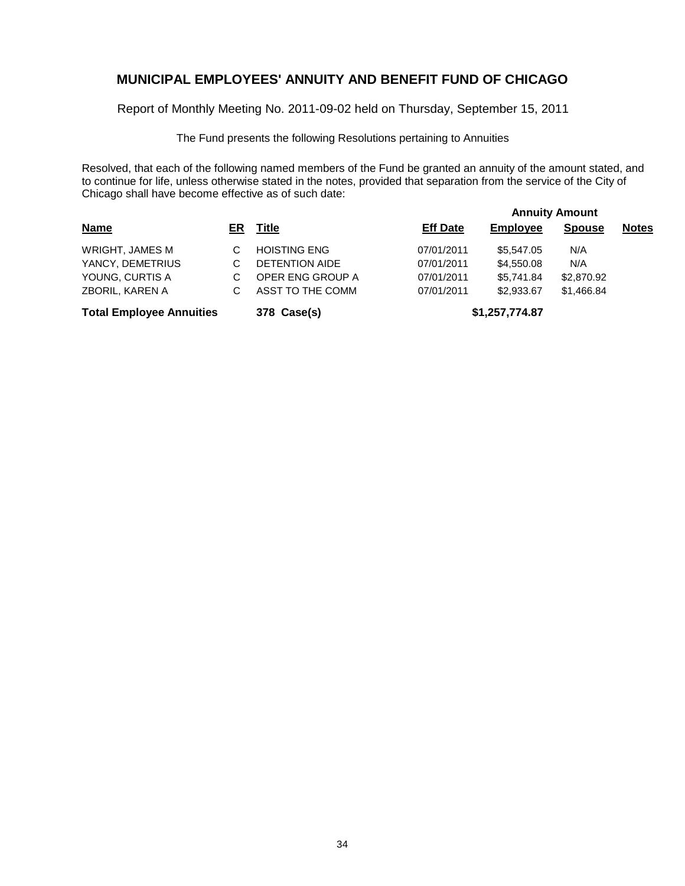# MUNICIPAL EMPLOYEES' ANNUITY AND BENEFIT FUND OF CHICAGO

Report of Monthly Meeting No. 2011-09-02 held on Thursday, September 15, 2011

The Fund presents the following Resolutions pertaining to Annuities

Resolved, that each of the following named members of the Fund be granted an annuity of the amount stated, and to continue for life, unless otherwise stated in the notes, provided that separation from the service of the City of Chicago shall have become effective as of such date:

| | | | | Annuity Amount | | |
|---|---|---|---|---|---|---|
| **Name** | **ER** | **Title** | **Eff Date** | **Employee** | **Spouse** | **Notes** |
| WRIGHT, JAMES M | C | HOISTING ENG | 07/01/2011 | $5,547.05 | N/A | |
| YANCY, DEMETRIUS | C | DETENTION AIDE | 07/01/2011 | $4,550.08 | N/A | |
| YOUNG, CURTIS A | C | OPER ENG GROUP A | 07/01/2011 | $5,741.84 | $2,870.92 | |
| ZBORIL, KAREN A | C | ASST TO THE COMM | 07/01/2011 | $2,933.67 | $1,466.84 | |
| **Total Employee Annuities** | | **378 Case(s)** | | **$1,257,774.87** | | |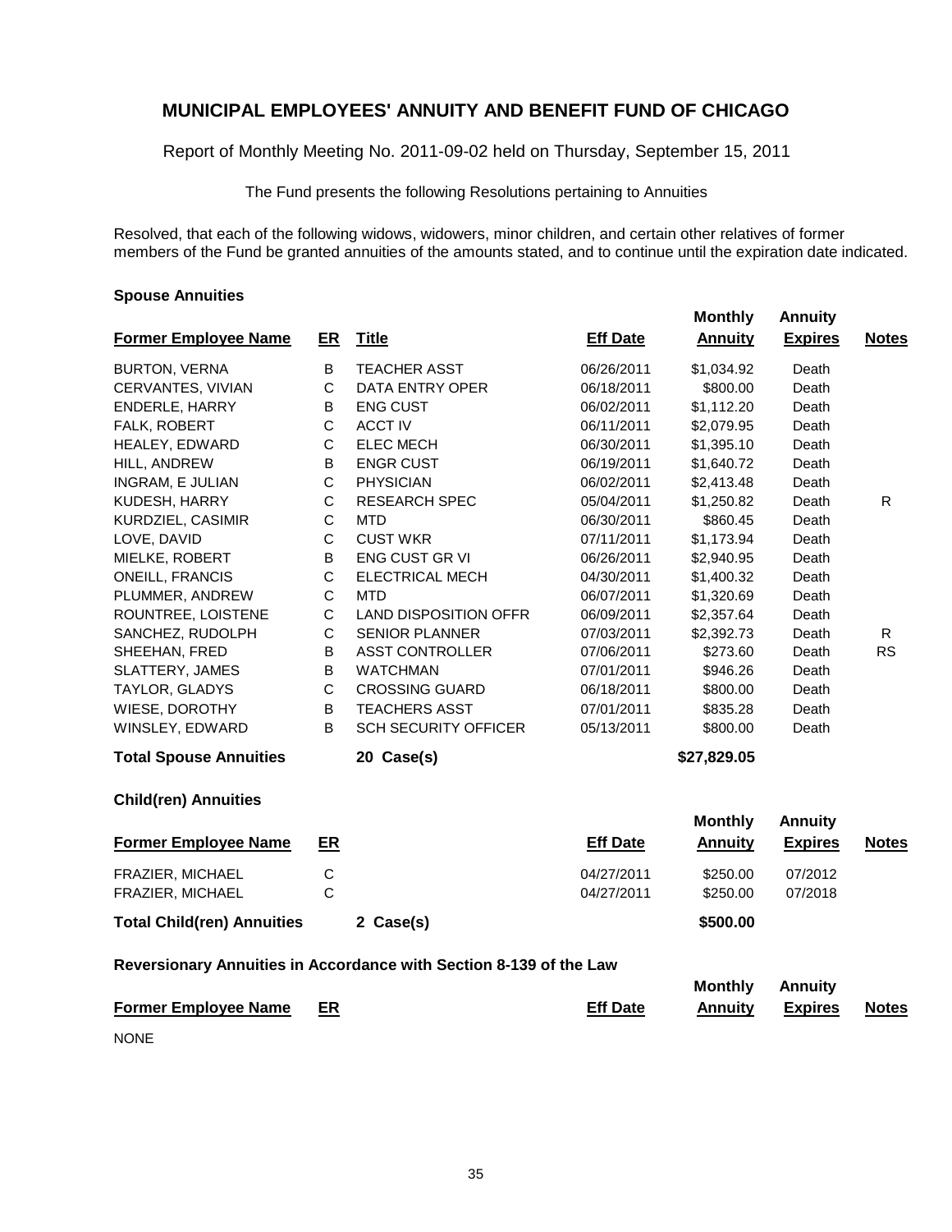# MUNICIPAL EMPLOYEES' ANNUITY AND BENEFIT FUND OF CHICAGO

Report of Monthly Meeting No. 2011-09-02 held on Thursday, September 15, 2011

The Fund presents the following Resolutions pertaining to Annuities

Resolved, that each of the following widows, widowers, minor children, and certain other relatives of former members of the Fund be granted annuities of the amounts stated, and to continue until the expiration date indicated.

### Spouse Annuities

| Former Employee Name | ER | Title | Eff Date | Monthly Annuity | Annuity Expires | Notes |
|---|---|---|---|---|---|---|
| BURTON, VERNA | B | TEACHER ASST | 06/26/2011 | $1,034.92 | Death | |
| CERVANTES, VIVIAN | C | DATA ENTRY OPER | 06/18/2011 | $800.00 | Death | |
| ENDERLE, HARRY | B | ENG CUST | 06/02/2011 | $1,112.20 | Death | |
| FALK, ROBERT | C | ACCT IV | 06/11/2011 | $2,079.95 | Death | |
| HEALEY, EDWARD | C | ELEC MECH | 06/30/2011 | $1,395.10 | Death | |
| HILL, ANDREW | B | ENGR CUST | 06/19/2011 | $1,640.72 | Death | |
| INGRAM, E JULIAN | C | PHYSICIAN | 06/02/2011 | $2,413.48 | Death | |
| KUDESH, HARRY | C | RESEARCH SPEC | 05/04/2011 | $1,250.82 | Death | R |
| KURDZIEL, CASIMIR | C | MTD | 06/30/2011 | $860.45 | Death | |
| LOVE, DAVID | C | CUST WKR | 07/11/2011 | $1,173.94 | Death | |
| MIELKE, ROBERT | B | ENG CUST GR VI | 06/26/2011 | $2,940.95 | Death | |
| ONEILL, FRANCIS | C | ELECTRICAL MECH | 04/30/2011 | $1,400.32 | Death | |
| PLUMMER, ANDREW | C | MTD | 06/07/2011 | $1,320.69 | Death | |
| ROUNTREE, LOISTENE | C | LAND DISPOSITION OFFR | 06/09/2011 | $2,357.64 | Death | |
| SANCHEZ, RUDOLPH | C | SENIOR PLANNER | 07/03/2011 | $2,392.73 | Death | R |
| SHEEHAN, FRED | B | ASST CONTROLLER | 07/06/2011 | $273.60 | Death | RS |
| SLATTERY, JAMES | B | WATCHMAN | 07/01/2011 | $946.26 | Death | |
| TAYLOR, GLADYS | C | CROSSING GUARD | 06/18/2011 | $800.00 | Death | |
| WIESE, DOROTHY | B | TEACHERS ASST | 07/01/2011 | $835.28 | Death | |
| WINSLEY, EDWARD | B | SCH SECURITY OFFICER | 05/13/2011 | $800.00 | Death | |
| **Total Spouse Annuities** | | **20 Case(s)** | | **$27,829.05** | | |

### Child(ren) Annuities

| Former Employee Name | ER | | Eff Date | Monthly Annuity | Annuity Expires | Notes |
|---|---|---|---|---|---|---|
| FRAZIER, MICHAEL | C | | 04/27/2011 | $250.00 | 07/2012 | |
| FRAZIER, MICHAEL | C | | 04/27/2011 | $250.00 | 07/2018 | |
| **Total Child(ren) Annuities** | | **2 Case(s)** | | **$500.00** | | |

### Reversionary Annuities in Accordance with Section 8-139 of the Law

| Former Employee Name | ER | Eff Date | Monthly Annuity | Annuity Expires | Notes |
|---|---|---|---|---|---|

NONE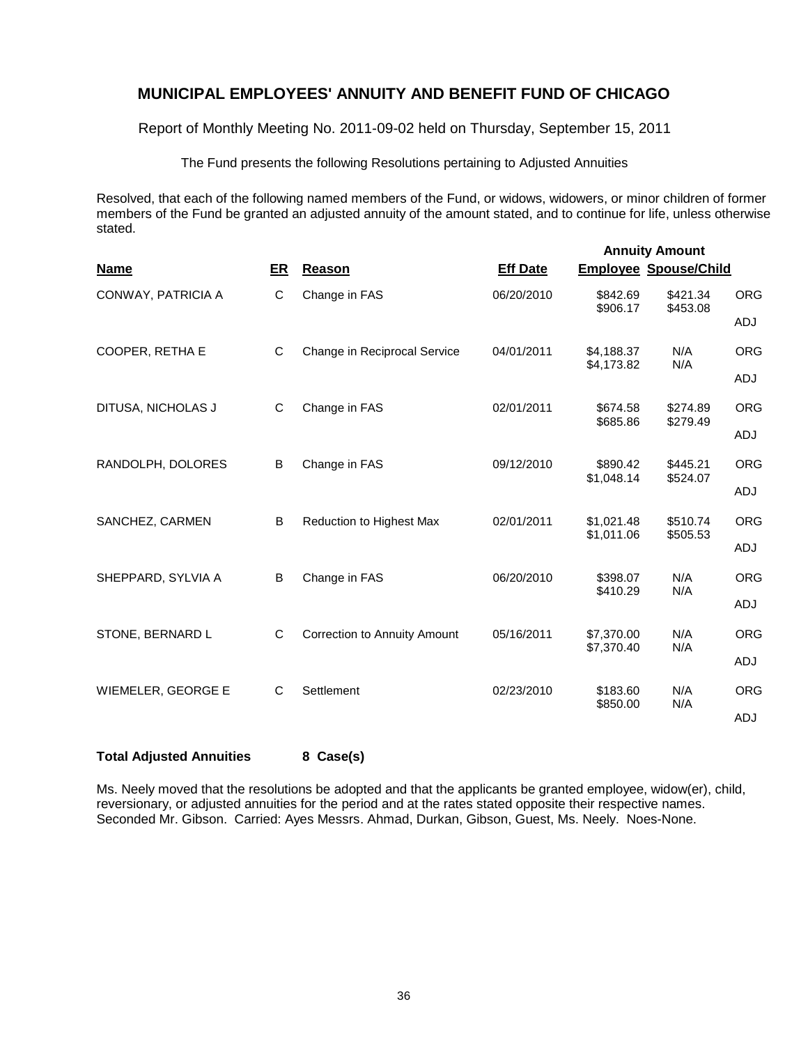## MUNICIPAL EMPLOYEES' ANNUITY AND BENEFIT FUND OF CHICAGO

Report of Monthly Meeting No. 2011-09-02 held on Thursday, September 15, 2011

The Fund presents the following Resolutions pertaining to Adjusted Annuities

Resolved, that each of the following named members of the Fund, or widows, widowers, or minor children of former members of the Fund be granted an adjusted annuity of the amount stated, and to continue for life, unless otherwise stated.

| Name | ER | Reason | Eff Date | Annuity Amount Employee | Annuity Amount Spouse/Child | |
|---|---|---|---|---|---|---|
| CONWAY, PATRICIA A | C | Change in FAS | 06/20/2010 | $842.69 | $421.34 | ORG |
| | | | | $906.17 | $453.08 | ADJ |
| COOPER, RETHA E | C | Change in Reciprocal Service | 04/01/2011 | $4,188.37 | N/A | ORG |
| | | | | $4,173.82 | N/A | ADJ |
| DITUSA, NICHOLAS J | C | Change in FAS | 02/01/2011 | $674.58 | $274.89 | ORG |
| | | | | $685.86 | $279.49 | ADJ |
| RANDOLPH, DOLORES | B | Change in FAS | 09/12/2010 | $890.42 | $445.21 | ORG |
| | | | | $1,048.14 | $524.07 | ADJ |
| SANCHEZ, CARMEN | B | Reduction to Highest Max | 02/01/2011 | $1,021.48 | $510.74 | ORG |
| | | | | $1,011.06 | $505.53 | ADJ |
| SHEPPARD, SYLVIA A | B | Change in FAS | 06/20/2010 | $398.07 | N/A | ORG |
| | | | | $410.29 | N/A | ADJ |
| STONE, BERNARD L | C | Correction to Annuity Amount | 05/16/2011 | $7,370.00 | N/A | ORG |
| | | | | $7,370.40 | N/A | ADJ |
| WIEMELER, GEORGE E | C | Settlement | 02/23/2010 | $183.60 | N/A | ORG |
| | | | | $850.00 | N/A | ADJ |

**Total Adjusted Annuities 8 Case(s)**

Ms. Neely moved that the resolutions be adopted and that the applicants be granted employee, widow(er), child, reversionary, or adjusted annuities for the period and at the rates stated opposite their respective names. Seconded Mr. Gibson. Carried: Ayes Messrs. Ahmad, Durkan, Gibson, Guest, Ms. Neely. Noes-None.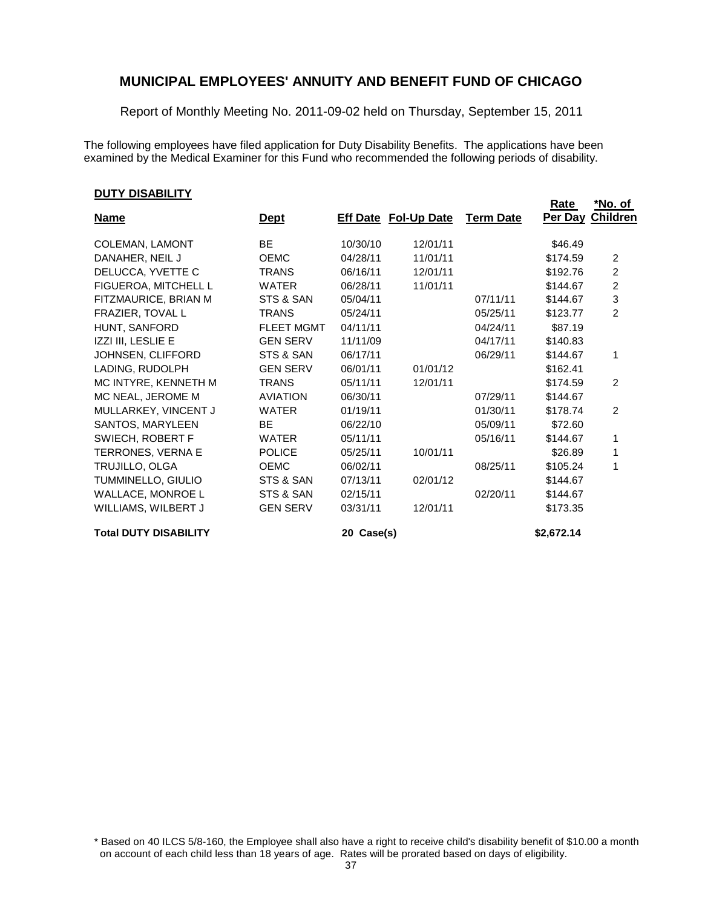# MUNICIPAL EMPLOYEES' ANNUITY AND BENEFIT FUND OF CHICAGO

Report of Monthly Meeting No. 2011-09-02 held on Thursday, September 15, 2011

The following employees have filed application for Duty Disability Benefits. The applications have been examined by the Medical Examiner for this Fund who recommended the following periods of disability.

**DUTY DISABILITY**

| Name | Dept | Eff Date | Fol-Up Date | Term Date | Rate Per Day | *No. of Children |
|---|---|---|---|---|---|---|
| COLEMAN, LAMONT | BE | 10/30/10 | 12/01/11 | | $46.49 | |
| DANAHER, NEIL J | OEMC | 04/28/11 | 11/01/11 | | $174.59 | 2 |
| DELUCCA, YVETTE C | TRANS | 06/16/11 | 12/01/11 | | $192.76 | 2 |
| FIGUEROA, MITCHELL L | WATER | 06/28/11 | 11/01/11 | | $144.67 | 2 |
| FITZMAURICE, BRIAN M | STS & SAN | 05/04/11 | | 07/11/11 | $144.67 | 3 |
| FRAZIER, TOVAL L | TRANS | 05/24/11 | | 05/25/11 | $123.77 | 2 |
| HUNT, SANFORD | FLEET MGMT | 04/11/11 | | 04/24/11 | $87.19 | |
| IZZI III, LESLIE E | GEN SERV | 11/11/09 | | 04/17/11 | $140.83 | |
| JOHNSEN, CLIFFORD | STS & SAN | 06/17/11 | | 06/29/11 | $144.67 | 1 |
| LADING, RUDOLPH | GEN SERV | 06/01/11 | 01/01/12 | | $162.41 | |
| MC INTYRE, KENNETH M | TRANS | 05/11/11 | 12/01/11 | | $174.59 | 2 |
| MC NEAL, JEROME M | AVIATION | 06/30/11 | | 07/29/11 | $144.67 | |
| MULLARKEY, VINCENT J | WATER | 01/19/11 | | 01/30/11 | $178.74 | 2 |
| SANTOS, MARYLEEN | BE | 06/22/10 | | 05/09/11 | $72.60 | |
| SWIECH, ROBERT F | WATER | 05/11/11 | | 05/16/11 | $144.67 | 1 |
| TERRONES, VERNA E | POLICE | 05/25/11 | 10/01/11 | | $26.89 | 1 |
| TRUJILLO, OLGA | OEMC | 06/02/11 | | 08/25/11 | $105.24 | 1 |
| TUMMINELLO, GIULIO | STS & SAN | 07/13/11 | 02/01/12 | | $144.67 | |
| WALLACE, MONROE L | STS & SAN | 02/15/11 | | 02/20/11 | $144.67 | |
| WILLIAMS, WILBERT J | GEN SERV | 03/31/11 | 12/01/11 | | $173.35 | |
| **Total DUTY DISABILITY** | | **20 Case(s)** | | | **$2,672.14** | |

\* Based on 40 ILCS 5/8-160, the Employee shall also have a right to receive child's disability benefit of $10.00 a month on account of each child less than 18 years of age. Rates will be prorated based on days of eligibility.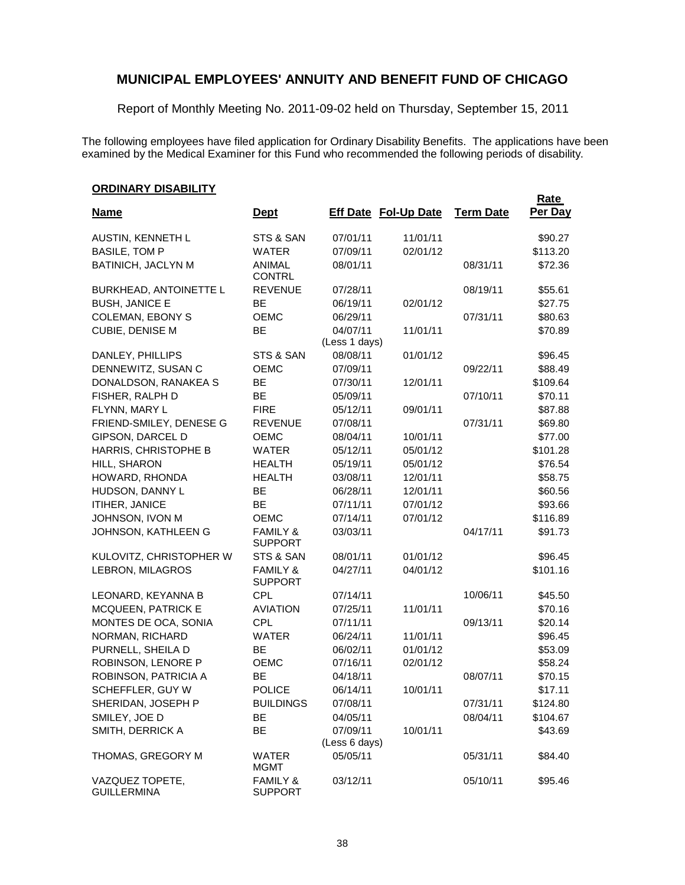## MUNICIPAL EMPLOYEES' ANNUITY AND BENEFIT FUND OF CHICAGO

Report of Monthly Meeting No. 2011-09-02 held on Thursday, September 15, 2011

The following employees have filed application for Ordinary Disability Benefits. The applications have been examined by the Medical Examiner for this Fund who recommended the following periods of disability.

**ORDINARY DISABILITY**

| Name | Dept | Eff Date | Fol-Up Date | Term Date | Rate Per Day |
|---|---|---|---|---|---|
| AUSTIN, KENNETH L | STS & SAN | 07/01/11 | 11/01/11 | | $90.27 |
| BASILE, TOM P | WATER | 07/09/11 | 02/01/12 | | $113.20 |
| BATINICH, JACLYN M | ANIMAL CONTRL | 08/01/11 | | 08/31/11 | $72.36 |
| BURKHEAD, ANTOINETTE L | REVENUE | 07/28/11 | | 08/19/11 | $55.61 |
| BUSH, JANICE E | BE | 06/19/11 | 02/01/12 | | $27.75 |
| COLEMAN, EBONY S | OEMC | 06/29/11 | | 07/31/11 | $80.63 |
| CUBIE, DENISE M | BE | 04/07/11 (Less 1 days) | 11/01/11 | | $70.89 |
| DANLEY, PHILLIPS | STS & SAN | 08/08/11 | 01/01/12 | | $96.45 |
| DENNEWITZ, SUSAN C | OEMC | 07/09/11 | | 09/22/11 | $88.49 |
| DONALDSON, RANAKEA S | BE | 07/30/11 | 12/01/11 | | $109.64 |
| FISHER, RALPH D | BE | 05/09/11 | | 07/10/11 | $70.11 |
| FLYNN, MARY L | FIRE | 05/12/11 | 09/01/11 | | $87.88 |
| FRIEND-SMILEY, DENESE G | REVENUE | 07/08/11 | | 07/31/11 | $69.80 |
| GIPSON, DARCEL D | OEMC | 08/04/11 | 10/01/11 | | $77.00 |
| HARRIS, CHRISTOPHE B | WATER | 05/12/11 | 05/01/12 | | $101.28 |
| HILL, SHARON | HEALTH | 05/19/11 | 05/01/12 | | $76.54 |
| HOWARD, RHONDA | HEALTH | 03/08/11 | 12/01/11 | | $58.75 |
| HUDSON, DANNY L | BE | 06/28/11 | 12/01/11 | | $60.56 |
| ITIHER, JANICE | BE | 07/11/11 | 07/01/12 | | $93.66 |
| JOHNSON, IVON M | OEMC | 07/14/11 | 07/01/12 | | $116.89 |
| JOHNSON, KATHLEEN G | FAMILY & SUPPORT | 03/03/11 | | 04/17/11 | $91.73 |
| KULOVITZ, CHRISTOPHER W | STS & SAN | 08/01/11 | 01/01/12 | | $96.45 |
| LEBRON, MILAGROS | FAMILY & SUPPORT | 04/27/11 | 04/01/12 | | $101.16 |
| LEONARD, KEYANNA B | CPL | 07/14/11 | | 10/06/11 | $45.50 |
| MCQUEEN, PATRICK E | AVIATION | 07/25/11 | 11/01/11 | | $70.16 |
| MONTES DE OCA, SONIA | CPL | 07/11/11 | | 09/13/11 | $20.14 |
| NORMAN, RICHARD | WATER | 06/24/11 | 11/01/11 | | $96.45 |
| PURNELL, SHEILA D | BE | 06/02/11 | 01/01/12 | | $53.09 |
| ROBINSON, LENORE P | OEMC | 07/16/11 | 02/01/12 | | $58.24 |
| ROBINSON, PATRICIA A | BE | 04/18/11 | | 08/07/11 | $70.15 |
| SCHEFFLER, GUY W | POLICE | 06/14/11 | 10/01/11 | | $17.11 |
| SHERIDAN, JOSEPH P | BUILDINGS | 07/08/11 | | 07/31/11 | $124.80 |
| SMILEY, JOE D | BE | 04/05/11 | | 08/04/11 | $104.67 |
| SMITH, DERRICK A | BE | 07/09/11 (Less 6 days) | 10/01/11 | | $43.69 |
| THOMAS, GREGORY M | WATER MGMT | 05/05/11 | | 05/31/11 | $84.40 |
| VAZQUEZ TOPETE, GUILLERMINA | FAMILY & SUPPORT | 03/12/11 | | 05/10/11 | $95.46 |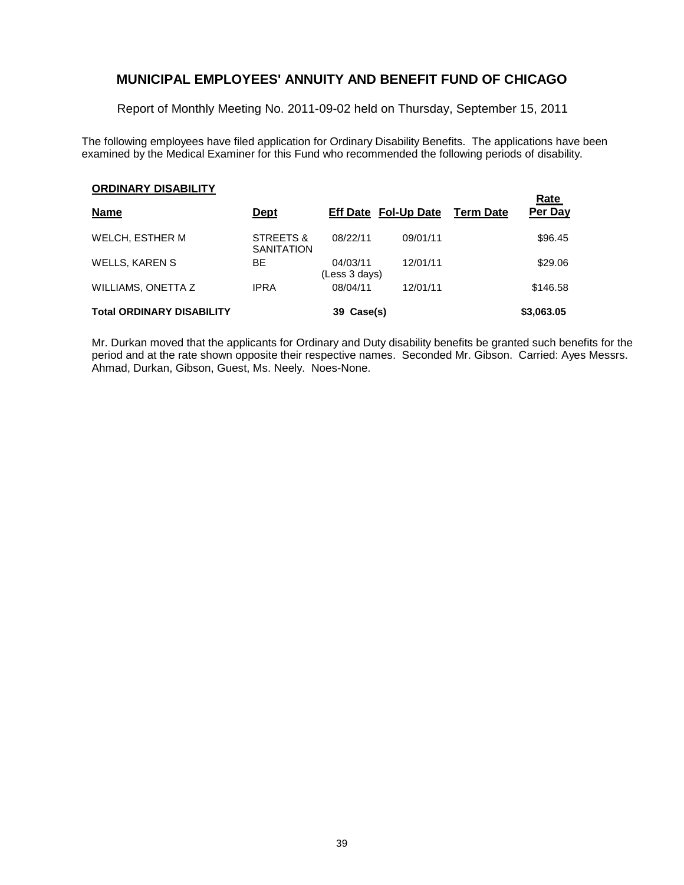## MUNICIPAL EMPLOYEES' ANNUITY AND BENEFIT FUND OF CHICAGO

Report of Monthly Meeting No. 2011-09-02 held on Thursday, September 15, 2011

The following employees have filed application for Ordinary Disability Benefits. The applications have been examined by the Medical Examiner for this Fund who recommended the following periods of disability.

**ORDINARY DISABILITY**

| Name | Dept | Eff Date | Fol-Up Date | Term Date | Rate Per Day |
|---|---|---|---|---|---|
| WELCH, ESTHER M | STREETS & SANITATION | 08/22/11 | 09/01/11 | | $96.45 |
| WELLS, KAREN S | BE | 04/03/11 (Less 3 days) | 12/01/11 | | $29.06 |
| WILLIAMS, ONETTA Z | IPRA | 08/04/11 | 12/01/11 | | $146.58 |
| **Total ORDINARY DISABILITY** | | **39 Case(s)** | | | **$3,063.05** |

Mr. Durkan moved that the applicants for Ordinary and Duty disability benefits be granted such benefits for the period and at the rate shown opposite their respective names. Seconded Mr. Gibson. Carried: Ayes Messrs. Ahmad, Durkan, Gibson, Guest, Ms. Neely. Noes-None.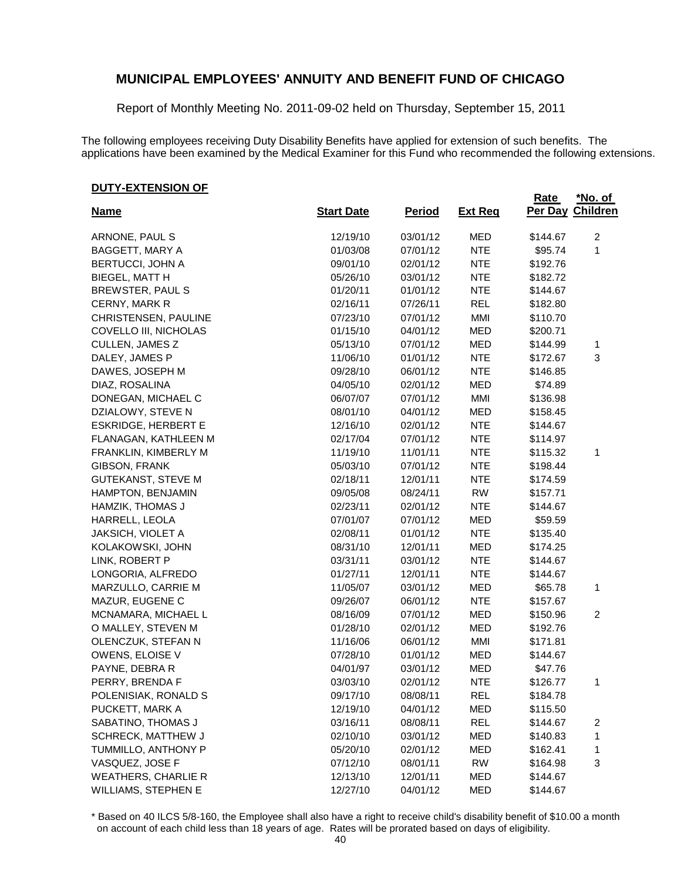## MUNICIPAL EMPLOYEES' ANNUITY AND BENEFIT FUND OF CHICAGO

Report of Monthly Meeting No. 2011-09-02 held on Thursday, September 15, 2011

The following employees receiving Duty Disability Benefits have applied for extension of such benefits. The applications have been examined by the Medical Examiner for this Fund who recommended the following extensions.

**DUTY-EXTENSION OF**

| Name | Start Date | Period | Ext Req | Rate Per Day | *No. of Children |
|---|---|---|---|---|---|
| ARNONE, PAUL S | 12/19/10 | 03/01/12 | MED | $144.67 | 2 |
| BAGGETT, MARY A | 01/03/08 | 07/01/12 | NTE | $95.74 | 1 |
| BERTUCCI, JOHN A | 09/01/10 | 02/01/12 | NTE | $192.76 | |
| BIEGEL, MATT H | 05/26/10 | 03/01/12 | NTE | $182.72 | |
| BREWSTER, PAUL S | 01/20/11 | 01/01/12 | NTE | $144.67 | |
| CERNY, MARK R | 02/16/11 | 07/26/11 | REL | $182.80 | |
| CHRISTENSEN, PAULINE | 07/23/10 | 07/01/12 | MMI | $110.70 | |
| COVELLO III, NICHOLAS | 01/15/10 | 04/01/12 | MED | $200.71 | |
| CULLEN, JAMES Z | 05/13/10 | 07/01/12 | MED | $144.99 | 1 |
| DALEY, JAMES P | 11/06/10 | 01/01/12 | NTE | $172.67 | 3 |
| DAWES, JOSEPH M | 09/28/10 | 06/01/12 | NTE | $146.85 | |
| DIAZ, ROSALINA | 04/05/10 | 02/01/12 | MED | $74.89 | |
| DONEGAN, MICHAEL C | 06/07/07 | 07/01/12 | MMI | $136.98 | |
| DZIALOWY, STEVE N | 08/01/10 | 04/01/12 | MED | $158.45 | |
| ESKRIDGE, HERBERT E | 12/16/10 | 02/01/12 | NTE | $144.67 | |
| FLANAGAN, KATHLEEN M | 02/17/04 | 07/01/12 | NTE | $114.97 | |
| FRANKLIN, KIMBERLY M | 11/19/10 | 11/01/11 | NTE | $115.32 | 1 |
| GIBSON, FRANK | 05/03/10 | 07/01/12 | NTE | $198.44 | |
| GUTEKANST, STEVE M | 02/18/11 | 12/01/11 | NTE | $174.59 | |
| HAMPTON, BENJAMIN | 09/05/08 | 08/24/11 | RW | $157.71 | |
| HAMZIK, THOMAS J | 02/23/11 | 02/01/12 | NTE | $144.67 | |
| HARRELL, LEOLA | 07/01/07 | 07/01/12 | MED | $59.59 | |
| JAKSICH, VIOLET A | 02/08/11 | 01/01/12 | NTE | $135.40 | |
| KOLAKOWSKI, JOHN | 08/31/10 | 12/01/11 | MED | $174.25 | |
| LINK, ROBERT P | 03/31/11 | 03/01/12 | NTE | $144.67 | |
| LONGORIA, ALFREDO | 01/27/11 | 12/01/11 | NTE | $144.67 | |
| MARZULLO, CARRIE M | 11/05/07 | 03/01/12 | MED | $65.78 | 1 |
| MAZUR, EUGENE C | 09/26/07 | 06/01/12 | NTE | $157.67 | |
| MCNAMARA, MICHAEL L | 08/16/09 | 07/01/12 | MED | $150.96 | 2 |
| O MALLEY, STEVEN M | 01/28/10 | 02/01/12 | MED | $192.76 | |
| OLENCZUK, STEFAN N | 11/16/06 | 06/01/12 | MMI | $171.81 | |
| OWENS, ELOISE V | 07/28/10 | 01/01/12 | MED | $144.67 | |
| PAYNE, DEBRA R | 04/01/97 | 03/01/12 | MED | $47.76 | |
| PERRY, BRENDA F | 03/03/10 | 02/01/12 | NTE | $126.77 | 1 |
| POLENISIAK, RONALD S | 09/17/10 | 08/08/11 | REL | $184.78 | |
| PUCKETT, MARK A | 12/19/10 | 04/01/12 | MED | $115.50 | |
| SABATINO, THOMAS J | 03/16/11 | 08/08/11 | REL | $144.67 | 2 |
| SCHRECK, MATTHEW J | 02/10/10 | 03/01/12 | MED | $140.83 | 1 |
| TUMMILLO, ANTHONY P | 05/20/10 | 02/01/12 | MED | $162.41 | 1 |
| VASQUEZ, JOSE F | 07/12/10 | 08/01/11 | RW | $164.98 | 3 |
| WEATHERS, CHARLIE R | 12/13/10 | 12/01/11 | MED | $144.67 | |
| WILLIAMS, STEPHEN E | 12/27/10 | 04/01/12 | MED | $144.67 | |

\* Based on 40 ILCS 5/8-160, the Employee shall also have a right to receive child's disability benefit of $10.00 a month on account of each child less than 18 years of age. Rates will be prorated based on days of eligibility.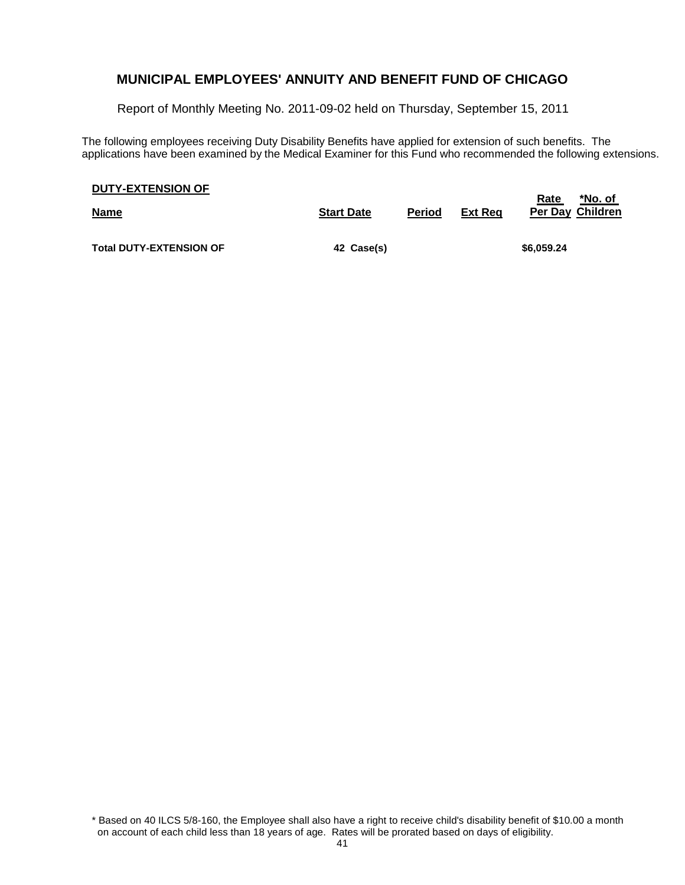## MUNICIPAL EMPLOYEES' ANNUITY AND BENEFIT FUND OF CHICAGO

Report of Monthly Meeting No. 2011-09-02 held on Thursday, September 15, 2011

The following employees receiving Duty Disability Benefits have applied for extension of such benefits. The applications have been examined by the Medical Examiner for this Fund who recommended the following extensions.

**DUTY-EXTENSION OF**

| Name | Start Date | Period | Ext Req | Rate Per Day | *No. of Children |
|---|---|---|---|---|---|
| **Total DUTY-EXTENSION OF** | **42 Case(s)** | | | **$6,059.24** | |

\* Based on 40 ILCS 5/8-160, the Employee shall also have a right to receive child's disability benefit of $10.00 a month on account of each child less than 18 years of age. Rates will be prorated based on days of eligibility.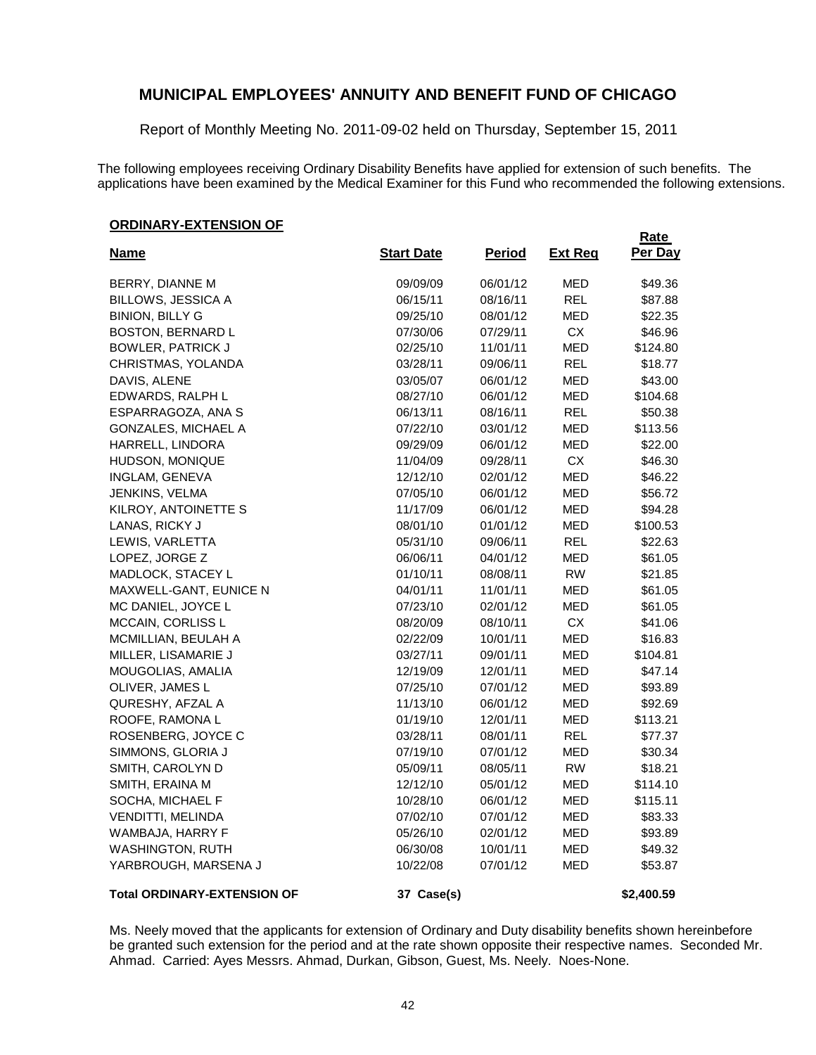# MUNICIPAL EMPLOYEES' ANNUITY AND BENEFIT FUND OF CHICAGO

Report of Monthly Meeting No. 2011-09-02 held on Thursday, September 15, 2011

The following employees receiving Ordinary Disability Benefits have applied for extension of such benefits. The applications have been examined by the Medical Examiner for this Fund who recommended the following extensions.

**ORDINARY-EXTENSION OF**

| Name | Start Date | Period | Ext Req | Rate Per Day |
|---|---|---|---|---|
| BERRY, DIANNE M | 09/09/09 | 06/01/12 | MED | $49.36 |
| BILLOWS, JESSICA A | 06/15/11 | 08/16/11 | REL | $87.88 |
| BINION, BILLY G | 09/25/10 | 08/01/12 | MED | $22.35 |
| BOSTON, BERNARD L | 07/30/06 | 07/29/11 | CX | $46.96 |
| BOWLER, PATRICK J | 02/25/10 | 11/01/11 | MED | $124.80 |
| CHRISTMAS, YOLANDA | 03/28/11 | 09/06/11 | REL | $18.77 |
| DAVIS, ALENE | 03/05/07 | 06/01/12 | MED | $43.00 |
| EDWARDS, RALPH L | 08/27/10 | 06/01/12 | MED | $104.68 |
| ESPARRAGOZA, ANA S | 06/13/11 | 08/16/11 | REL | $50.38 |
| GONZALES, MICHAEL A | 07/22/10 | 03/01/12 | MED | $113.56 |
| HARRELL, LINDORA | 09/29/09 | 06/01/12 | MED | $22.00 |
| HUDSON, MONIQUE | 11/04/09 | 09/28/11 | CX | $46.30 |
| INGLAM, GENEVA | 12/12/10 | 02/01/12 | MED | $46.22 |
| JENKINS, VELMA | 07/05/10 | 06/01/12 | MED | $56.72 |
| KILROY, ANTOINETTE S | 11/17/09 | 06/01/12 | MED | $94.28 |
| LANAS, RICKY J | 08/01/10 | 01/01/12 | MED | $100.53 |
| LEWIS, VARLETTA | 05/31/10 | 09/06/11 | REL | $22.63 |
| LOPEZ, JORGE Z | 06/06/11 | 04/01/12 | MED | $61.05 |
| MADLOCK, STACEY L | 01/10/11 | 08/08/11 | RW | $21.85 |
| MAXWELL-GANT, EUNICE N | 04/01/11 | 11/01/11 | MED | $61.05 |
| MC DANIEL, JOYCE L | 07/23/10 | 02/01/12 | MED | $61.05 |
| MCCAIN, CORLISS L | 08/20/09 | 08/10/11 | CX | $41.06 |
| MCMILLIAN, BEULAH A | 02/22/09 | 10/01/11 | MED | $16.83 |
| MILLER, LISAMARIE J | 03/27/11 | 09/01/11 | MED | $104.81 |
| MOUGOLIAS, AMALIA | 12/19/09 | 12/01/11 | MED | $47.14 |
| OLIVER, JAMES L | 07/25/10 | 07/01/12 | MED | $93.89 |
| QURESHY, AFZAL A | 11/13/10 | 06/01/12 | MED | $92.69 |
| ROOFE, RAMONA L | 01/19/10 | 12/01/11 | MED | $113.21 |
| ROSENBERG, JOYCE C | 03/28/11 | 08/01/11 | REL | $77.37 |
| SIMMONS, GLORIA J | 07/19/10 | 07/01/12 | MED | $30.34 |
| SMITH, CAROLYN D | 05/09/11 | 08/05/11 | RW | $18.21 |
| SMITH, ERAINA M | 12/12/10 | 05/01/12 | MED | $114.10 |
| SOCHA, MICHAEL F | 10/28/10 | 06/01/12 | MED | $115.11 |
| VENDITTI, MELINDA | 07/02/10 | 07/01/12 | MED | $83.33 |
| WAMBAJA, HARRY F | 05/26/10 | 02/01/12 | MED | $93.89 |
| WASHINGTON, RUTH | 06/30/08 | 10/01/11 | MED | $49.32 |
| YARBROUGH, MARSENA J | 10/22/08 | 07/01/12 | MED | $53.87 |
| **Total ORDINARY-EXTENSION OF** | **37 Case(s)** | | | **$2,400.59** |

Ms. Neely moved that the applicants for extension of Ordinary and Duty disability benefits shown hereinbefore be granted such extension for the period and at the rate shown opposite their respective names. Seconded Mr. Ahmad. Carried: Ayes Messrs. Ahmad, Durkan, Gibson, Guest, Ms. Neely. Noes-None.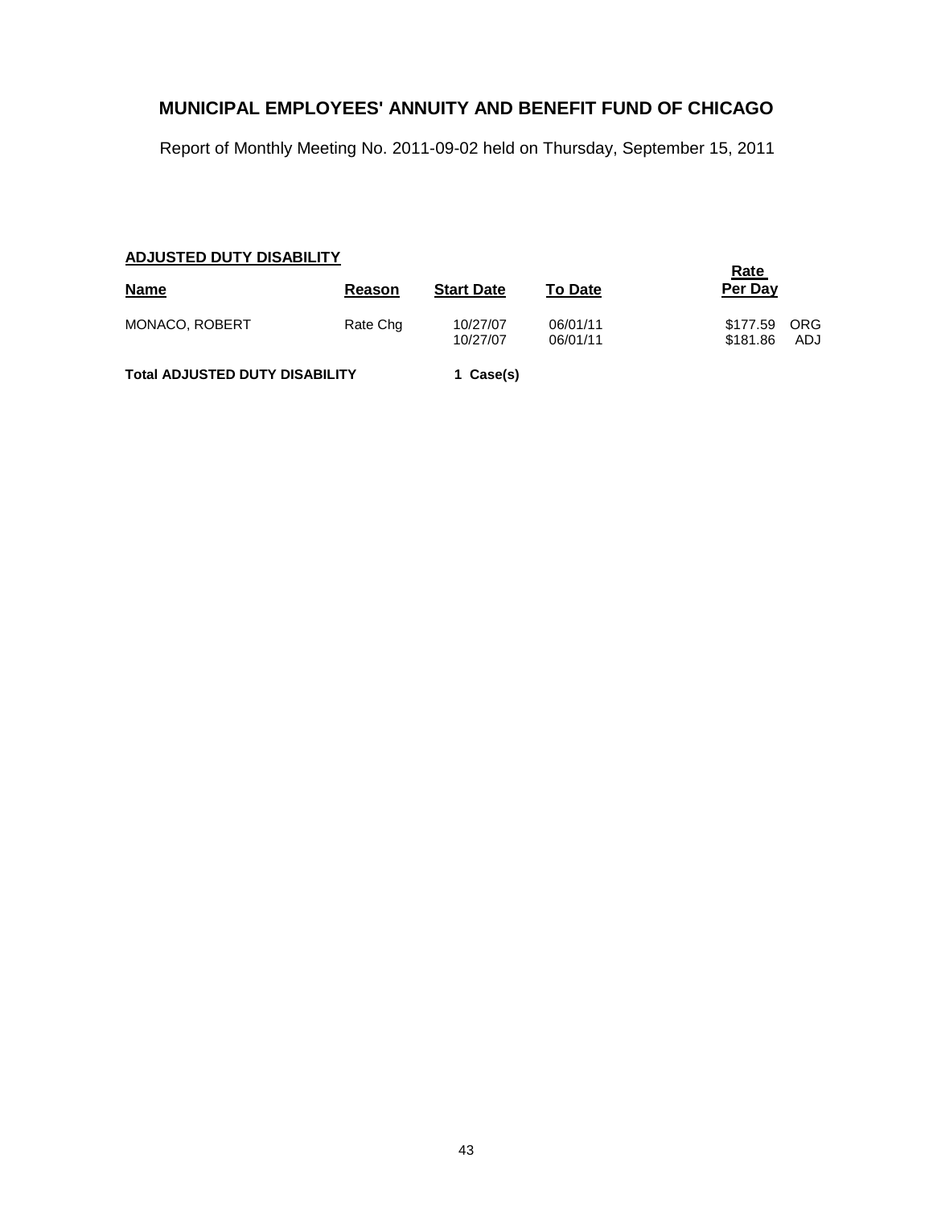# MUNICIPAL EMPLOYEES' ANNUITY AND BENEFIT FUND OF CHICAGO

Report of Monthly Meeting No. 2011-09-02 held on Thursday, September 15, 2011

**ADJUSTED DUTY DISABILITY**

| Name | Reason | Start Date | To Date | Rate Per Day | |
|---|---|---|---|---|---|
| MONACO, ROBERT | Rate Chg | 10/27/07 | 06/01/11 | $177.59 | ORG |
| | | 10/27/07 | 06/01/11 | $181.86 | ADJ |

**Total ADJUSTED DUTY DISABILITY** **1 Case(s)**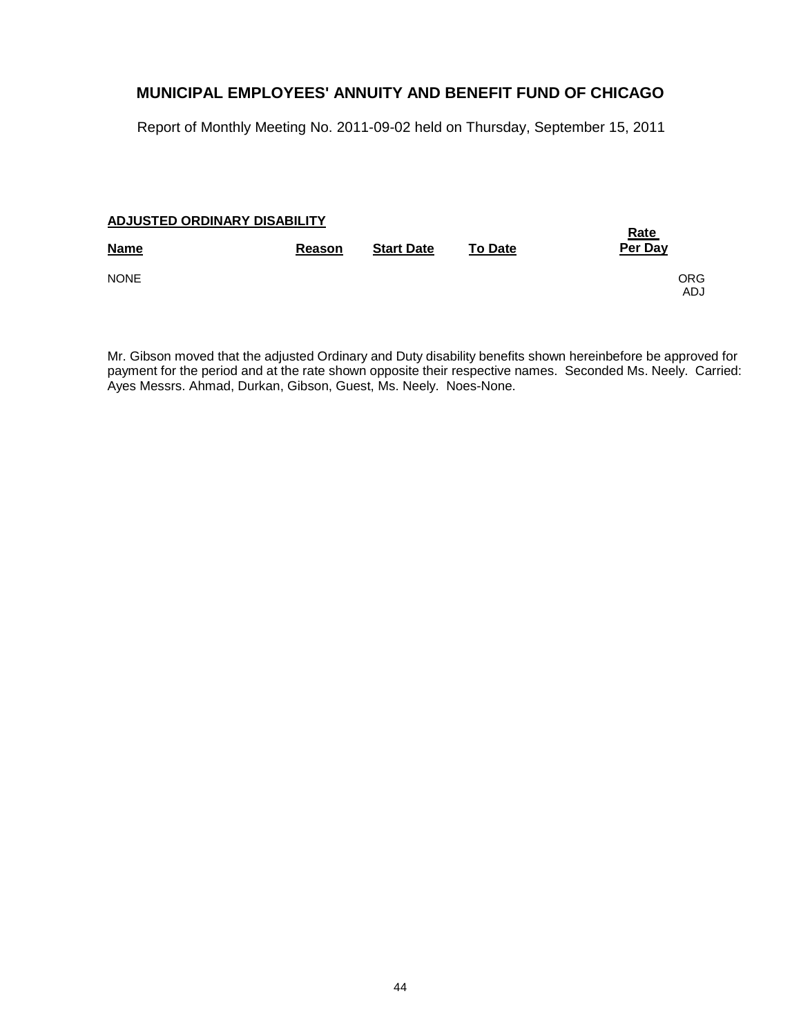# MUNICIPAL EMPLOYEES' ANNUITY AND BENEFIT FUND OF CHICAGO

Report of Monthly Meeting No. 2011-09-02 held on Thursday, September 15, 2011

**ADJUSTED ORDINARY DISABILITY**

| Name | Reason | Start Date | To Date | Rate Per Day | |
|---|---|---|---|---|---|
| NONE | | | | | ORG ADJ |

Mr. Gibson moved that the adjusted Ordinary and Duty disability benefits shown hereinbefore be approved for payment for the period and at the rate shown opposite their respective names. Seconded Ms. Neely. Carried: Ayes Messrs. Ahmad, Durkan, Gibson, Guest, Ms. Neely. Noes-None.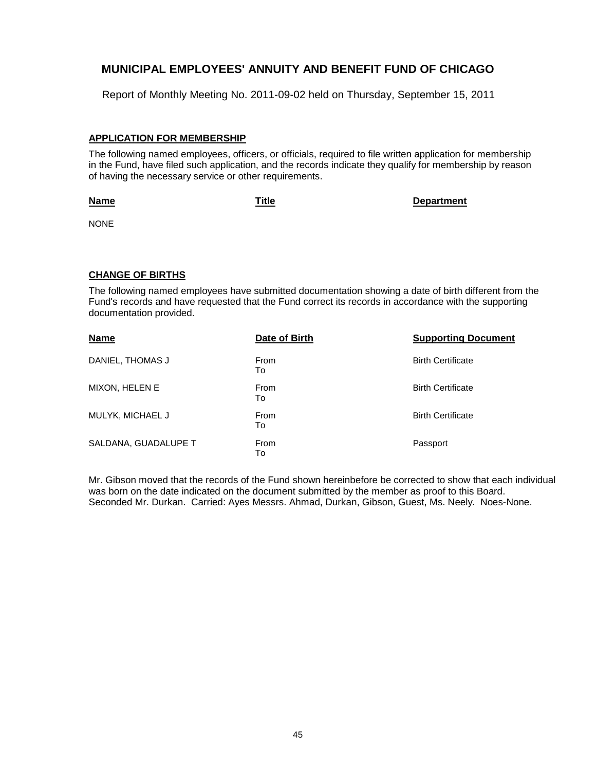# MUNICIPAL EMPLOYEES' ANNUITY AND BENEFIT FUND OF CHICAGO

Report of Monthly Meeting No. 2011-09-02 held on Thursday, September 15, 2011

## APPLICATION FOR MEMBERSHIP

The following named employees, officers, or officials, required to file written application for membership in the Fund, have filed such application, and the records indicate they qualify for membership by reason of having the necessary service or other requirements.

| Name | Title | Department |
| --- | --- | --- |
| NONE | | |

## CHANGE OF BIRTHS

The following named employees have submitted documentation showing a date of birth different from the Fund's records and have requested that the Fund correct its records in accordance with the supporting documentation provided.

| Name | Date of Birth | Supporting Document |
| --- | --- | --- |
| DANIEL, THOMAS J | From<br>To | Birth Certificate |
| MIXON, HELEN E | From<br>To | Birth Certificate |
| MULYK, MICHAEL J | From<br>To | Birth Certificate |
| SALDANA, GUADALUPE T | From<br>To | Passport |

Mr. Gibson moved that the records of the Fund shown hereinbefore be corrected to show that each individual was born on the date indicated on the document submitted by the member as proof to this Board. Seconded Mr. Durkan. Carried: Ayes Messrs. Ahmad, Durkan, Gibson, Guest, Ms. Neely. Noes-None.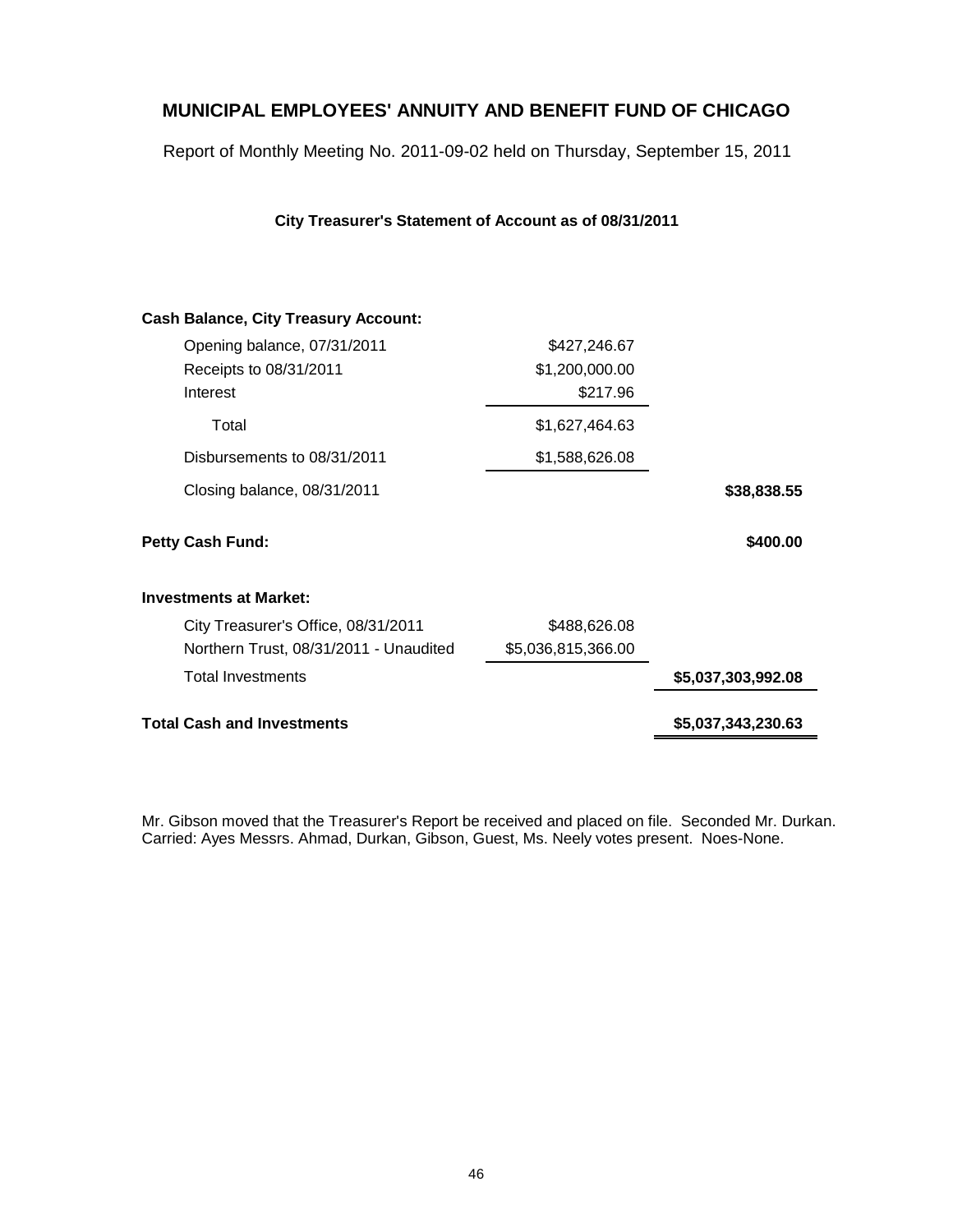# MUNICIPAL EMPLOYEES' ANNUITY AND BENEFIT FUND OF CHICAGO

Report of Monthly Meeting No. 2011-09-02 held on Thursday, September 15, 2011

**City Treasurer's Statement of Account as of 08/31/2011**

| | | |
|---|---|---|
| **Cash Balance, City Treasury Account:** | | |
| Opening balance, 07/31/2011 | $427,246.67 | |
| Receipts to 08/31/2011 | $1,200,000.00 | |
| Interest | $217.96 | |
| Total | $1,627,464.63 | |
| Disbursements to 08/31/2011 | $1,588,626.08 | |
| Closing balance, 08/31/2011 | | **$38,838.55** |
| **Petty Cash Fund:** | | **$400.00** |
| **Investments at Market:** | | |
| City Treasurer's Office, 08/31/2011 | $488,626.08 | |
| Northern Trust, 08/31/2011 - Unaudited | $5,036,815,366.00 | |
| Total Investments | | **$5,037,303,992.08** |
| **Total Cash and Investments** | | **$5,037,343,230.63** |

Mr. Gibson moved that the Treasurer's Report be received and placed on file. Seconded Mr. Durkan. Carried: Ayes Messrs. Ahmad, Durkan, Gibson, Guest, Ms. Neely votes present. Noes-None.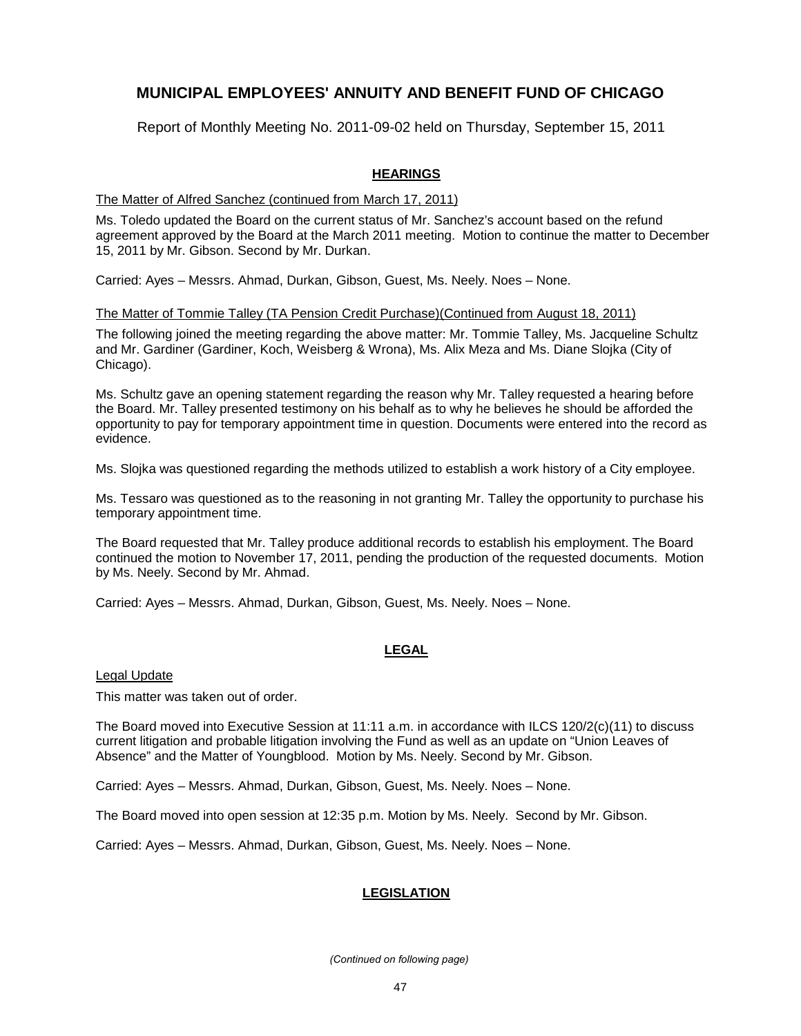# MUNICIPAL EMPLOYEES' ANNUITY AND BENEFIT FUND OF CHICAGO

Report of Monthly Meeting No. 2011-09-02 held on Thursday, September 15, 2011

## HEARINGS

The Matter of Alfred Sanchez (continued from March 17, 2011)

Ms. Toledo updated the Board on the current status of Mr. Sanchez's account based on the refund agreement approved by the Board at the March 2011 meeting. Motion to continue the matter to December 15, 2011 by Mr. Gibson. Second by Mr. Durkan.

Carried: Ayes – Messrs. Ahmad, Durkan, Gibson, Guest, Ms. Neely. Noes – None.

The Matter of Tommie Talley (TA Pension Credit Purchase)(Continued from August 18, 2011)

The following joined the meeting regarding the above matter: Mr. Tommie Talley, Ms. Jacqueline Schultz and Mr. Gardiner (Gardiner, Koch, Weisberg & Wrona), Ms. Alix Meza and Ms. Diane Slojka (City of Chicago).

Ms. Schultz gave an opening statement regarding the reason why Mr. Talley requested a hearing before the Board. Mr. Talley presented testimony on his behalf as to why he believes he should be afforded the opportunity to pay for temporary appointment time in question. Documents were entered into the record as evidence.

Ms. Slojka was questioned regarding the methods utilized to establish a work history of a City employee.

Ms. Tessaro was questioned as to the reasoning in not granting Mr. Talley the opportunity to purchase his temporary appointment time.

The Board requested that Mr. Talley produce additional records to establish his employment. The Board continued the motion to November 17, 2011, pending the production of the requested documents. Motion by Ms. Neely. Second by Mr. Ahmad.

Carried: Ayes – Messrs. Ahmad, Durkan, Gibson, Guest, Ms. Neely. Noes – None.

## LEGAL

Legal Update

This matter was taken out of order.

The Board moved into Executive Session at 11:11 a.m. in accordance with ILCS 120/2(c)(11) to discuss current litigation and probable litigation involving the Fund as well as an update on "Union Leaves of Absence" and the Matter of Youngblood. Motion by Ms. Neely. Second by Mr. Gibson.

Carried: Ayes – Messrs. Ahmad, Durkan, Gibson, Guest, Ms. Neely. Noes – None.

The Board moved into open session at 12:35 p.m. Motion by Ms. Neely. Second by Mr. Gibson.

Carried: Ayes – Messrs. Ahmad, Durkan, Gibson, Guest, Ms. Neely. Noes – None.

## LEGISLATION

*(Continued on following page)*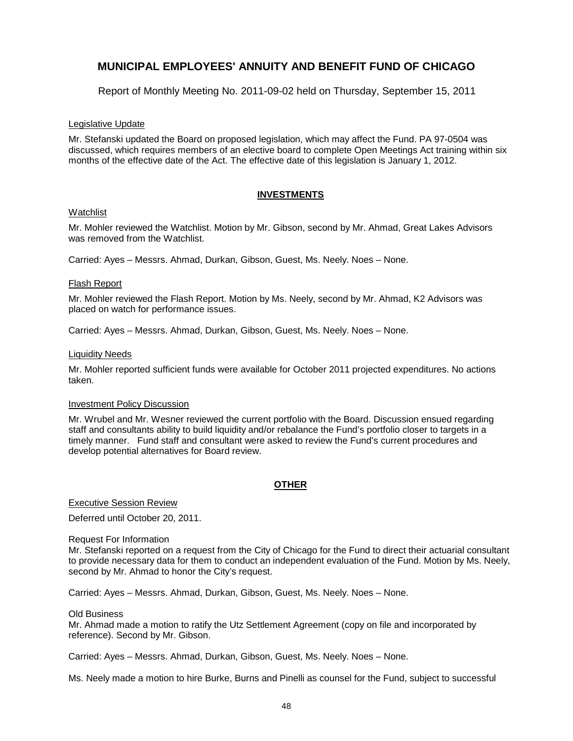# MUNICIPAL EMPLOYEES' ANNUITY AND BENEFIT FUND OF CHICAGO

Report of Monthly Meeting No. 2011-09-02 held on Thursday, September 15, 2011

Legislative Update

Mr. Stefanski updated the Board on proposed legislation, which may affect the Fund. PA 97-0504 was discussed, which requires members of an elective board to complete Open Meetings Act training within six months of the effective date of the Act. The effective date of this legislation is January 1, 2012.

## INVESTMENTS

Watchlist

Mr. Mohler reviewed the Watchlist. Motion by Mr. Gibson, second by Mr. Ahmad, Great Lakes Advisors was removed from the Watchlist.

Carried: Ayes – Messrs. Ahmad, Durkan, Gibson, Guest, Ms. Neely. Noes – None.

Flash Report

Mr. Mohler reviewed the Flash Report. Motion by Ms. Neely, second by Mr. Ahmad, K2 Advisors was placed on watch for performance issues.

Carried: Ayes – Messrs. Ahmad, Durkan, Gibson, Guest, Ms. Neely. Noes – None.

Liquidity Needs

Mr. Mohler reported sufficient funds were available for October 2011 projected expenditures. No actions taken.

Investment Policy Discussion

Mr. Wrubel and Mr. Wesner reviewed the current portfolio with the Board. Discussion ensued regarding staff and consultants ability to build liquidity and/or rebalance the Fund's portfolio closer to targets in a timely manner. Fund staff and consultant were asked to review the Fund's current procedures and develop potential alternatives for Board review.

## OTHER

Executive Session Review

Deferred until October 20, 2011.

Request For Information

Mr. Stefanski reported on a request from the City of Chicago for the Fund to direct their actuarial consultant to provide necessary data for them to conduct an independent evaluation of the Fund. Motion by Ms. Neely, second by Mr. Ahmad to honor the City's request.

Carried: Ayes – Messrs. Ahmad, Durkan, Gibson, Guest, Ms. Neely. Noes – None.

Old Business

Mr. Ahmad made a motion to ratify the Utz Settlement Agreement (copy on file and incorporated by reference). Second by Mr. Gibson.

Carried: Ayes – Messrs. Ahmad, Durkan, Gibson, Guest, Ms. Neely. Noes – None.

Ms. Neely made a motion to hire Burke, Burns and Pinelli as counsel for the Fund, subject to successful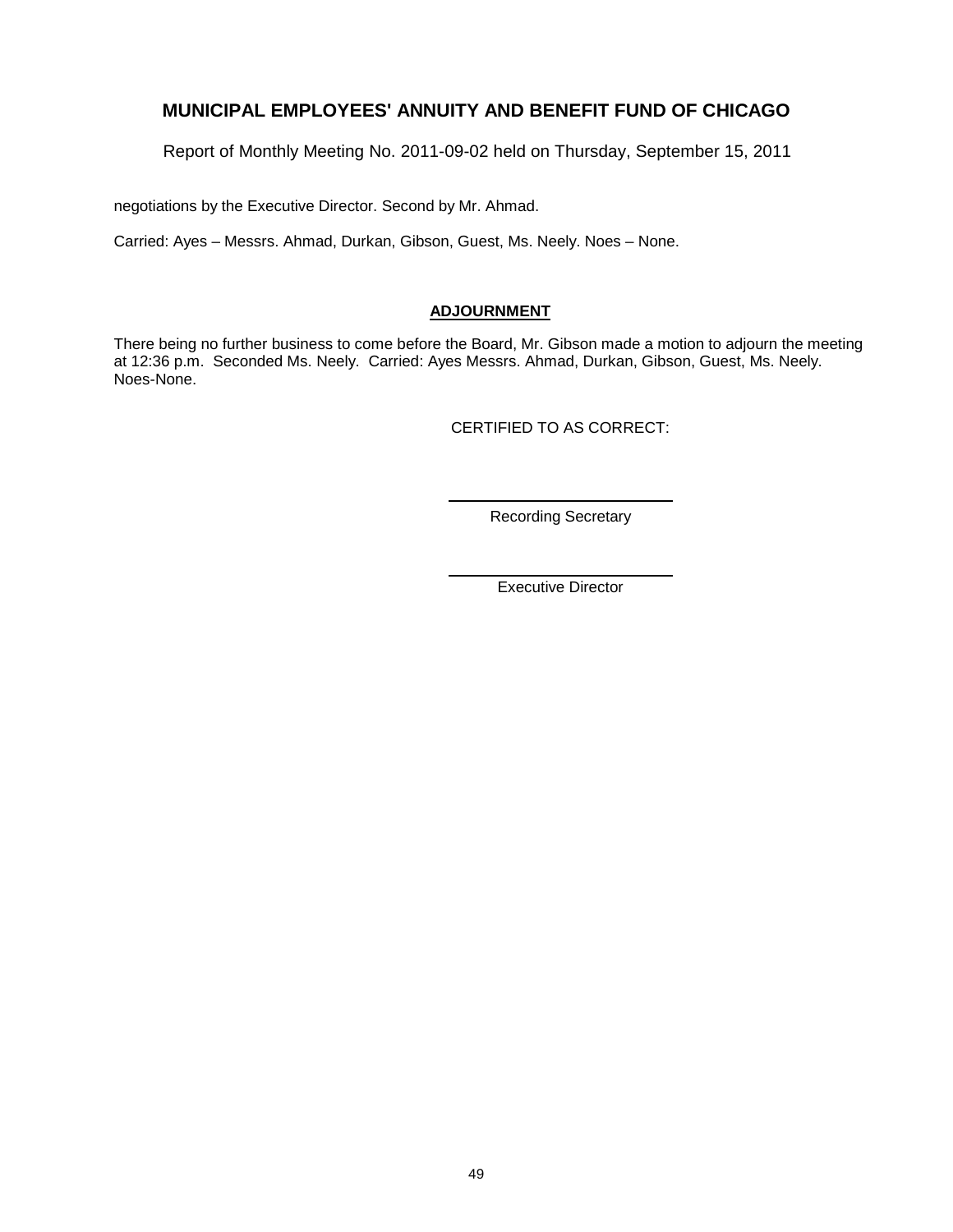negotiations by the Executive Director. Second by Mr. Ahmad.

Carried: Ayes – Messrs. Ahmad, Durkan, Gibson, Guest, Ms. Neely. Noes – None.

## ADJOURNMENT

There being no further business to come before the Board, Mr. Gibson made a motion to adjourn the meeting at 12:36 p.m. Seconded Ms. Neely. Carried: Ayes Messrs. Ahmad, Durkan, Gibson, Guest, Ms. Neely. Noes-None.

CERTIFIED TO AS CORRECT:

\_\_\_\_\_\_\_\_\_\_\_\_\_\_\_\_\_\_\_\_\_\_\_\_\_\_

Recording Secretary

\_\_\_\_\_\_\_\_\_\_\_\_\_\_\_\_\_\_\_\_\_\_\_\_\_\_

Executive Director